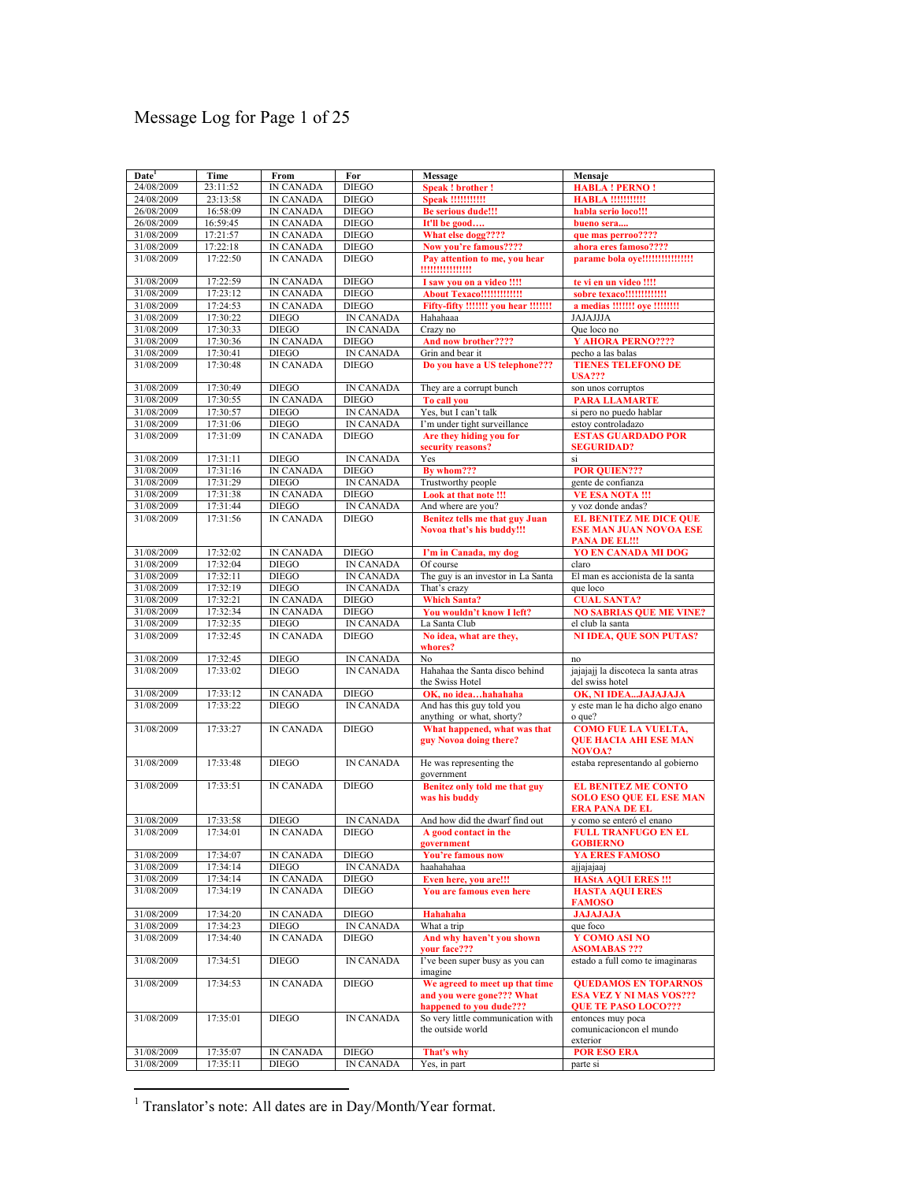# Message Log for Page 1 of 25

| Date[1] | Time | From | For | Message | Mensaje |
|---|---|---|---|---|---|
| 24/08/2009 | 23:11:52 | IN CANADA | DIEGO | **Speak ! brother !** | **HABLA ! PERNO !** |
| 24/08/2009 | 23:13:58 | IN CANADA | DIEGO | **Speak !!!!!!!!!!!** | **HABLA !!!!!!!!!!!** |
| 26/08/2009 | 16:58:09 | IN CANADA | DIEGO | **Be serious dude!!!** | **habla serio loco!!!** |
| 26/08/2009 | 16:59:45 | IN CANADA | DIEGO | **It'll be good….** | **bueno sera….** |
| 31/08/2009 | 17:21:57 | IN CANADA | DIEGO | **What else dogg????** | **que mas perroo????** |
| 31/08/2009 | 17:22:18 | IN CANADA | DIEGO | **Now you're famous????** | **ahora eres famoso????** |
| 31/08/2009 | 17:22:50 | IN CANADA | DIEGO | **Pay attention to me, you hear !!!!!!!!!!!!!!!** | **parame bola oye!!!!!!!!!!!!!!!!** |
| 31/08/2009 | 17:22:59 | IN CANADA | DIEGO | **I saw you on a video !!!!** | **te vi en un video !!!!** |
| 31/08/2009 | 17:23:12 | IN CANADA | DIEGO | **About Texaco!!!!!!!!!!!!!** | **sobre texaco!!!!!!!!!!!!!** |
| 31/08/2009 | 17:24:53 | IN CANADA | DIEGO | **Fifty-fifty !!!!!!! you hear !!!!!!!** | **a medias !!!!!!! oye !!!!!!!!** |
| 31/08/2009 | 17:30:22 | DIEGO | IN CANADA | Hahahaaa | JAJAJJJA |
| 31/08/2009 | 17:30:33 | DIEGO | IN CANADA | Crazy no | Que loco no |
| 31/08/2009 | 17:30:36 | IN CANADA | DIEGO | **And now brother????** | **Y AHORA PERNO????** |
| 31/08/2009 | 17:30:41 | DIEGO | IN CANADA | Grin and bear it | pecho a las balas |
| 31/08/2009 | 17:30:48 | IN CANADA | DIEGO | **Do you have a US telephone???** | **TIENES TELEFONO DE USA???** |
| 31/08/2009 | 17:30:49 | DIEGO | IN CANADA | They are a corrupt bunch | son unos corruptos |
| 31/08/2009 | 17:30:55 | IN CANADA | DIEGO | **To call you** | **PARA LLAMARTE** |
| 31/08/2009 | 17:30:57 | DIEGO | IN CANADA | Yes, but I can't talk | si pero no puedo hablar |
| 31/08/2009 | 17:31:06 | DIEGO | IN CANADA | I'm under tight surveillance | estoy controladazo |
| 31/08/2009 | 17:31:09 | IN CANADA | DIEGO | **Are they hiding you for security reasons?** | **ESTAS GUARDADO POR SEGURIDAD?** |
| 31/08/2009 | 17:31:11 | DIEGO | IN CANADA | Yes | si |
| 31/08/2009 | 17:31:16 | IN CANADA | DIEGO | **By whom???** | **POR QUIEN???** |
| 31/08/2009 | 17:31:29 | DIEGO | IN CANADA | Trustworthy people | gente de confianza |
| 31/08/2009 | 17:31:38 | IN CANADA | DIEGO | **Look at that note !!!** | **VE ESA NOTA !!!** |
| 31/08/2009 | 17:31:44 | DIEGO | IN CANADA | And where are you? | y voz donde andas? |
| 31/08/2009 | 17:31:56 | IN CANADA | DIEGO | **Benitez tells me that guy Juan Novoa that's his buddy!!!** | **EL BENITEZ ME DICE QUE ESE MAN JUAN NOVOA ESE PANA DE EL!!!** |
| 31/08/2009 | 17:32:02 | IN CANADA | DIEGO | **I'm in Canada, my dog** | **YO EN CANADA MI DOG** |
| 31/08/2009 | 17:32:04 | DIEGO | IN CANADA | Of course | claro |
| 31/08/2009 | 17:32:11 | DIEGO | IN CANADA | The guy is an investor in La Santa | El man es accionista de la santa |
| 31/08/2009 | 17:32:19 | DIEGO | IN CANADA | That's crazy | que loco |
| 31/08/2009 | 17:32:21 | IN CANADA | DIEGO | **Which Santa?** | **CUAL SANTA?** |
| 31/08/2009 | 17:32:34 | IN CANADA | DIEGO | **You wouldn't know I left?** | **NO SABRIAS QUE ME VINE?** |
| 31/08/2009 | 17:32:35 | DIEGO | IN CANADA | La Santa Club | el club la santa |
| 31/08/2009 | 17:32:45 | IN CANADA | DIEGO | **No idea, what are they, whores?** | **NI IDEA, QUE SON PUTAS?** |
| 31/08/2009 | 17:32:45 | DIEGO | IN CANADA | No | no |
| 31/08/2009 | 17:33:02 | DIEGO | IN CANADA | Hahahaa the Santa disco behind the Swiss Hotel | jajajajj la discoteca la santa atras del swiss hotel |
| 31/08/2009 | 17:33:12 | IN CANADA | DIEGO | **OK, no idea…hahahaha** | **OK, NI IDEA…JAJAJAJA** |
| 31/08/2009 | 17:33:22 | DIEGO | IN CANADA | And has this guy told you anything or what, shorty? | y este man le ha dicho algo enano o que? |
| 31/08/2009 | 17:33:27 | IN CANADA | DIEGO | **What happened, what was that guy Novoa doing there?** | **COMO FUE LA VUELTA, QUE HACIA AHI ESE MAN NOVOA?** |
| 31/08/2009 | 17:33:48 | DIEGO | IN CANADA | He was representing the government | estaba representando al gobierno |
| 31/08/2009 | 17:33:51 | IN CANADA | DIEGO | **Benitez only told me that guy was his buddy** | **EL BENITEZ ME CONTO SOLO ESO QUE EL ESE MAN ERA PANA DE EL** |
| 31/08/2009 | 17:33:58 | DIEGO | IN CANADA | And how did the dwarf find out | y como se enteró el enano |
| 31/08/2009 | 17:34:01 | IN CANADA | DIEGO | **A good contact in the government** | **FULL TRANFUGO EN EL GOBIERNO** |
| 31/08/2009 | 17:34:07 | IN CANADA | DIEGO | **You're famous now** | **YA ERES FAMOSO** |
| 31/08/2009 | 17:34:14 | DIEGO | IN CANADA | haahahahaa | ajjajajaaj |
| 31/08/2009 | 17:34:14 | IN CANADA | DIEGO | **Even here, you are!!!** | **HAStA AQUI ERES !!!** |
| 31/08/2009 | 17:34:19 | IN CANADA | DIEGO | **You are famous even here** | **HASTA AQUI ERES FAMOSO** |
| 31/08/2009 | 17:34:20 | IN CANADA | DIEGO | **Hahahaha** | **JAJAJAJA** |
| 31/08/2009 | 17:34:23 | DIEGO | IN CANADA | What a trip | que foco |
| 31/08/2009 | 17:34:40 | IN CANADA | DIEGO | **And why haven't you shown your face???** | **Y COMO ASI NO ASOMABAS ???** |
| 31/08/2009 | 17:34:51 | DIEGO | IN CANADA | I've been super busy as you can imagine | estado a full como te imaginaras |
| 31/08/2009 | 17:34:53 | IN CANADA | DIEGO | **We agreed to meet up that time and you were gone??? What happened to you dude???** | **QUEDAMOS EN TOPARNOS ESA VEZ Y NI MAS VOS??? QUE TE PASO LOCO???** |
| 31/08/2009 | 17:35:01 | DIEGO | IN CANADA | So very little communication with the outside world | entonces muy poca comunicacioncon el mundo exterior |
| 31/08/2009 | 17:35:07 | IN CANADA | DIEGO | **That's why** | **POR ESO ERA** |
| 31/08/2009 | 17:35:11 | DIEGO | IN CANADA | Yes, in part | parte si |

[1] Translator's note: All dates are in Day/Month/Year format.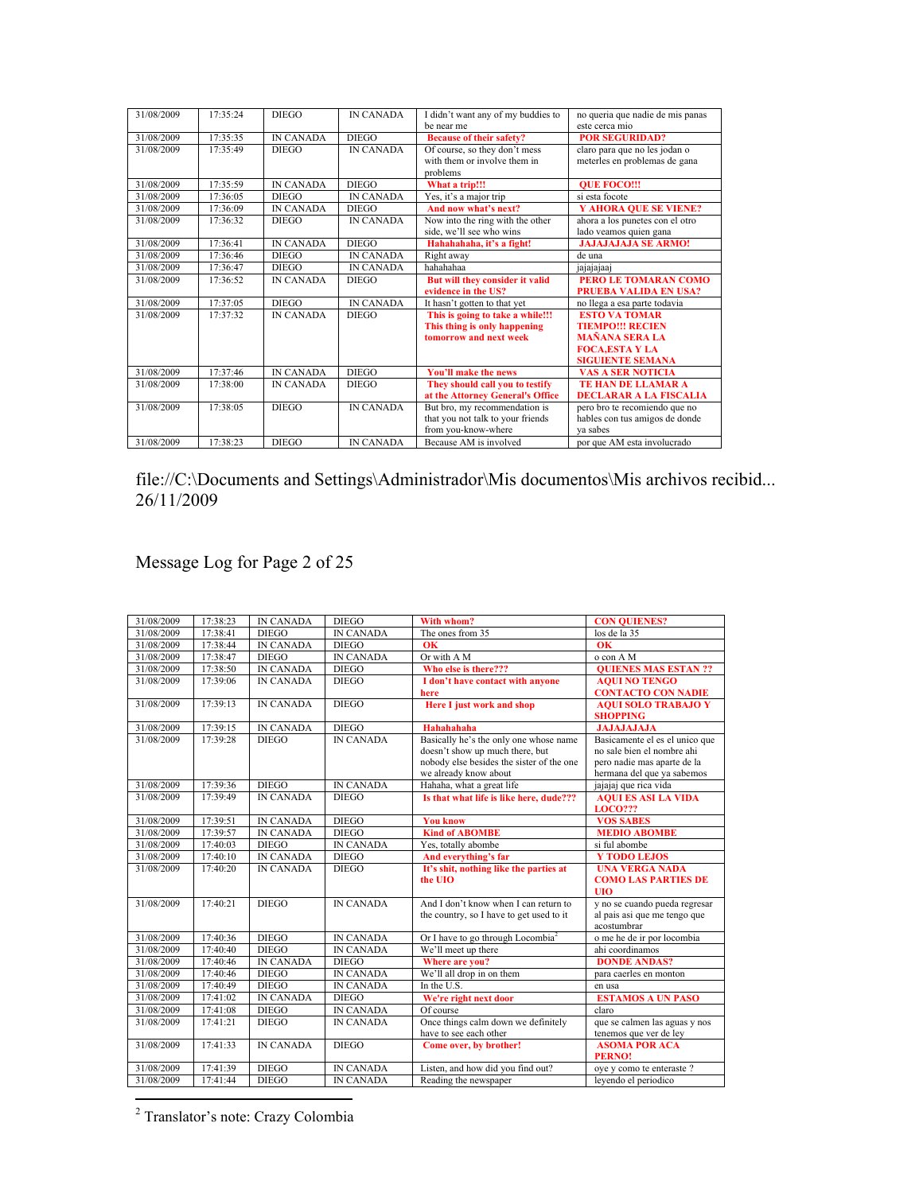| 31/08/2009 | 17:35:24 | DIEGO | IN CANADA | I didn't want any of my buddies to be near me | no queria que nadie de mis panas este cerca mio |
|---|---|---|---|---|---|
| 31/08/2009 | 17:35:35 | IN CANADA | DIEGO | **Because of their safety?** | **POR SEGURIDAD?** |
| 31/08/2009 | 17:35:49 | DIEGO | IN CANADA | Of course, so they don't mess with them or involve them in problems | claro para que no les jodan o meterles en problemas de gana |
| 31/08/2009 | 17:35:59 | IN CANADA | DIEGO | **What a trip!!!** | **QUE FOCO!!!** |
| 31/08/2009 | 17:36:05 | DIEGO | IN CANADA | Yes, it's a major trip | si esta focote |
| 31/08/2009 | 17:36:09 | IN CANADA | DIEGO | **And now what's next?** | **Y AHORA QUE SE VIENE?** |
| 31/08/2009 | 17:36:32 | DIEGO | IN CANADA | Now into the ring with the other side, we'll see who wins | ahora a los punetes con el otro lado veamos quien gana |
| 31/08/2009 | 17:36:41 | IN CANADA | DIEGO | **Hahahahaha, it's a fight!** | **JAJAJAJAJA SE ARMO!** |
| 31/08/2009 | 17:36:46 | DIEGO | IN CANADA | Right away | de una |
| 31/08/2009 | 17:36:47 | DIEGO | IN CANADA | hahahahaa | jajajajaaj |
| 31/08/2009 | 17:36:52 | IN CANADA | DIEGO | **But will they consider it valid evidence in the US?** | **PERO LE TOMARAN COMO PRUEBA VALIDA EN USA?** |
| 31/08/2009 | 17:37:05 | DIEGO | IN CANADA | It hasn't gotten to that yet | no llega a esa parte todavia |
| 31/08/2009 | 17:37:32 | IN CANADA | DIEGO | **This is going to take a while!!! This thing is only happening tomorrow and next week** | **ESTO VA TOMAR TIEMPO!!! RECIEN MAÑANA SERA LA FOCA,ESTA Y LA SIGUIENTE SEMANA** |
| 31/08/2009 | 17:37:46 | IN CANADA | DIEGO | **You'll make the news** | **VAS A SER NOTICIA** |
| 31/08/2009 | 17:38:00 | IN CANADA | DIEGO | **They should call you to testify at the Attorney General's Office** | **TE HAN DE LLAMAR A DECLARAR A LA FISCALIA** |
| 31/08/2009 | 17:38:05 | DIEGO | IN CANADA | But bro, my recommendation is that you not talk to your friends from you-know-where | pero bro te recomiendo que no hables con tus amigos de donde ya sabes |
| 31/08/2009 | 17:38:23 | DIEGO | IN CANADA | Because AM is involved | por que AM esta involucrado |

file://C:\Documents and Settings\Administrador\Mis documentos\Mis archivos recibid... 26/11/2009

Message Log for Page 2 of 25

| 31/08/2009 | 17:38:23 | IN CANADA | DIEGO | **With whom?** | **CON QUIENES?** |
|---|---|---|---|---|---|
| 31/08/2009 | 17:38:41 | DIEGO | IN CANADA | The ones from 35 | los de la 35 |
| 31/08/2009 | 17:38:44 | IN CANADA | DIEGO | **OK** | **OK** |
| 31/08/2009 | 17:38:47 | DIEGO | IN CANADA | Or with A M | o con A M |
| 31/08/2009 | 17:38:50 | IN CANADA | DIEGO | **Who else is there???** | **QUIENES MAS ESTAN ??** |
| 31/08/2009 | 17:39:06 | IN CANADA | DIEGO | **I don't have contact with anyone here** | **AQUI NO TENGO CONTACTO CON NADIE** |
| 31/08/2009 | 17:39:13 | IN CANADA | DIEGO | **Here I just work and shop** | **AQUI SOLO TRABAJO Y SHOPPING** |
| 31/08/2009 | 17:39:15 | IN CANADA | DIEGO | **Hahahahaha** | **JAJAJAJAJA** |
| 31/08/2009 | 17:39:28 | DIEGO | IN CANADA | Basically he's the only one whose name doesn't show up much there, but nobody else besides the sister of the one we already know about | Basicamente el es el unico que no sale bien el nombre ahi pero nadie mas aparte de la hermana del que ya sabemos |
| 31/08/2009 | 17:39:36 | DIEGO | IN CANADA | Hahaha, what a great life | jajajaj que rica vida |
| 31/08/2009 | 17:39:49 | IN CANADA | DIEGO | **Is that what life is like here, dude???** | **AQUI ES ASI LA VIDA LOCO???** |
| 31/08/2009 | 17:39:51 | IN CANADA | DIEGO | **You know** | **VOS SABES** |
| 31/08/2009 | 17:39:57 | IN CANADA | DIEGO | **Kind of ABOMBE** | **MEDIO ABOMBE** |
| 31/08/2009 | 17:40:03 | DIEGO | IN CANADA | Yes, totally abombe | si ful abombe |
| 31/08/2009 | 17:40:10 | IN CANADA | DIEGO | **And everything's far** | **Y TODO LEJOS** |
| 31/08/2009 | 17:40:20 | IN CANADA | DIEGO | **It's shit, nothing like the parties at the UIO** | **UNA VERGA NADA COMO LAS PARTIES DE UIO** |
| 31/08/2009 | 17:40:21 | DIEGO | IN CANADA | And I don't know when I can return to the country, so I have to get used to it | y no se cuando pueda regresar al pais asi que me tengo que acostumbrar |
| 31/08/2009 | 17:40:36 | DIEGO | IN CANADA | Or I have to go through Locombia[2] | o me he de ir por locombia |
| 31/08/2009 | 17:40:40 | DIEGO | IN CANADA | We'll meet up there | ahi coordinamos |
| 31/08/2009 | 17:40:46 | IN CANADA | DIEGO | **Where are you?** | **DONDE ANDAS?** |
| 31/08/2009 | 17:40:46 | DIEGO | IN CANADA | We'll all drop in on them | para caerles en monton |
| 31/08/2009 | 17:40:49 | DIEGO | IN CANADA | In the U.S. | en usa |
| 31/08/2009 | 17:41:02 | IN CANADA | DIEGO | **We're right next door** | **ESTAMOS A UN PASO** |
| 31/08/2009 | 17:41:08 | DIEGO | IN CANADA | Of course | claro |
| 31/08/2009 | 17:41:21 | DIEGO | IN CANADA | Once things calm down we definitely have to see each other | que se calmen las aguas y nos tenemos que ver de ley |
| 31/08/2009 | 17:41:33 | IN CANADA | DIEGO | **Come over, by brother!** | **ASOMA POR ACA PERNO!** |
| 31/08/2009 | 17:41:39 | DIEGO | IN CANADA | Listen, and how did you find out? | oye y como te enteraste ? |
| 31/08/2009 | 17:41:44 | DIEGO | IN CANADA | Reading the newspaper | leyendo el periodico |

[2] Translator's note: Crazy Colombia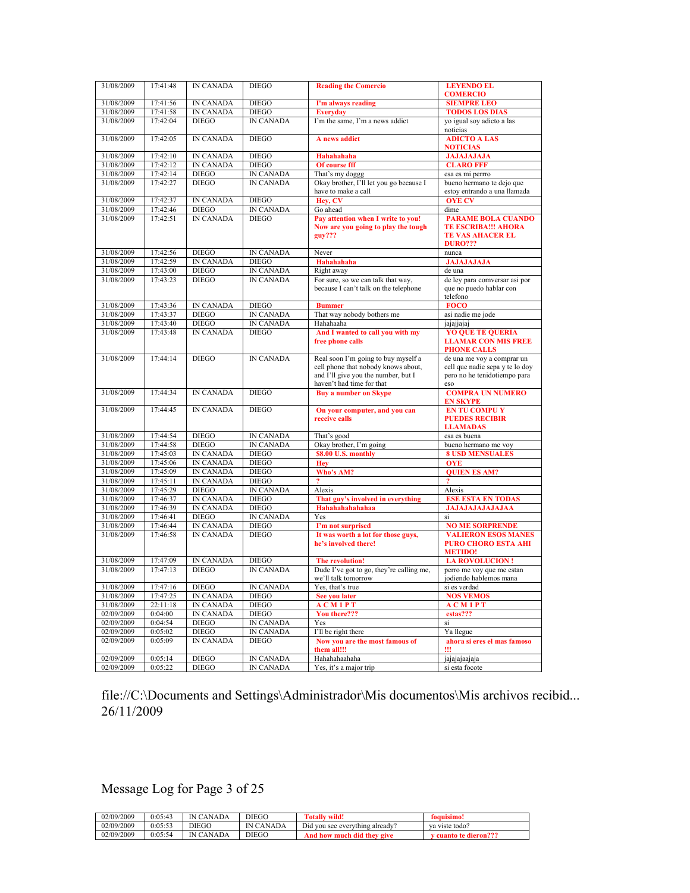| 31/08/2009 | 17:41:48 | IN CANADA | DIEGO | **Reading the Comercio** | **LEYENDO EL COMERCIO** |
|---|---|---|---|---|---|
| 31/08/2009 | 17:41:56 | IN CANADA | DIEGO | **I'm always reading** | **SIEMPRE LEO** |
| 31/08/2009 | 17:41:58 | IN CANADA | DIEGO | **Everyday** | **TODOS LOS DIAS** |
| 31/08/2009 | 17:42:04 | DIEGO | IN CANADA | I'm the same, I'm a news addict | yo igual soy adicto a las noticias |
| 31/08/2009 | 17:42:05 | IN CANADA | DIEGO | **A news addict** | **ADICTO A LAS NOTICIAS** |
| 31/08/2009 | 17:42:10 | IN CANADA | DIEGO | **Hahahahaha** | **JAJAJAJAJA** |
| 31/08/2009 | 17:42:12 | IN CANADA | DIEGO | **Of course fff** | **CLARO FFF** |
| 31/08/2009 | 17:42:14 | DIEGO | IN CANADA | That's my doggg | esa es mi perrro |
| 31/08/2009 | 17:42:27 | DIEGO | IN CANADA | Okay brother, I'll let you go because I have to make a call | bueno hermano te dejo que estoy entrando a una llamada |
| 31/08/2009 | 17:42:37 | IN CANADA | DIEGO | **Hey, CV** | **OYE CV** |
| 31/08/2009 | 17:42:46 | DIEGO | IN CANADA | Go ahead | dime |
| 31/08/2009 | 17:42:51 | IN CANADA | DIEGO | **Pay attention when I write to you! Now are you going to play the tough guy???** | **PARAME BOLA CUANDO TE ESCRIBA!!! AHORA TE VAS AHACER EL DURO???** |
| 31/08/2009 | 17:42:56 | DIEGO | IN CANADA | Never | nunca |
| 31/08/2009 | 17:42:59 | IN CANADA | DIEGO | **Hahahahaha** | **JAJAJAJAJA** |
| 31/08/2009 | 17:43:00 | DIEGO | IN CANADA | Right away | de una |
| 31/08/2009 | 17:43:23 | DIEGO | IN CANADA | For sure, so we can talk that way, because I can't talk on the telephone | de ley para comversar asi por que no puedo hablar con telefono |
| 31/08/2009 | 17:43:36 | IN CANADA | DIEGO | **Bummer** | **FOCO** |
| 31/08/2009 | 17:43:37 | DIEGO | IN CANADA | That way nobody bothers me | asi nadie me jode |
| 31/08/2009 | 17:43:40 | DIEGO | IN CANADA | Hahahaaha | jajajjajaj |
| 31/08/2009 | 17:43:48 | IN CANADA | DIEGO | **And I wanted to call you with my free phone calls** | **YO QUE TE QUERIA LLAMAR CON MIS FREE PHONE CALLS** |
| 31/08/2009 | 17:44:14 | DIEGO | IN CANADA | Real soon I'm going to buy myself a cell phone that nobody knows about, and I'll give you the number, but I haven't had time for that | de una me voy a comprar un cell que nadie sepa y te lo doy pero no he tenidotiempo para eso |
| 31/08/2009 | 17:44:34 | IN CANADA | DIEGO | **Buy a number on Skype** | **COMPRA UN NUMERO EN SKYPE** |
| 31/08/2009 | 17:44:45 | IN CANADA | DIEGO | **On your computer, and you can receive calls** | **EN TU COMPU Y PUEDES RECIBIR LLAMADAS** |
| 31/08/2009 | 17:44:54 | DIEGO | IN CANADA | That's good | esa es buena |
| 31/08/2009 | 17:44:58 | DIEGO | IN CANADA | Okay brother, I'm going | bueno hermano me voy |
| 31/08/2009 | 17:45:03 | IN CANADA | DIEGO | **$8.00 U.S. monthly** | **8 USD MENSUALES** |
| 31/08/2009 | 17:45:06 | IN CANADA | DIEGO | **Hey** | **OYE** |
| 31/08/2009 | 17:45:09 | IN CANADA | DIEGO | **Who's AM?** | **QUIEN ES AM?** |
| 31/08/2009 | 17:45:11 | IN CANADA | DIEGO | **?** | **?** |
| 31/08/2009 | 17:45:29 | DIEGO | IN CANADA | Alexis | Alexis |
| 31/08/2009 | 17:46:37 | IN CANADA | DIEGO | **That guy's involved in everything** | **ESE ESTA EN TODAS** |
| 31/08/2009 | 17:46:39 | IN CANADA | DIEGO | **Hahahahahahahaa** | **JAJAJAJAJAJAJAA** |
| 31/08/2009 | 17:46:41 | DIEGO | IN CANADA | Yes | si |
| 31/08/2009 | 17:46:44 | IN CANADA | DIEGO | **I'm not surprised** | **NO ME SORPRENDE** |
| 31/08/2009 | 17:46:58 | IN CANADA | DIEGO | **It was worth a lot for those guys, he's involved there!** | **VALIERON ESOS MANES PURO CHORO ESTA AHI METIDO!** |
| 31/08/2009 | 17:47:09 | IN CANADA | DIEGO | **The revolution!** | **LA ROVOLUCION !** |
| 31/08/2009 | 17:47:13 | DIEGO | IN CANADA | Dude I've got to go, they're calling me, we'll talk tomorrow | perro me voy que me estan jodiendo hablemos mana |
| 31/08/2009 | 17:47:16 | DIEGO | IN CANADA | Yes, that's true | si es verdad |
| 31/08/2009 | 17:47:25 | IN CANADA | DIEGO | **See you later** | **NOS VEMOS** |
| 31/08/2009 | 22:11:18 | IN CANADA | DIEGO | **A C M 1 P T** | **A C M 1 P T** |
| 02/09/2009 | 0:04:00 | IN CANADA | DIEGO | **You there???** | **estas???** |
| 02/09/2009 | 0:04:54 | DIEGO | IN CANADA | Yes | si |
| 02/09/2009 | 0:05:02 | DIEGO | IN CANADA | I'll be right there | Ya llegue |
| 02/09/2009 | 0:05:09 | IN CANADA | DIEGO | **Now you are the most famous of them all!!!** | **ahora si eres el mas famoso !!!** |
| 02/09/2009 | 0:05:14 | DIEGO | IN CANADA | Hahahahaahaha | jajajajaajaja |
| 02/09/2009 | 0:05:22 | DIEGO | IN CANADA | Yes, it's a major trip | si esta focote |

file://C:\Documents and Settings\Administrador\Mis documentos\Mis archivos recibid... 26/11/2009

Message Log for Page 3 of 25

| 02/09/2009 | 0:05:43 | IN CANADA | DIEGO | **Totally wild!** | **foquisimo!** |
|---|---|---|---|---|---|
| 02/09/2009 | 0:05:53 | DIEGO | IN CANADA | Did you see everything already? | ya viste todo? |
| 02/09/2009 | 0:05:54 | IN CANADA | DIEGO | **And how much did they give** | **y cuanto te dieron???** |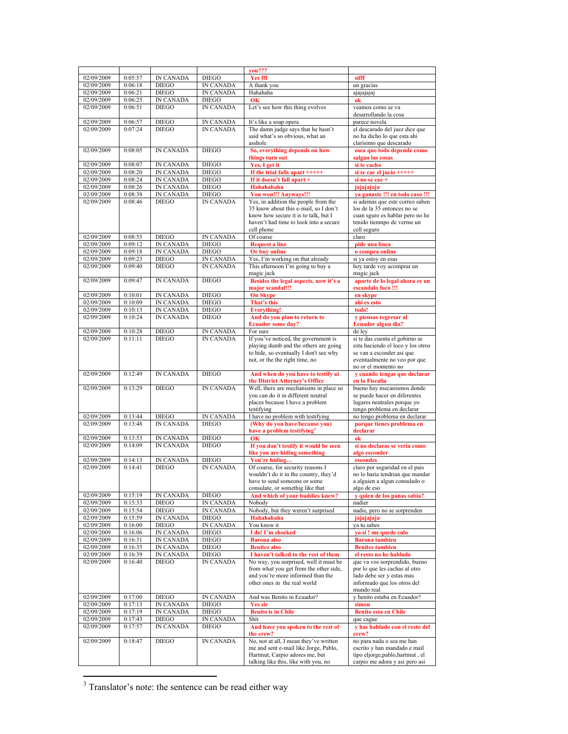| | | | | you??? | |
|---|---|---|---|---|---|
| 02/09/2009 | 0:05:57 | IN CANADA | DIEGO | Yes fff | sifff |
| 02/09/2009 | 0:06:18 | DIEGO | IN CANADA | A thank you | un gracias |
| 02/09/2009 | 0:06:21 | DIEGO | IN CANADA | Hahahaha | ajajajajaj |
| 02/09/2009 | 0:06:25 | IN CANADA | DIEGO | OK | ok |
| 02/09/2009 | 0:06:51 | DIEGO | IN CANADA | Let's see how this thing evolves | veamos como se va desarrollando la cosa |
| 02/09/2009 | 0:06:57 | DIEGO | IN CANADA | It's like a soap opera | parece novela |
| 02/09/2009 | 0:07:24 | DIEGO | IN CANADA | The damn judge says that he hasn't said what's so obvious, what an asshole | el descarado del juez dice que no ha dicho lo que esta ahi clarisimo que descarado |
| 02/09/2009 | 0:08:05 | IN CANADA | DIEGO | So, everything depends on how things turn out | osea que todo depende como salgan las cosas |
| 02/09/2009 | 0:08:07 | IN CANADA | DIEGO | Yes, I get it | si te cacho |
| 02/09/2009 | 0:08:20 | IN CANADA | DIEGO | If the trial falls apart +++++ | si se cae el jucio +++++ |
| 02/09/2009 | 0:08:24 | IN CANADA | DIEGO | If it doesn't fall apart + | si no se cae + |
| 02/09/2009 | 0:08:26 | IN CANADA | DIEGO | Hahahahaha | jajajajaja |
| 02/09/2009 | 0:08:38 | IN CANADA | DIEGO | You won!!! Anyways!!! | ya ganaste !!! en todo caso !!! |
| 02/09/2009 | 0:08:46 | DIEGO | IN CANADA | Yes, in addition the people from the 35 know about this e-mail, so I don't know how secure it is to talk, but I haven't had time to look into a secure cell phone | si ademas que este correo saben los de la 35 entonces no se cuan sguro es hablar pero no he tenido tiemnpo de verme un cell seguro |
| 02/09/2009 | 0:08:55 | DIEGO | IN CANADA | Of course | claro |
| 02/09/2009 | 0:09:12 | IN CANADA | DIEGO | Request a line | pide una linea |
| 02/09/2009 | 0:09:18 | IN CANADA | DIEGO | Or buy online | o compra online |
| 02/09/2009 | 0:09:23 | DIEGO | IN CANADA | Yes, I'm working on that already | si ya estoy en esas |
| 02/09/2009 | 0:09:40 | DIEGO | IN CANADA | This afternoon I'm going to buy a magic jack | hoy tarde voy acomprar un magic jack |
| 02/09/2009 | 0:09:47 | IN CANADA | DIEGO | Besides the legal aspects, now it's a major scandal!!! | aparte de lo legal ahora es un escandalo foco !!! |
| 02/09/2009 | 0:10:01 | IN CANADA | DIEGO | On Skype | en skype |
| 02/09/2009 | 0:10:09 | IN CANADA | DIEGO | That's this | ahi es esto |
| 02/09/2009 | 0:10:13 | IN CANADA | DIEGO | Everything! | todo! |
| 02/09/2009 | 0:10:24 | IN CANADA | DIEGO | And do you plan to return to Ecuador some day? | y piensas regresar al Ecuador algun dia? |
| 02/09/2009 | 0:10:28 | DIEGO | IN CANADA | For sure | de ley |
| 02/09/2009 | 0:11:11 | DIEGO | IN CANADA | If you've noticed, the government is playing dumb and the others are going to hide, so eventually I don't see why not, or the the right time, no | si te das cuenta el gobirno se esta haciendo el loco y los otros se van a esconder asi que eventualmente no veo por que no or el momento no |
| 02/09/2009 | 0:12:49 | IN CANADA | DIEGO | And when do you have to testify at the District Attorney's Office | y cuando tengas que declarar en la Fiscalia |
| 02/09/2009 | 0:13:29 | DIEGO | IN CANADA | Well, there are mechanisms in place so you can do it in different neutral places because I have a problem testifying | bueno hay mecanismos donde se puede hacer en diferentes lugares neutrales porque yo tengo problema en declarar |
| 02/09/2009 | 0:13:44 | DIEGO | IN CANADA | I have no problem with testifying | no tengo problema en declarar |
| 02/09/2009 | 0:13:48 | IN CANADA | DIEGO | (Why do you have/because you) have a problem testifying[3] | porque tienes problema en declarar |
| 02/09/2009 | 0:13:53 | IN CANADA | DIEGO | OK | ok |
| 02/09/2009 | 0:14:09 | IN CANADA | DIEGO | If you don't testify it would be seen like you are hiding something | si no declaras se veria como algo esconder |
| 02/09/2009 | 0:14:13 | IN CANADA | DIEGO | You're hiding… | escondes |
| 02/09/2009 | 0:14:41 | DIEGO | IN CANADA | Of course, for security reasons I wouldn't do it in the country, they'd have to send someone or some consulate, or somethig like that | claro por seguridad en el pais no lo haria tendrian que mandar a alguien a algun consulado o algo de eso |
| 02/09/2009 | 0:15:19 | IN CANADA | DIEGO | And which of your buddies knew? | y quien de los panas sabia? |
| 02/09/2009 | 0:15:33 | DIEGO | IN CANADA | Nobody | nadier |
| 02/09/2009 | 0:15:54 | DIEGO | IN CANADA | Nobody, but they weren't surprised | nadie, pero no se sorprenden |
| 02/09/2009 | 0:15:59 | IN CANADA | DIEGO | Hahahahaha | jajajajaja |
| 02/09/2009 | 0:16:00 | DIEGO | IN CANADA | You know it | ya tu sabes |
| 02/09/2009 | 0:16:06 | IN CANADA | DIEGO | I do! I'm shocked | yo si ! me quede culo |
| 02/09/2009 | 0:16:31 | IN CANADA | DIEGO | Barona also | Barona tambien |
| 02/09/2009 | 0:16:35 | IN CANADA | DIEGO | Benitez also | Benitez tambien |
| 02/09/2009 | 0:16:39 | IN CANADA | DIEGO | I haven't talked to the rest of them | el resto no he hablado |
| 02/09/2009 | 0:16:40 | DIEGO | IN CANADA | No way, you surprised, well it must be from what you get from the other side, and you're more informed than the other ones in the real world | que va vos sorprendido, bueno por lo que les cachas al otro lado debe ser y estas mas informado que los otros del mundo real |
| 02/09/2009 | 0:17:00 | DIEGO | IN CANADA | And was Benito in Ecuador? | y benito estaba en Ecuador? |
| 02/09/2009 | 0:17:13 | IN CANADA | DIEGO | Yes sir | simon |
| 02/09/2009 | 0:17:19 | IN CANADA | DIEGO | Benito is in Chile | Benito esta en Chile |
| 02/09/2009 | 0:17:43 | DIEGO | IN CANADA | Shit | que cague |
| 02/09/2009 | 0:17:57 | IN CANADA | DIEGO | And have you spoken to the rest of the crew? | y has hablado con el resto del crew? |
| 02/09/2009 | 0:18:47 | DIEGO | IN CANADA | No, not at all, I mean they've written me and sent e-mail like Jorge, Pablo, Hartmut, Carpio adores me, but talking like this, like with you, no | no para nada o sea me han escrito y han mandado e mail tipo eljorge,pablo,hartmut , el carpio me adora y asi pero asi |

[3] Translator's note: the sentence can be read either way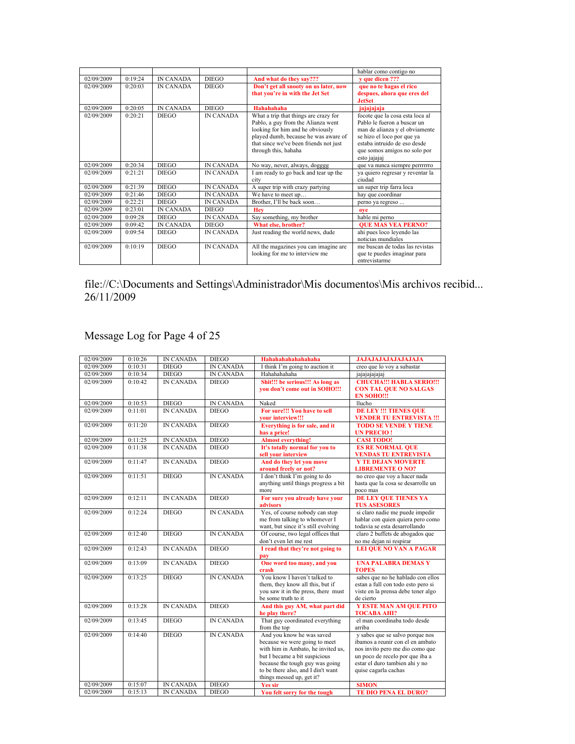| | | | | | hablar como contigo no |
|---|---|---|---|---|---|
| 02/09/2009 | 0:19:24 | IN CANADA | DIEGO | **And what do they say???** | **y que dicen ???** |
| 02/09/2009 | 0:20:03 | IN CANADA | DIEGO | **Don't get all snooty on us later, now that you're in with the Jet Set** | **que no te hagas el rico despues, ahora que eres del JetSet** |
| 02/09/2009 | 0:20:05 | IN CANADA | DIEGO | **Hahahahaha** | **jajajajaja** |
| 02/09/2009 | 0:20:21 | DIEGO | IN CANADA | What a trip that things are crazy for Pablo, a guy from the Alianza went looking for him and he obviously played dumb, because he was aware of that since we've been friends not just through this, hahaha | focote que la cosa esta loca al Pablo le fueron a buscar un man de alianza y el obviamente se hizo el loco por que ya estaba intruido de eso desde que somos amigos no solo por esto jajajaj |
| 02/09/2009 | 0:20:34 | DIEGO | IN CANADA | No way, never, always, dogggg | que va nunca siempre perrrrrro |
| 02/09/2009 | 0:21:21 | DIEGO | IN CANADA | I am ready to go back and tear up the city | ya quiero regresar y reventar la ciudad |
| 02/09/2009 | 0:21:39 | DIEGO | IN CANADA | A super trip with crazy partying | un super trip farra loca |
| 02/09/2009 | 0:21:46 | DIEGO | IN CANADA | We have to meet up… | hay que coordinar |
| 02/09/2009 | 0:22:21 | DIEGO | IN CANADA | Brother, I'll be back soon… | perno ya regreso ... |
| 02/09/2009 | 0:23:01 | IN CANADA | DIEGO | **Hey** | **oye** |
| 02/09/2009 | 0:09:28 | DIEGO | IN CANADA | Say something, my brother | hable mi perno |
| 02/09/2009 | 0:09:42 | IN CANADA | DIEGO | **What else, brother?** | **QUE MAS VEA PERNO?** |
| 02/09/2009 | 0:09:54 | DIEGO | IN CANADA | Just reading the world news, dude | ahi pues loco leyendo las noticias mundiales |
| 02/09/2009 | 0:10:19 | DIEGO | IN CANADA | All the magazines you can imagine are looking for me to interview me | me buscan de todas las revistas que te puedes imaginar para entrevistarme |

file://C:\Documents and Settings\Administrador\Mis documentos\Mis archivos recibid... 26/11/2009

Message Log for Page 4 of 25

| | | | | | |
|---|---|---|---|---|---|
| 02/09/2009 | 0:10:26 | IN CANADA | DIEGO | **Hahahahahahahahaha** | **JAJAJAJAJAJAJAJA** |
| 02/09/2009 | 0:10:31 | DIEGO | IN CANADA | I think I'm going to auction it | creo que lo voy a subastar |
| 02/09/2009 | 0:10:34 | DIEGO | IN CANADA | Hahahahahaha | jajajajajaj |
| 02/09/2009 | 0:10:42 | IN CANADA | DIEGO | **Shit!!! be serious!!! As long as you don't come out in SOHO!!!** | **CHUCHA!!! HABLA SERIO!!! CON TAL QUE NO SALGAS EN SOHO!!!** |
| 02/09/2009 | 0:10:53 | DIEGO | IN CANADA | Naked | llucho |
| 02/09/2009 | 0:11:01 | IN CANADA | DIEGO | **For sure!!! You have to sell your interview!!!** | **DE LEY !!! TIENES QUE VENDER TU ENTREVISTA !!!** |
| 02/09/2009 | 0:11:20 | IN CANADA | DIEGO | **Everything is for sale, and it has a price!** | **TODO SE VENDE Y TIENE UN PRECIO !** |
| 02/09/2009 | 0:11:25 | IN CANADA | DIEGO | **Almost everything!** | **CASI TODO!** |
| 02/09/2009 | 0:11:38 | IN CANADA | DIEGO | **It's totally normal for you to sell your interview** | **ES RE NORMAL QUE VENDAS TU ENTREVISTA** |
| 02/09/2009 | 0:11:47 | IN CANADA | DIEGO | **And do they let you move around freely or not?** | **Y TE DEJAN MOVERTE LIBREMENTE O NO?** |
| 02/09/2009 | 0:11:51 | DIEGO | IN CANADA | I don't think I'm going to do anything until things progress a bit more | no creo que voy a hacer nada hasta que la cosa se desarrolle un poco mas |
| 02/09/2009 | 0:12:11 | IN CANADA | DIEGO | **For sure you already have your advisors** | **DE LEY QUE TIENES YA TUS ASESORES** |
| 02/09/2009 | 0:12:24 | DIEGO | IN CANADA | Yes, of course nobody can stop me from talking to whomever I want, but since it's still evolving | si claro nadie me puede impedir hablar con quien quiera pero como todavia se esta desarrollando |
| 02/09/2009 | 0:12:40 | DIEGO | IN CANADA | Of course, two legal offices that don't even let me rest | claro 2 buffets de abogados que no me dejan ni respirar |
| 02/09/2009 | 0:12:43 | IN CANADA | DIEGO | **I read that they're not going to pay** | **LEI QUE NO VAN A PAGAR** |
| 02/09/2009 | 0:13:09 | IN CANADA | DIEGO | **One word too many, and you crash** | **UNA PALABRA DEMAS Y TOPES** |
| 02/09/2009 | 0:13:25 | DIEGO | IN CANADA | You know I haven't talked to them, they know all this, but if you saw it in the press, there must be some truth to it | sabes que no he hablado con ellos estan a full con todo esto pero si viste en la prensa debe tener algo de cierto |
| 02/09/2009 | 0:13:28 | IN CANADA | DIEGO | **And this guy AM, what part did he play there?** | **Y ESTE MAN AM QUE PITO TOCABA AHI?** |
| 02/09/2009 | 0:13:45 | DIEGO | IN CANADA | That guy coordinated everything from the top | el man coordinaba todo desde arriba |
| 02/09/2009 | 0:14:40 | DIEGO | IN CANADA | And you know he was saved because we were going to meet with him in Ambato, he invited us, but I became a bit suspicious because the tough guy was going to be there also, and I din't want things messed up, get it? | y sabes que se salvo porque nos ibamos a reunir con el en ambato nos invito pero me dio como que un poco de recelo por que iba a estar el duro tambien ahi y no quise cagarla cachas |
| 02/09/2009 | 0:15:07 | IN CANADA | DIEGO | **Yes sir** | **SIMON** |
| 02/09/2009 | 0:15:13 | IN CANADA | DIEGO | **You felt sorry for the tough** | **TE DIO PENA EL DURO?** |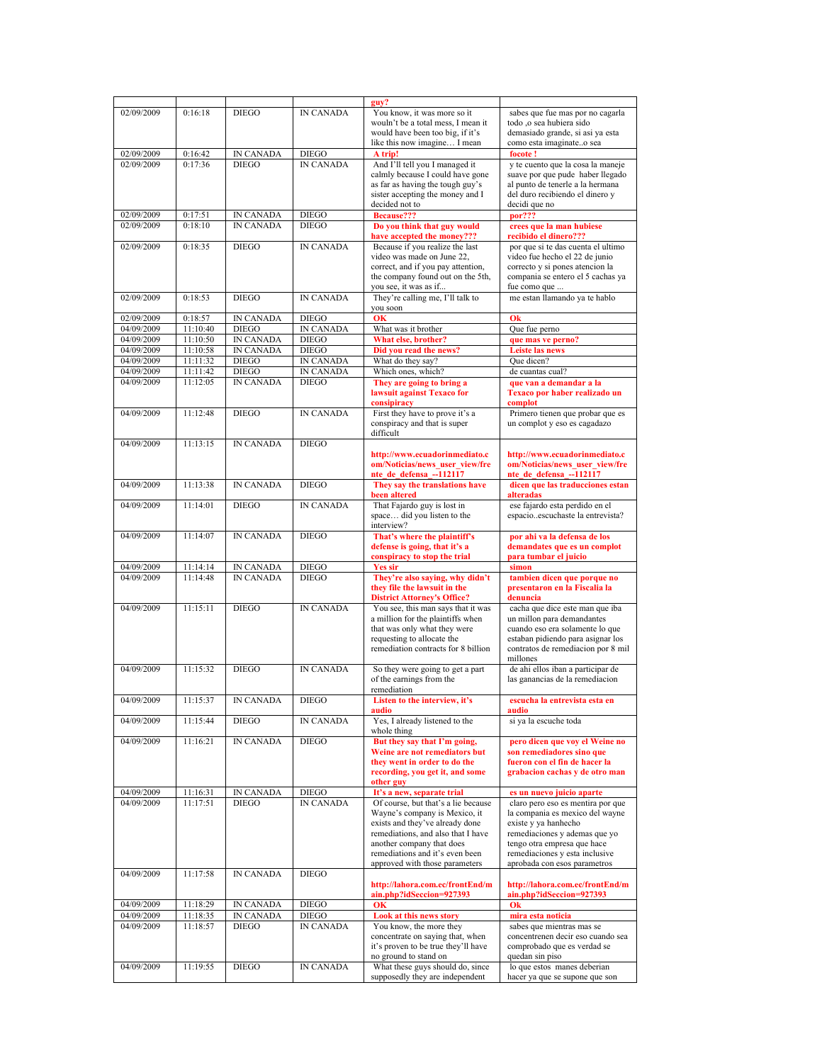| | | | | guy? | |
|---|---|---|---|---|---|
| 02/09/2009 | 0:16:18 | DIEGO | IN CANADA | You know, it was more so it wouln't be a total mess, I mean it would have been too big, if it's like this now imagine… I mean | sabes que fue mas por no cagarla todo ,o sea hubiera sido demasiado grande, si asi ya esta como esta imaginate..o sea |
| 02/09/2009 | 0:16:42 | IN CANADA | DIEGO | **A trip!** | **focote !** |
| 02/09/2009 | 0:17:36 | DIEGO | IN CANADA | And I'll tell you I managed it calmly because I could have gone as far as having the tough guy's sister accepting the money and I decided not to | y te cuento que la cosa la maneje suave por que pude haber llegado al punto de tenerle a la hermana del duro recibiendo el dinero y decidi que no |
| 02/09/2009 | 0:17:51 | IN CANADA | DIEGO | **Because???** | **por???** |
| 02/09/2009 | 0:18:10 | IN CANADA | DIEGO | **Do you think that guy would have accepted the money???** | **crees que la man hubiese recibido el dinero???** |
| 02/09/2009 | 0:18:35 | DIEGO | IN CANADA | Because if you realize the last video was made on June 22, correct, and if you pay attention, the company found out on the 5th, you see, it was as if… | por que si te das cuenta el ultimo video fue hecho el 22 de junio correcto y si pones atencion la compania se entero el 5 cachas ya fue como que … |
| 02/09/2009 | 0:18:53 | DIEGO | IN CANADA | They're calling me, I'll talk to you soon | me estan llamando ya te hablo |
| 02/09/2009 | 0:18:57 | IN CANADA | DIEGO | **OK** | **Ok** |
| 04/09/2009 | 11:10:40 | DIEGO | IN CANADA | What was it brother | Que fue perno |
| 04/09/2009 | 11:10:50 | IN CANADA | DIEGO | **What else, brother?** | **que mas ve perno?** |
| 04/09/2009 | 11:10:58 | IN CANADA | DIEGO | **Did you read the news?** | **Leiste las news** |
| 04/09/2009 | 11:11:32 | DIEGO | IN CANADA | What do they say? | Que dicen? |
| 04/09/2009 | 11:11:42 | DIEGO | IN CANADA | Which ones, which? | de cuantas cual? |
| 04/09/2009 | 11:12:05 | IN CANADA | DIEGO | **They are going to bring a lawsuit against Texaco for consipiracy** | **que van a demandar a la Texaco por haber realizado un complot** |
| 04/09/2009 | 11:12:48 | DIEGO | IN CANADA | First they have to prove it's a conspiracy and that is super difficult | Primero tienen que probar que es un complot y eso es cagadazo |
| 04/09/2009 | 11:13:15 | IN CANADA | DIEGO | **http://www.ecuadorinmediato.com/Noticias/news_user_view/frente_de_defensa_--112117** | **http://www.ecuadorinmediato.com/Noticias/news_user_view/frente_de_defensa_--112117** |
| 04/09/2009 | 11:13:38 | IN CANADA | DIEGO | **They say the translations have been altered** | **dicen que las traducciones estan alteradas** |
| 04/09/2009 | 11:14:01 | DIEGO | IN CANADA | That Fajardo guy is lost in space… did you listen to the interview? | ese fajardo esta perdido en el espacio..escuchaste la entrevista? |
| 04/09/2009 | 11:14:07 | IN CANADA | DIEGO | **That's where the plaintiff's defense is going, that it's a conspiracy to stop the trial** | **por ahi va la defensa de los demandates que es un complot para tumbar el juicio** |
| 04/09/2009 | 11:14:14 | IN CANADA | DIEGO | **Yes sir** | **simon** |
| 04/09/2009 | 11:14:48 | IN CANADA | DIEGO | **They're also saying, why didn't they file the lawsuit in the District Attorney's Office?** | **tambien dicen que porque no presentaron en la Fiscalia la denuncia** |
| 04/09/2009 | 11:15:11 | DIEGO | IN CANADA | You see, this man says that it was a million for the plaintiffs when that was only what they were requesting to allocate the remediation contracts for 8 billion | cacha que dice este man que iba un millon para demandantes cuando eso era solamente lo que estaban pidiendo para asignar los contratos de remediacion por 8 mil millones |
| 04/09/2009 | 11:15:32 | DIEGO | IN CANADA | So they were going to get a part of the earnings from the remediation | de ahi ellos iban a participar de las ganancias de la remediacion |
| 04/09/2009 | 11:15:37 | IN CANADA | DIEGO | **Listen to the interview, it's audio** | **escucha la entrevista esta en audio** |
| 04/09/2009 | 11:15:44 | DIEGO | IN CANADA | Yes, I already listened to the whole thing | si ya la escuche toda |
| 04/09/2009 | 11:16:21 | IN CANADA | DIEGO | **But they say that I'm going, Weine are not remediators but they went in order to do the recording, you get it, and some other guy** | **pero dicen que voy el Weine no son remediadores sino que fueron con el fin de hacer la grabacion cachas y de otro man** |
| 04/09/2009 | 11:16:31 | IN CANADA | DIEGO | **It's a new, separate trial** | **es un nuevo juicio aparte** |
| 04/09/2009 | 11:17:51 | DIEGO | IN CANADA | Of course, but that's a lie because Wayne's company is Mexico, it exists and they've already done remediations, and also that I have another company that does remediations and it's even been approved with those parameters | claro pero eso es mentira por que la compania es mexico del wayne existe y ya hanhecho remediaciones y ademas que yo tengo otra empresa que hace remediaciones y esta inclusive aprobada con esos parametros |
| 04/09/2009 | 11:17:58 | IN CANADA | DIEGO | **http://lahora.com.ec/frontEnd/main.php?idSeccion=927393** | **http://lahora.com.ec/frontEnd/main.php?idSeccion=927393** |
| 04/09/2009 | 11:18:29 | IN CANADA | DIEGO | **OK** | **Ok** |
| 04/09/2009 | 11:18:35 | IN CANADA | DIEGO | **Look at this news story** | **mira esta noticia** |
| 04/09/2009 | 11:18:57 | DIEGO | IN CANADA | You know, the more they concentrate on saying that, when it's proven to be true they'll have no ground to stand on | sabes que mientras mas se concentrenen decir eso cuando sea comprobado que es verdad se quedan sin piso |
| 04/09/2009 | 11:19:55 | DIEGO | IN CANADA | What these guys should do, since supposedly they are independent | lo que estos manes deberian hacer ya que se supone que son |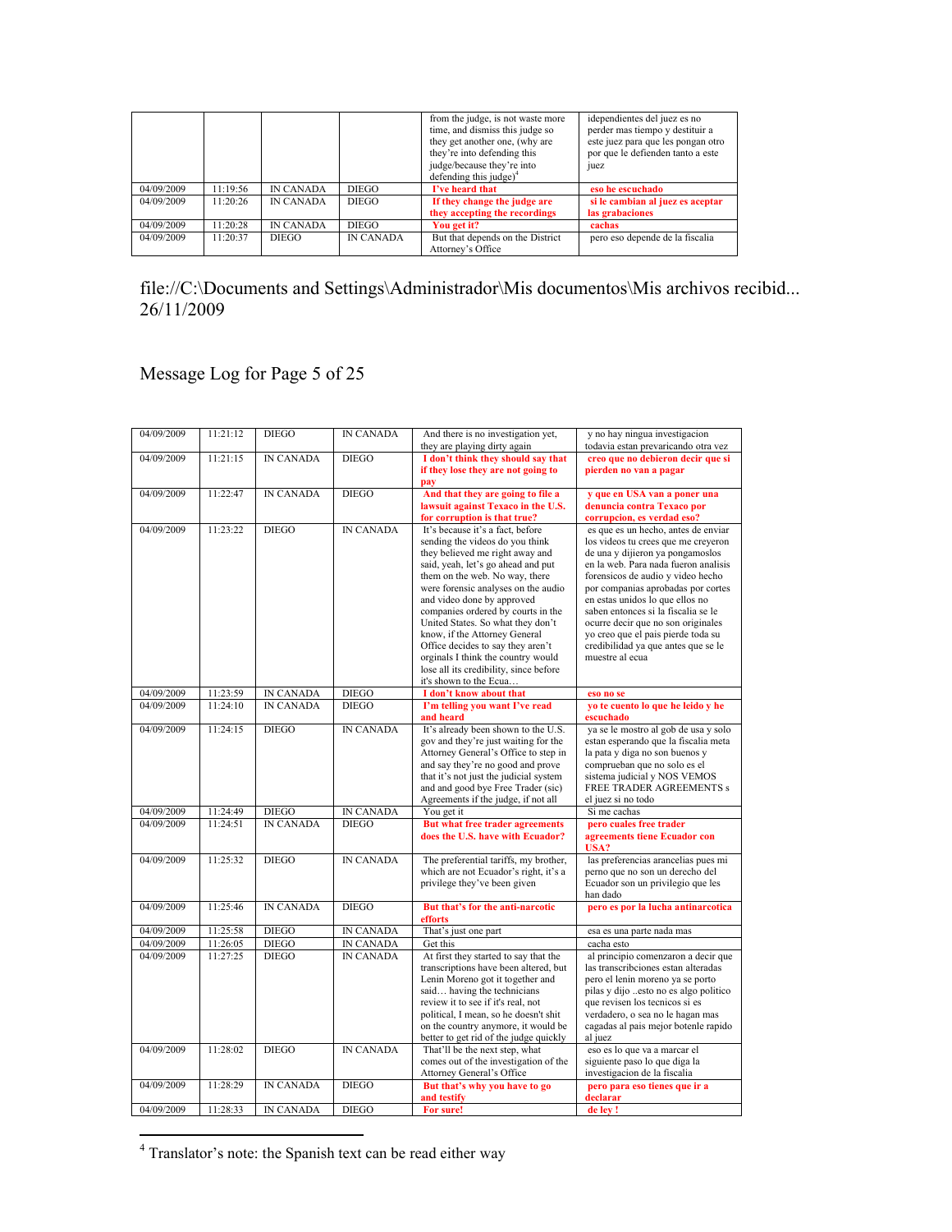| | | | | from the judge, is not waste more time, and dismiss this judge so they get another one, (why are they're into defending this judge/because they're into defending this judge)[4] | idependientes del juez es no perder mas tiempo y destituir a este juez para que les pongan otro por que le defienden tanto a este juez |
|---|---|---|---|---|---|
| 04/09/2009 | 11:19:56 | IN CANADA | DIEGO | **I've heard that** | **eso he escuchado** |
| 04/09/2009 | 11:20:26 | IN CANADA | DIEGO | **If they change the judge are they accepting the recordings** | **si le cambian al juez es aceptar las grabaciones** |
| 04/09/2009 | 11:20:28 | IN CANADA | DIEGO | **You get it?** | **cachas** |
| 04/09/2009 | 11:20:37 | DIEGO | IN CANADA | But that depends on the District Attorney's Office | pero eso depende de la fiscalia |

file://C:\Documents and Settings\Administrador\Mis documentos\Mis archivos recibid... 26/11/2009

Message Log for Page 5 of 25

| | | | | | |
|---|---|---|---|---|---|
| 04/09/2009 | 11:21:12 | DIEGO | IN CANADA | And there is no investigation yet, they are playing dirty again | y no hay ninguna investigacion todavia estan prevaricando otra vez |
| 04/09/2009 | 11:21:15 | IN CANADA | DIEGO | **I don't think they should say that if they lose they are not going to pay** | **creo que no debieron decir que si pierden no van a pagar** |
| 04/09/2009 | 11:22:47 | IN CANADA | DIEGO | **And that they are going to file a lawsuit against Texaco in the U.S. for corruption is that true?** | **y que en USA van a poner una denuncia contra Texaco por corrupcion, es verdad eso?** |
| 04/09/2009 | 11:23:22 | DIEGO | IN CANADA | It's because it's a fact, before sending the videos do you think they believed me right away and said, yeah, let's go ahead and put them on the web. No way, there were forensic analyses on the audio and video done by approved companies ordered by courts in the United States. So what they don't know, if the Attorney General Office decides to say they aren't orginals I think the country would lose all its credibility, since before it's shown to the Ecua… | es que es un hecho, antes de enviar los videos tu crees que me creyeron de una y dijieron ya pongamoslos en la web. Para nada fueron analisis forensicos de audio y video hecho por companias aprobadas por cortes en estas unidos lo que ellos no saben entonces si la fiscalia se le ocurre decir que no son originales yo creo que el pais pierde toda su credibilidad ya que antes que se le muestre al ecua |
| 04/09/2009 | 11:23:59 | IN CANADA | DIEGO | **I don't know about that** | **eso no se** |
| 04/09/2009 | 11:24:10 | IN CANADA | DIEGO | **I'm telling you want I've read and heard** | **yo te cuento lo que he leido y he escuchado** |
| 04/09/2009 | 11:24:15 | DIEGO | IN CANADA | It's already been shown to the U.S. gov and they're just waiting for the Attorney General's Office to step in and say they're no good and prove that it's not just the judicial system and and good bye Free Trader (sic) Agreements if the judge, if not all | ya se le mostro al gob de usa y solo estan esperando que la fiscalia meta la pata y diga no son buenos y comprueban que no solo es el sistema judicial y NOS VEMOS FREE TRADER AGREEMENTS s el juez si no todo |
| 04/09/2009 | 11:24:49 | DIEGO | IN CANADA | You get it | Si me cachas |
| 04/09/2009 | 11:24:51 | IN CANADA | DIEGO | **But what free trader agreements does the U.S. have with Ecuador?** | **pero cuales free trader agreements tiene Ecuador con USA?** |
| 04/09/2009 | 11:25:32 | DIEGO | IN CANADA | The preferential tariffs, my brother, which are not Ecuador's right, it's a privilege they've been given | las preferencias arancelias pues mi perno que no son un derecho del Ecuador son un privilegio que les han dado |
| 04/09/2009 | 11:25:46 | IN CANADA | DIEGO | **But that's for the anti-narcotic efforts** | **pero es por la lucha antinarcotica** |
| 04/09/2009 | 11:25:58 | DIEGO | IN CANADA | That's just one part | esa es una parte nada mas |
| 04/09/2009 | 11:26:05 | DIEGO | IN CANADA | Get this | cacha esto |
| 04/09/2009 | 11:27:25 | DIEGO | IN CANADA | At first they started to say that the transcriptions have been altered, but Lenin Moreno got it together and said… having the technicians review it to see if it's real, not political, I mean, so he doesn't shit on the country anymore, it would be better to get rid of the judge quickly | al principio comenzaron a decir que las transcribciones estan alteradas pero el lenin moreno ya se porto pilas y dijo ..esto no es algo politico que revisen los tecnicos si es verdadero, o sea no le hagan mas cagadas al pais mejor botenle rapido al juez |
| 04/09/2009 | 11:28:02 | DIEGO | IN CANADA | That'll be the next step, what comes out of the investigation of the Attorney General's Office | eso es lo que va a marcar el siguiente paso lo que diga la investigacion de la fiscalia |
| 04/09/2009 | 11:28:29 | IN CANADA | DIEGO | **But that's why you have to go and testify** | **pero para eso tienes que ir a declarar** |
| 04/09/2009 | 11:28:33 | IN CANADA | DIEGO | **For sure!** | **de ley !** |

[4] Translator's note: the Spanish text can be read either way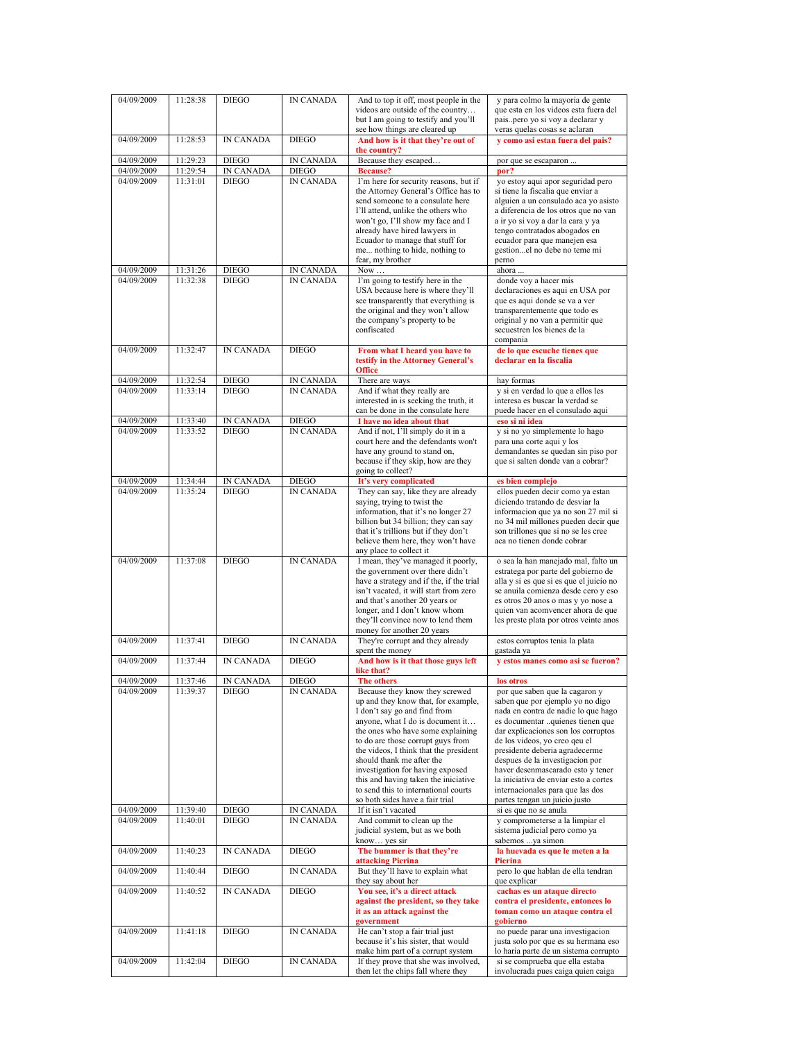| 04/09/2009 | 11:28:38 | DIEGO | IN CANADA | And to top it off, most people in the videos are outside of the country… but I am going to testify and you'll see how things are cleared up | y para colmo la mayoria de gente que esta en los videos esta fuera del pais..pero yo si voy a declarar y veras quelas cosas se aclaran |
|---|---|---|---|---|---|
| 04/09/2009 | 11:28:53 | IN CANADA | DIEGO | **And how is it that they're out of the country?** | **y como asi estan fuera del pais?** |
| 04/09/2009 | 11:29:23 | DIEGO | IN CANADA | Because they escaped… | por que se escaparon ... |
| 04/09/2009 | 11:29:54 | IN CANADA | DIEGO | **Because?** | **por?** |
| 04/09/2009 | 11:31:01 | DIEGO | IN CANADA | I'm here for security reasons, but if the Attorney General's Office has to send someone to a consulate here I'll attend, unlike the others who won't go, I'll show my face and I already have hired lawyers in Ecuador to manage that stuff for me... nothing to hide, nothing to fear, my brother | yo estoy aqui apor seguridad pero si tiene la fiscalia que enviar a alguien a un consulado aca yo asisto a diferencia de los otros que no van a ir yo si voy a dar la cara y ya tengo contratados abogados en ecuador para que manejen esa gestion...el no debe no teme mi perno |
| 04/09/2009 | 11:31:26 | DIEGO | IN CANADA | Now … | ahora ... |
| 04/09/2009 | 11:32:38 | DIEGO | IN CANADA | I'm going to testify here in the USA because here is where they'll see transparently that everything is the original and they won't allow the company's property to be confiscated | donde voy a hacer mis declaraciones es aqui en USA por que es aqui donde se va a ver transparentemente que todo es original y no van a permitir que secuestren los bienes de la compania |
| 04/09/2009 | 11:32:47 | IN CANADA | DIEGO | **From what I heard you have to testify in the Attorney General's Office** | **de lo que escuche tienes que declarar en la fiscalia** |
| 04/09/2009 | 11:32:54 | DIEGO | IN CANADA | There are ways | hay formas |
| 04/09/2009 | 11:33:14 | DIEGO | IN CANADA | And if what they really are interested in is seeking the truth, it can be done in the consulate here | y si en verdad lo que a ellos les interesa es buscar la verdad se puede hacer en el consulado aqui |
| 04/09/2009 | 11:33:40 | IN CANADA | DIEGO | **I have no idea about that** | **eso si ni idea** |
| 04/09/2009 | 11:33:52 | DIEGO | IN CANADA | And if not, I'll simply do it in a court here and the defendants won't have any ground to stand on, because if they skip, how are they going to collect? | y si no yo simplemente lo hago para una corte aqui y los demandantes se quedan sin piso por que si salten donde van a cobrar? |
| 04/09/2009 | 11:34:44 | IN CANADA | DIEGO | **It's very complicated** | **es bien complejo** |
| 04/09/2009 | 11:35:24 | DIEGO | IN CANADA | They can say, like they are already saying, trying to twist the information, that it's no longer 27 billion but 34 billion; they can say that it's trillions but if they don't believe them here, they won't have any place to collect it | ellos pueden decir como ya estan diciendo tratando de desviar la informacion que ya no son 27 mil si no 34 mil millones pueden decir que son trillones que si no se les cree aca no tienen donde cobrar |
| 04/09/2009 | 11:37:08 | DIEGO | IN CANADA | I mean, they've managed it poorly, the government over there didn't have a strategy and if the, if the trial isn't vacated, it will start from zero and that's another 20 years or longer, and I don't know whom they'll convince now to lend them money for another 20 years | o sea la han manejado mal, falto un estrategia por parte del gobierno de alla y si es que si es que el juicio no se anuila comienza desde cero y eso es otros 20 anos o mas y yo nose a quien van acomvencer ahora de que les preste plata por otros veinte anos |
| 04/09/2009 | 11:37:41 | DIEGO | IN CANADA | They're corrupt and they already spent the money | estos corruptos tenia la plata gastada ya |
| 04/09/2009 | 11:37:44 | IN CANADA | DIEGO | **And how is it that those guys left like that?** | **y estos manes como asi se fueron?** |
| 04/09/2009 | 11:37:46 | IN CANADA | DIEGO | **The others** | **los otros** |
| 04/09/2009 | 11:39:37 | DIEGO | IN CANADA | Because they know they screwed up and they know that, for example, I don't say go and find from anyone, what I do is document it… the ones who have some explaining to do are those corrupt guys from the videos, I think that the president should thank me after the investigation for having exposed this and having taken the iniciative to send this to international courts so both sides have a fair trial | por que saben que la cagaron y saben que por ejemplo yo no digo nada en contra de nadie lo que hago es documentar ..quienes tienen que dar explicaciones son los corruptos de los videos, yo creo qeu el presidente deberia agradecerme despues de la investigacion por haver desenmascarado esto y tener la iniciativa de enviar esto a cortes internacionales para que las dos partes tengan un juicio justo |
| 04/09/2009 | 11:39:40 | DIEGO | IN CANADA | If it isn't vacated | si es que no se anula |
| 04/09/2009 | 11:40:01 | DIEGO | IN CANADA | And commit to clean up the judicial system, but as we both know… yes sir | y comprometerse a la limpiar el sistema judicial pero como ya sabemos ...ya simon |
| 04/09/2009 | 11:40:23 | IN CANADA | DIEGO | **The bummer is that they're attacking Pierina** | **la huevada es que le meten a la Pierina** |
| 04/09/2009 | 11:40:44 | DIEGO | IN CANADA | But they'll have to explain what they say about her | pero lo que hablan de ella tendran que explicar |
| 04/09/2009 | 11:40:52 | IN CANADA | DIEGO | **You see, it's a direct attack against the president, so they take it as an attack against the government** | **cachas es un ataque directo contra el presidente, entonces lo toman como un ataque contra el gobierno** |
| 04/09/2009 | 11:41:18 | DIEGO | IN CANADA | He can't stop a fair trial just because it's his sister, that would make him part of a corrupt system | no puede parar una investigacion justa solo por que es su hermana eso lo haria parte de un sistema corrupto |
| 04/09/2009 | 11:42:04 | DIEGO | IN CANADA | If they prove that she was involved, then let the chips fall where they | si se comprueba que ella estaba involucrada pues caiga quien caiga |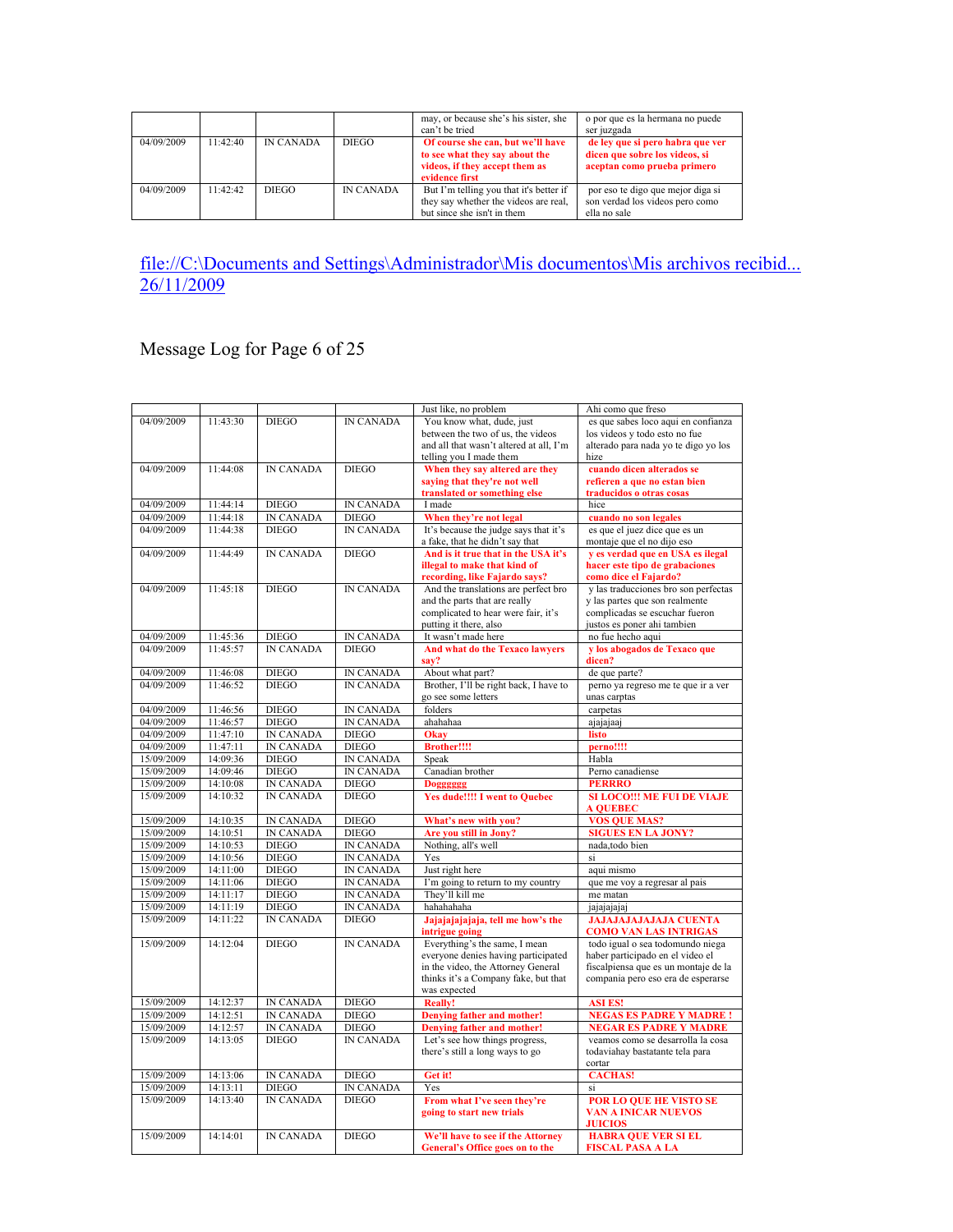|  |  |  |  | may, or because she's his sister, she can't be tried | o por que es la hermana no puede ser juzgada |
|---|---|---|---|---|---|
| 04/09/2009 | 11:42:40 | IN CANADA | DIEGO | **Of course she can, but we'll have to see what they say about the videos, if they accept them as evidence first** | **de ley que si pero habra que ver dicen que sobre los videos, si aceptan como prueba primero** |
| 04/09/2009 | 11:42:42 | DIEGO | IN CANADA | But I'm telling you that it's better if they say whether the videos are real, but since she isn't in them | por eso te digo que mejor diga si son verdad los videos pero como ella no sale |

file://C:\Documents and Settings\Administrador\Mis documentos\Mis archivos recibid... 26/11/2009

Message Log for Page 6 of 25

|  |  |  |  | Just like, no problem | Ahi como que freso |
|---|---|---|---|---|---|
| 04/09/2009 | 11:43:30 | DIEGO | IN CANADA | You know what, dude, just between the two of us, the videos and all that wasn't altered at all, I'm telling you I made them | es que sabes loco aqui en confianza los videos y todo esto no fue alterado para nada yo te digo yo los hize |
| 04/09/2009 | 11:44:08 | IN CANADA | DIEGO | **When they say altered are they saying that they're not well translated or something else** | **cuando dicen alterados se refieren a que no estan bien traducidos o otras cosas** |
| 04/09/2009 | 11:44:14 | DIEGO | IN CANADA | I made | hice |
| 04/09/2009 | 11:44:18 | IN CANADA | DIEGO | **When they're not legal** | **cuando no son legales** |
| 04/09/2009 | 11:44:38 | DIEGO | IN CANADA | It's because the judge says that it's a fake, that he didn't say that | es que el juez dice que es un montaje que el no dijo eso |
| 04/09/2009 | 11:44:49 | IN CANADA | DIEGO | **And is it true that in the USA it's illegal to make that kind of recording, like Fajardo says?** | **y es verdad que en USA es ilegal hacer este tipo de grabaciones como dice el Fajardo?** |
| 04/09/2009 | 11:45:18 | DIEGO | IN CANADA | And the translations are perfect bro and the parts that are really complicated to hear were fair, it's putting it there, also | y las traducciones bro son perfectas y las partes que son realmente complicadas se escuchar fueron justos es poner ahi tambien |
| 04/09/2009 | 11:45:36 | DIEGO | IN CANADA | It wasn't made here | no fue hecho aqui |
| 04/09/2009 | 11:45:57 | IN CANADA | DIEGO | **And what do the Texaco lawyers say?** | **y los abogados de Texaco que dicen?** |
| 04/09/2009 | 11:46:08 | DIEGO | IN CANADA | About what part? | de que parte? |
| 04/09/2009 | 11:46:52 | DIEGO | IN CANADA | Brother, I'll be right back, I have to go see some letters | perno ya regreso me te que ir a ver unas carptas |
| 04/09/2009 | 11:46:56 | DIEGO | IN CANADA | folders | carpetas |
| 04/09/2009 | 11:46:57 | DIEGO | IN CANADA | ahahahaa | ajajajaaj |
| 04/09/2009 | 11:47:10 | IN CANADA | DIEGO | **Okay** | **listo** |
| 04/09/2009 | 11:47:11 | IN CANADA | DIEGO | **Brother!!!!** | **perno!!!!** |
| 15/09/2009 | 14:09:36 | DIEGO | IN CANADA | Speak | Habla |
| 15/09/2009 | 14:09:46 | DIEGO | IN CANADA | Canadian brother | Perno canadiense |
| 15/09/2009 | 14:10:08 | IN CANADA | DIEGO | **Dogggggg** | **PERRRO** |
| 15/09/2009 | 14:10:32 | IN CANADA | DIEGO | **Yes dude!!!! I went to Quebec** | **SI LOCO!!! ME FUI DE VIAJE A QUEBEC** |
| 15/09/2009 | 14:10:35 | IN CANADA | DIEGO | **What's new with you?** | **VOS QUE MAS?** |
| 15/09/2009 | 14:10:51 | IN CANADA | DIEGO | **Are you still in Jony?** | **SIGUES EN LA JONY?** |
| 15/09/2009 | 14:10:53 | DIEGO | IN CANADA | Nothing, all's well | nada,todo bien |
| 15/09/2009 | 14:10:56 | DIEGO | IN CANADA | Yes | si |
| 15/09/2009 | 14:11:00 | DIEGO | IN CANADA | Just right here | aqui mismo |
| 15/09/2009 | 14:11:06 | DIEGO | IN CANADA | I'm going to return to my country | que me voy a regresar al pais |
| 15/09/2009 | 14:11:17 | DIEGO | IN CANADA | They'll kill me | me matan |
| 15/09/2009 | 14:11:19 | DIEGO | IN CANADA | hahahahaha | jajajajajaj |
| 15/09/2009 | 14:11:22 | IN CANADA | DIEGO | **Jajajajajajaja, tell me how's the intrigue going** | **JAJAJAJAJAJAJA CUENTA COMO VAN LAS INTRIGAS** |
| 15/09/2009 | 14:12:04 | DIEGO | IN CANADA | Everything's the same, I mean everyone denies having participated in the video, the Attorney General thinks it's a Company fake, but that was expected | todo igual o sea todomundo niega haber participado en el video el fiscalpiensa que es un montaje de la compania pero eso era de esperarse |
| 15/09/2009 | 14:12:37 | IN CANADA | DIEGO | **Really!** | **ASI ES!** |
| 15/09/2009 | 14:12:51 | IN CANADA | DIEGO | **Denying father and mother!** | **NEGAS ES PADRE Y MADRE !** |
| 15/09/2009 | 14:12:57 | IN CANADA | DIEGO | **Denying father and mother!** | **NEGAR ES PADRE Y MADRE** |
| 15/09/2009 | 14:13:05 | DIEGO | IN CANADA | Let's see how things progress, there's still a long ways to go | veamos como se desarrolla la cosa todaviahay bastatante tela para cortar |
| 15/09/2009 | 14:13:06 | IN CANADA | DIEGO | **Get it!** | **CACHAS!** |
| 15/09/2009 | 14:13:11 | DIEGO | IN CANADA | Yes | si |
| 15/09/2009 | 14:13:40 | IN CANADA | DIEGO | **From what I've seen they're going to start new trials** | **POR LO QUE HE VISTO SE VAN A INICAR NUEVOS JUICIOS** |
| 15/09/2009 | 14:14:01 | IN CANADA | DIEGO | **We'll have to see if the Attorney General's Office goes on to the** | **HABRA QUE VER SI EL FISCAL PASA A LA** |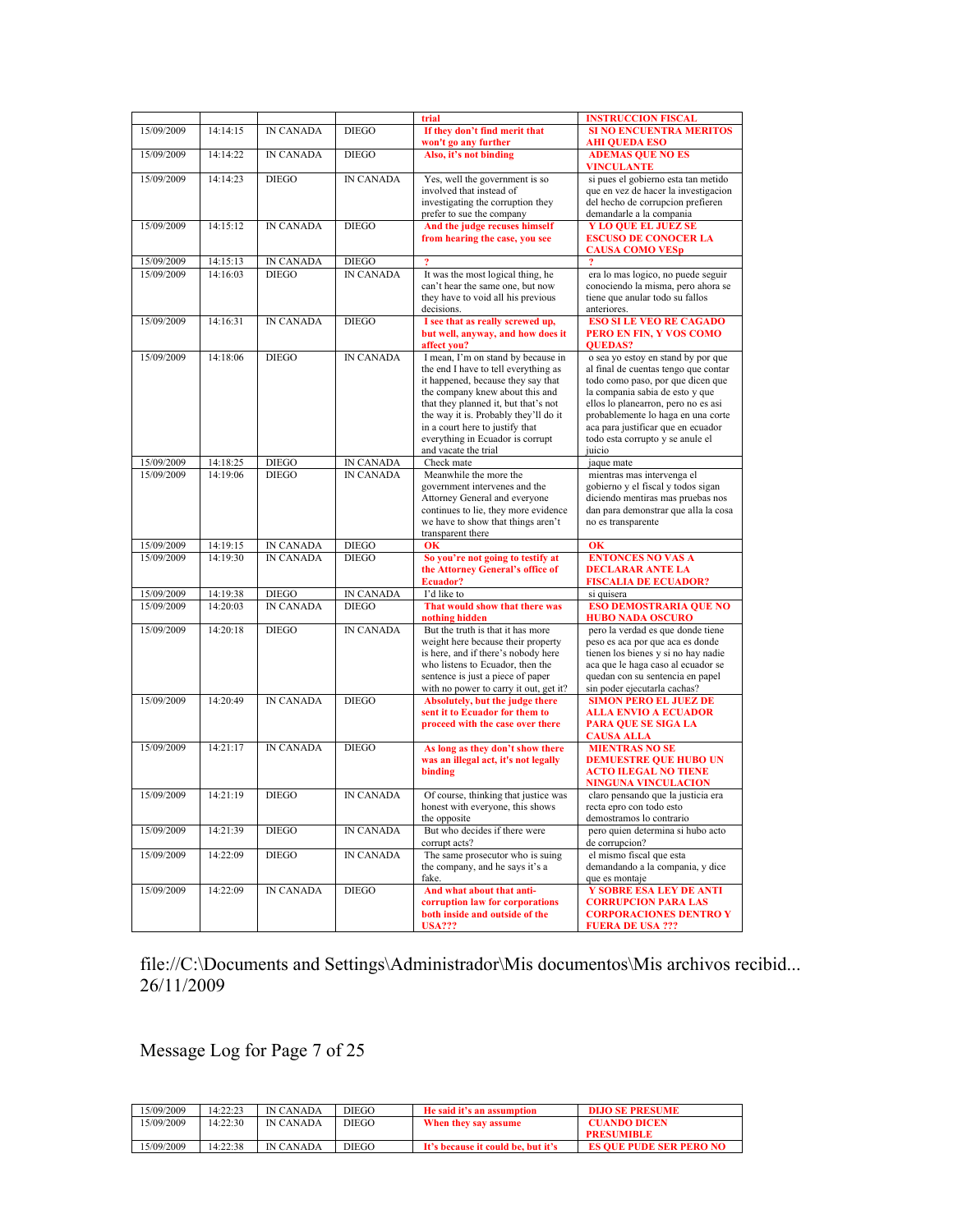| | | | | **trial** | **INSTRUCCION FISCAL** |
|---|---|---|---|---|---|
| 15/09/2009 | 14:14:15 | IN CANADA | DIEGO | **If they don't find merit that won't go any further** | **SI NO ENCUENTRA MERITOS AHI QUEDA ESO** |
| 15/09/2009 | 14:14:22 | IN CANADA | DIEGO | **Also, it's not binding** | **ADEMAS QUE NO ES VINCULANTE** |
| 15/09/2009 | 14:14:23 | DIEGO | IN CANADA | Yes, well the government is so involved that instead of investigating the corruption they prefer to sue the company | si pues el gobierno esta tan metido que en vez de hacer la investigacion del hecho de corrupcion prefieren demandarle a la compania |
| 15/09/2009 | 14:15:12 | IN CANADA | DIEGO | **And the judge recuses himself from hearing the case, you see** | **Y LO QUE EL JUEZ SE ESCUSO DE CONOCER LA CAUSA COMO VESp** |
| 15/09/2009 | 14:15:13 | IN CANADA | DIEGO | **?** | **?** |
| 15/09/2009 | 14:16:03 | DIEGO | IN CANADA | It was the most logical thing, he can't hear the same one, but now they have to void all his previous decisions. | era lo mas logico, no puede seguir conociendo la misma, pero ahora se tiene que anular todo su fallos anteriores. |
| 15/09/2009 | 14:16:31 | IN CANADA | DIEGO | **I see that as really screwed up, but well, anyway, and how does it affect you?** | **ESO SI LE VEO RE CAGADO PERO EN FIN, Y VOS COMO QUEDAS?** |
| 15/09/2009 | 14:18:06 | DIEGO | IN CANADA | I mean, I'm on stand by because in the end I have to tell everything as it happened, because they say that the company knew about this and that they planned it, but that's not the way it is. Probably they'll do it in a court here to justify that everything in Ecuador is corrupt and vacate the trial | o sea yo estoy en stand by por que al final de cuentas tengo que contar todo como paso, por que dicen que la compania sabia de esto y que ellos lo planearon, pero no es asi probablemente lo haga en una corte aca para justificar que en ecuador todo esta corrupto y se anule el juicio |
| 15/09/2009 | 14:18:25 | DIEGO | IN CANADA | Check mate | jaque mate |
| 15/09/2009 | 14:19:06 | DIEGO | IN CANADA | Meanwhile the more the government intervenes and the Attorney General and everyone continues to lie, they more evidence we have to show that things aren't transparent there | mientras mas intervenga el gobierno y el fiscal y todos sigan diciendo mentiras mas pruebas nos dan para demostrar que alla la cosa no es transparente |
| 15/09/2009 | 14:19:15 | IN CANADA | DIEGO | **OK** | **OK** |
| 15/09/2009 | 14:19:30 | IN CANADA | DIEGO | **So you're not going to testify at the Attorney General's office of Ecuador?** | **ENTONCES NO VAS A DECLARAR ANTE LA FISCALIA DE ECUADOR?** |
| 15/09/2009 | 14:19:38 | DIEGO | IN CANADA | I'd like to | si quisera |
| 15/09/2009 | 14:20:03 | IN CANADA | DIEGO | **That would show that there was nothing hidden** | **ESO DEMOSTRARIA QUE NO HUBO NADA OSCURO** |
| 15/09/2009 | 14:20:18 | DIEGO | IN CANADA | But the truth is that it has more weight here because their property is here, and if there's nobody here who listens to Ecuador, then the sentence is just a piece of paper with no power to carry it out, get it? | pero la verdad es que donde tiene peso es aca por que aca es donde tienen los bienes y si no hay nadie aca que le haga caso al ecuador se quedan con su sentencia en papel sin poder ejecutarla cachas? |
| 15/09/2009 | 14:20:49 | IN CANADA | DIEGO | **Absolutely, but the judge there sent it to Ecuador for them to proceed with the case over there** | **SIMON PERO EL JUEZ DE ALLA ENVIO A ECUADOR PARA QUE SE SIGA LA CAUSA ALLA** |
| 15/09/2009 | 14:21:17 | IN CANADA | DIEGO | **As long as they don't show there was an illegal act, it's not legally binding** | **MIENTRAS NO SE DEMUESTRE QUE HUBO UN ACTO ILEGAL NO TIENE NINGUNA VINCULACION** |
| 15/09/2009 | 14:21:19 | DIEGO | IN CANADA | Of course, thinking that justice was honest with everyone, this shows the opposite | claro pensando que la justicia era recta epro con todo esto demostramos lo contrario |
| 15/09/2009 | 14:21:39 | DIEGO | IN CANADA | But who decides if there were corrupt acts? | pero quien determina si hubo acto de corrupcion? |
| 15/09/2009 | 14:22:09 | DIEGO | IN CANADA | The same prosecutor who is suing the company, and he says it's a fake. | el mismo fiscal que esta demandando a la compania, y dice que es montaje |
| 15/09/2009 | 14:22:09 | IN CANADA | DIEGO | **And what about that anti-corruption law for corporations both inside and outside of the USA???** | **Y SOBRE ESA LEY DE ANTI CORRUPCION PARA LAS CORPORACIONES DENTRO Y FUERA DE USA ???** |

file://C:\Documents and Settings\Administrador\Mis documentos\Mis archivos recibid... 26/11/2009

Message Log for Page 7 of 25

| | | | | | |
|---|---|---|---|---|---|
| 15/09/2009 | 14:22:23 | IN CANADA | DIEGO | **He said it's an assumption** | **DIJO SE PRESUME** |
| 15/09/2009 | 14:22:30 | IN CANADA | DIEGO | **When they say assume** | **CUANDO DICEN PRESUMIBLE** |
| 15/09/2009 | 14:22:38 | IN CANADA | DIEGO | **It's because it could be, but it's** | **ES QUE PUDE SER PERO NO** |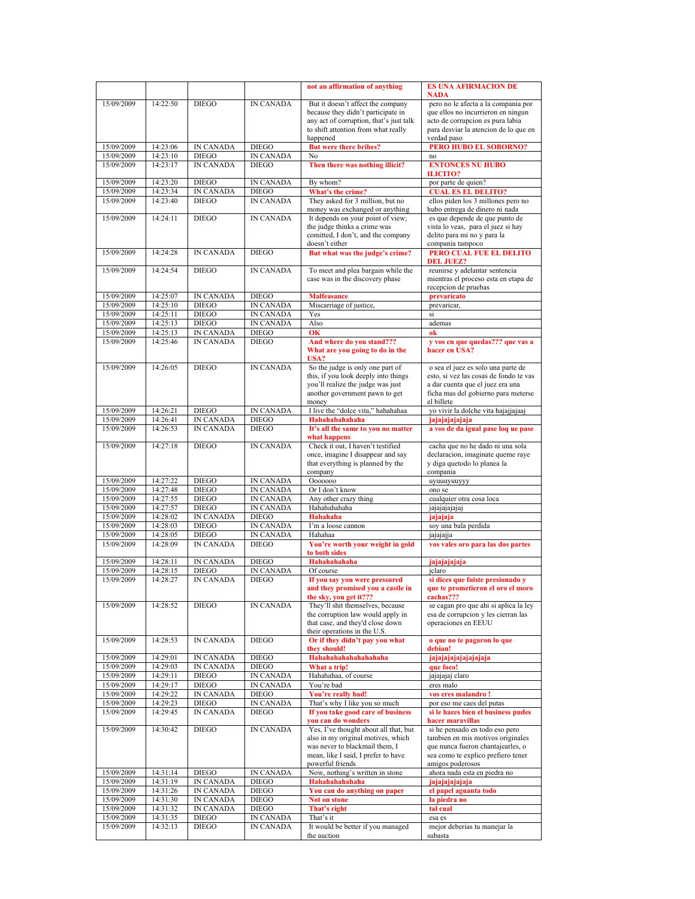|  |  |  |  | **not an affirmation of anything** | **ES UNA AFIRMACION DE NADA** |
|---|---|---|---|---|---|
| 15/09/2009 | 14:22:50 | DIEGO | IN CANADA | But it doesn't affect the company because they didn't participate in any act of corruption, that's just talk to shift attention from what really happened | pero no le afecta a la compania por que ellos no incurrieron en ningun acto de corrupcion es pura labia para desviar la atencion de lo que en verdad paso |
| 15/09/2009 | 14:23:06 | IN CANADA | DIEGO | **But were there bribes?** | **PERO HUBO EL SOBORNO?** |
| 15/09/2009 | 14:23:10 | DIEGO | IN CANADA | No | no |
| 15/09/2009 | 14:23:17 | IN CANADA | DIEGO | **Then there was nothing illicit?** | **ENTONCES NU HUBO ILICITO?** |
| 15/09/2009 | 14:23:20 | DIEGO | IN CANADA | By whom? | por parte de quien? |
| 15/09/2009 | 14:23:34 | IN CANADA | DIEGO | **What's the crime?** | **CUAL ES EL DELITO?** |
| 15/09/2009 | 14:23:40 | DIEGO | IN CANADA | They asked for 3 million, but no money was exchanged or anything | ellos piden los 3 millones pero no hubo entrega de dinero ni nada |
| 15/09/2009 | 14:24:11 | DIEGO | IN CANADA | It depends on your point of view; the judge thinks a crime was comitted, I don't, and the company doesn't either | es que depende de que punto de vista lo veas, para el juez si hay delito para mi no y para la compania tampoco |
| 15/09/2009 | 14:24:28 | IN CANADA | DIEGO | **But what was the judge's crime?** | **PERO CUAL FUE EL DELITO DEL JUEZ?** |
| 15/09/2009 | 14:24:54 | DIEGO | IN CANADA | To meet and plea bargain while the case was in the discovery phase | reunirse y adelantar sentencia mientras el proceso esta en etapa de recepcion de pruebas |
| 15/09/2009 | 14:25:07 | IN CANADA | DIEGO | **Malfeasance** | **prevaricato** |
| 15/09/2009 | 14:25:10 | DIEGO | IN CANADA | Miscarriage of justice, | prevaricar, |
| 15/09/2009 | 14:25:11 | DIEGO | IN CANADA | Yes | si |
| 15/09/2009 | 14:25:13 | DIEGO | IN CANADA | Also | ademas |
| 15/09/2009 | 14:25:13 | IN CANADA | DIEGO | **OK** | **ok** |
| 15/09/2009 | 14:25:46 | IN CANADA | DIEGO | **And where do you stand??? What are you going to do in the USA?** | **y vos en que quedas??? que vas a hacer en USA?** |
| 15/09/2009 | 14:26:05 | DIEGO | IN CANADA | So the judge is only one part of this, if you look deeply into things you'll realize the judge was just another government pawn to get money | o sea el juez es solo una parte de esto, si vez las cosas de fondo te vas a dar cuenta que el juez era una ficha mas del gobierno para meterse el billete |
| 15/09/2009 | 14:26:21 | DIEGO | IN CANADA | I live the "dolce vita," hahahahaa | yo vivir la dolche vita hajajjajaaj |
| 15/09/2009 | 14:26:41 | IN CANADA | DIEGO | **Hahahahahahaha** | **jajajajajajaja** |
| 15/09/2009 | 14:26:53 | IN CANADA | DIEGO | **It's all the same to you no matter what happens** | **a vos de da igual pase loq ue pase** |
| 15/09/2009 | 14:27:18 | DIEGO | IN CANADA | Check it out, I haven't testified once, imagine I disappear and say that everything is planned by the company | cacha que no he dado ni una sola declaracion, imaginate queme raye y diga quetodo lo planea la compania |
| 15/09/2009 | 14:27:22 | DIEGO | IN CANADA | Ooooooo | uyuuuyuuyyy |
| 15/09/2009 | 14:27:48 | DIEGO | IN CANADA | Or I don't know | ono se |
| 15/09/2009 | 14:27:55 | DIEGO | IN CANADA | Any other crazy thing | cualquier otra cosa loca |
| 15/09/2009 | 14:27:57 | DIEGO | IN CANADA | Hahahahahaha | jajajajajajaj |
| 15/09/2009 | 14:28:02 | IN CANADA | DIEGO | **Hahahaha** | **jajajaja** |
| 15/09/2009 | 14:28:03 | DIEGO | IN CANADA | I'm a loose cannon | soy una bala perdida |
| 15/09/2009 | 14:28:05 | DIEGO | IN CANADA | Hahahaa | jajajajja |
| 15/09/2009 | 14:28:09 | IN CANADA | DIEGO | **You're worth your weight in gold to both sides** | **vos vales oro para las dos partes** |
| 15/09/2009 | 14:28:11 | IN CANADA | DIEGO | **Hahahahahaha** | **jajajajajaja** |
| 15/09/2009 | 14:28:15 | DIEGO | IN CANADA | Of course | jclaro |
| 15/09/2009 | 14:28:27 | IN CANADA | DIEGO | **If you say you were pressured and they promised you a castle in the sky, you get it???** | **si dices que fuiste presionado y que te prometieron el oro el moro cachas???** |
| 15/09/2009 | 14:28:52 | DIEGO | IN CANADA | They'll shit themselves, because the corruption law would apply in that case, and they'd close down their operations in the U.S. | se cagan pro que ahi si aplica la ley esa de corrupcion y les cierran las operaciones en EEUU |
| 15/09/2009 | 14:28:53 | IN CANADA | DIEGO | **Or if they didn't pay you what they should!** | **o que no te pagaron lo que debian!** |
| 15/09/2009 | 14:29:01 | IN CANADA | DIEGO | **Hahahahahahahahaha** | **jajajajajajajajaja** |
| 15/09/2009 | 14:29:03 | IN CANADA | DIEGO | **What a trip!** | **que foco!** |
| 15/09/2009 | 14:29:11 | DIEGO | IN CANADA | Hahahahaa, of course | jajajajaj claro |
| 15/09/2009 | 14:29:17 | DIEGO | IN CANADA | You're bad | eres malo |
| 15/09/2009 | 14:29:22 | IN CANADA | DIEGO | **You're really bad!** | **vos eres malandro !** |
| 15/09/2009 | 14:29:23 | DIEGO | IN CANADA | That's why I like you so much | por eso me caes del putas |
| 15/09/2009 | 14:29:45 | IN CANADA | DIEGO | **If you take good care of business you can do wonders** | **si le haces bien el business pudes hacer maravillas** |
| 15/09/2009 | 14:30:42 | DIEGO | IN CANADA | Yes, I've thought about all that, but also in my original motives, which was never to blackmail them, I mean, like I said, I prefer to have powerful friends | si he pensado en todo eso pero tambien en mis motivos originales que nunca fueron chantajearles, o sea como te explico prefiero tener amigos poderosos |
| 15/09/2009 | 14:31:14 | DIEGO | IN CANADA | Now, nothing's written in stone | ahora nada esta en piedra no |
| 15/09/2009 | 14:31:19 | IN CANADA | DIEGO | **Hahahahahahaha** | **jajajajajajaja** |
| 15/09/2009 | 14:31:26 | IN CANADA | DIEGO | **You can do anything on paper** | **el papel aguanta todo** |
| 15/09/2009 | 14:31:30 | IN CANADA | DIEGO | **Not on stone** | **la piedra no** |
| 15/09/2009 | 14:31:32 | IN CANADA | DIEGO | **That's right** | **tal cual** |
| 15/09/2009 | 14:31:35 | DIEGO | IN CANADA | That's it | esa es |
| 15/09/2009 | 14:32:13 | DIEGO | IN CANADA | It would be better if you managed the auction | mejor deberias tu manejar la subasta |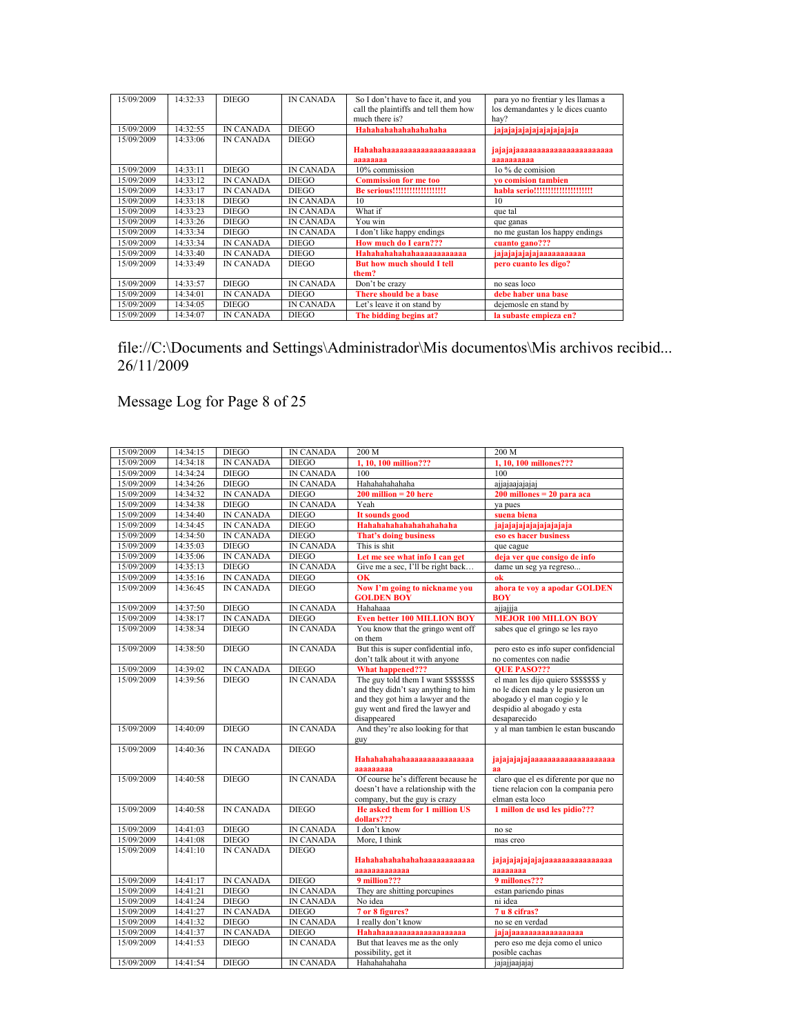| 15/09/2009 | 14:32:33 | DIEGO | IN CANADA | So I don't have to face it, and you call the plaintiffs and tell them how much there is? | para yo no frentiar y les llamas a los demandantes y le dices cuanto hay? |
|---|---|---|---|---|---|
| 15/09/2009 | 14:32:55 | IN CANADA | DIEGO | **Hahahahahahahahaha** | **jajajajajajajajajajaja** |
| 15/09/2009 | 14:33:06 | IN CANADA | DIEGO | **Hahahahaaaaaaaaaaaaaaaaaaaaaaaaaaa** | **jajajajaaaaaaaaaaaaaaaaaaaaaaaaaaaaaaaaa** |
| 15/09/2009 | 14:33:11 | DIEGO | IN CANADA | 10% commission | 1o % de comision |
| 15/09/2009 | 14:33:12 | IN CANADA | DIEGO | **Commission for me too** | **yo comision tambien** |
| 15/09/2009 | 14:33:17 | IN CANADA | DIEGO | **Be serious!!!!!!!!!!!!!!!!!!!** | **habla serio!!!!!!!!!!!!!!!!!!!!!** |
| 15/09/2009 | 14:33:18 | DIEGO | IN CANADA | 10 | 10 |
| 15/09/2009 | 14:33:23 | DIEGO | IN CANADA | What if | que tal |
| 15/09/2009 | 14:33:26 | DIEGO | IN CANADA | You win | que ganas |
| 15/09/2009 | 14:33:34 | DIEGO | IN CANADA | I don't like happy endings | no me gustan los happy endings |
| 15/09/2009 | 14:33:34 | IN CANADA | DIEGO | **How much do I earn???** | **cuanto gano???** |
| 15/09/2009 | 14:33:40 | IN CANADA | DIEGO | **Hahahahahahahaaaaaaaaaaaa** | **jajajajajajajaaaaaaaaaaa** |
| 15/09/2009 | 14:33:49 | IN CANADA | DIEGO | **But how much should I tell them?** | **pero cuanto les digo?** |
| 15/09/2009 | 14:33:57 | DIEGO | IN CANADA | Don't be crazy | no seas loco |
| 15/09/2009 | 14:34:01 | IN CANADA | DIEGO | **There should be a base** | **debe haber una base** |
| 15/09/2009 | 14:34:05 | DIEGO | IN CANADA | Let's leave it on stand by | dejemosle en stand by |
| 15/09/2009 | 14:34:07 | IN CANADA | DIEGO | **The bidding begins at?** | **la subaste empieza en?** |

file://C:\Documents and Settings\Administrador\Mis documentos\Mis archivos recibid... 26/11/2009

Message Log for Page 8 of 25

| 15/09/2009 | 14:34:15 | DIEGO | IN CANADA | 200 M | 200 M |
|---|---|---|---|---|---|
| 15/09/2009 | 14:34:18 | IN CANADA | DIEGO | **1, 10, 100 million???** | **1, 10, 100 millones???** |
| 15/09/2009 | 14:34:24 | DIEGO | IN CANADA | 100 | 100 |
| 15/09/2009 | 14:34:26 | DIEGO | IN CANADA | Hahahahahahaha | ajjajaajajajaj |
| 15/09/2009 | 14:34:32 | IN CANADA | DIEGO | **200 million = 20 here** | **200 millones = 20 para aca** |
| 15/09/2009 | 14:34:38 | DIEGO | IN CANADA | Yeah | ya pues |
| 15/09/2009 | 14:34:40 | IN CANADA | DIEGO | **It sounds good** | **suena biena** |
| 15/09/2009 | 14:34:45 | IN CANADA | DIEGO | **Hahahahahahahahahahaha** | **jajajajajajajajajaja** |
| 15/09/2009 | 14:34:50 | IN CANADA | DIEGO | **That's doing business** | **eso es hacer business** |
| 15/09/2009 | 14:35:03 | DIEGO | IN CANADA | This is shit | que cague |
| 15/09/2009 | 14:35:06 | IN CANADA | DIEGO | **Let me see what info I can get** | **deja ver que consigo de info** |
| 15/09/2009 | 14:35:13 | DIEGO | IN CANADA | Give me a sec, I'll be right back… | dame un seg ya regreso... |
| 15/09/2009 | 14:35:16 | IN CANADA | DIEGO | **OK** | **ok** |
| 15/09/2009 | 14:36:45 | IN CANADA | DIEGO | **Now I'm going to nickname you GOLDEN BOY** | **ahora te voy a apodar GOLDEN BOY** |
| 15/09/2009 | 14:37:50 | DIEGO | IN CANADA | Hahahaaa | ajjajjja |
| 15/09/2009 | 14:38:17 | IN CANADA | DIEGO | **Even better 100 MILLION BOY** | **MEJOR 100 MILLON BOY** |
| 15/09/2009 | 14:38:34 | DIEGO | IN CANADA | You know that the gringo went off on them | sabes que el gringo se les rayo |
| 15/09/2009 | 14:38:50 | DIEGO | IN CANADA | But this is super confidential info, don't talk about it with anyone | pero esto es info super confidencial no comentes con nadie |
| 15/09/2009 | 14:39:02 | IN CANADA | DIEGO | **What happened???** | **QUE PASO???** |
| 15/09/2009 | 14:39:56 | DIEGO | IN CANADA | The guy told them I want $$$$$$$ and they didn't say anything to him and they got him a lawyer and the guy went and fired the lawyer and disappeared | el man les dijo quiero $$$$$$$ y no le dicen nada y le pusieron un abogado y el man cogio y le despidio al abogado y esta desaparecido |
| 15/09/2009 | 14:40:09 | DIEGO | IN CANADA | And they're also looking for that guy | y al man tambien le estan buscando |
| 15/09/2009 | 14:40:36 | IN CANADA | DIEGO | **Hahahahahahaaaaaaaaaaaaaaaaaaaaaaa** | **jajajajajajaaaaaaaaaaaaaaaaaaaaaa** |
| 15/09/2009 | 14:40:58 | DIEGO | IN CANADA | Of course he's different because he doesn't have a relationship with the company, but the guy is crazy | claro que el es diferente por que no tiene relacion con la compania pero elman esta loco |
| 15/09/2009 | 14:40:58 | IN CANADA | DIEGO | **He asked them for 1 million US dollars???** | **1 millon de usd les pidio???** |
| 15/09/2009 | 14:41:03 | DIEGO | IN CANADA | I don't know | no se |
| 15/09/2009 | 14:41:08 | DIEGO | IN CANADA | More, I think | mas creo |
| 15/09/2009 | 14:41:10 | IN CANADA | DIEGO | **Hahahahahahahahaaaaaaaaaaaaaaaaaaaaaa** | **jajajajajajajajaaaaaaaaaaaaaaaaaaaaaaa** |
| 15/09/2009 | 14:41:17 | IN CANADA | DIEGO | **9 million???** | **9 millones???** |
| 15/09/2009 | 14:41:21 | DIEGO | IN CANADA | They are shitting porcupines | estan pariendo pinas |
| 15/09/2009 | 14:41:24 | DIEGO | IN CANADA | No idea | ni idea |
| 15/09/2009 | 14:41:27 | IN CANADA | DIEGO | **7 or 8 figures?** | **7 u 8 cifras?** |
| 15/09/2009 | 14:41:32 | DIEGO | IN CANADA | I really don't know | no se en verdad |
| 15/09/2009 | 14:41:37 | IN CANADA | DIEGO | **Hahahaaaaaaaaaaaaaaaaaaa** | **jajajaaaaaaaaaaaaaaaaaa** |
| 15/09/2009 | 14:41:53 | DIEGO | IN CANADA | But that leaves me as the only possibility, get it | pero eso me deja como el unico posible cachas |
| 15/09/2009 | 14:41:54 | DIEGO | IN CANADA | Hahahahahaha | jajajjaajajaj |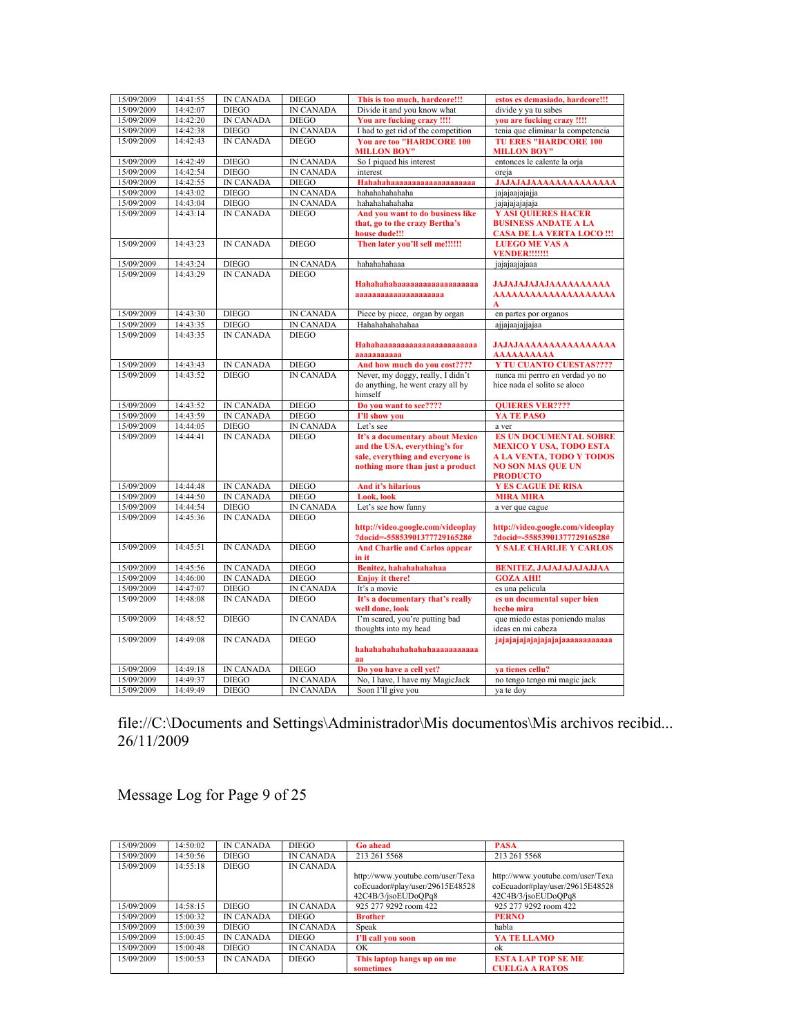| | | | | | |
|---|---|---|---|---|---|
| 15/09/2009 | 14:41:55 | IN CANADA | DIEGO | **This is too much, hardcore!!!** | **estos es demasiado, hardcore!!!** |
| 15/09/2009 | 14:42:07 | DIEGO | IN CANADA | Divide it and you know what | divide y ya tu sabes |
| 15/09/2009 | 14:42:20 | IN CANADA | DIEGO | **You are fucking crazy !!!!** | **you are fucking crazy !!!!** |
| 15/09/2009 | 14:42:38 | DIEGO | IN CANADA | I had to get rid of the competition | tenia que eliminar la competencia |
| 15/09/2009 | 14:42:43 | IN CANADA | DIEGO | **You are too "HARDCORE 100 MILLON BOY"** | **TU ERES "HARDCORE 100 MILLON BOY"** |
| 15/09/2009 | 14:42:49 | DIEGO | IN CANADA | So I piqued his interest | entonces le calente la orja |
| 15/09/2009 | 14:42:54 | DIEGO | IN CANADA | interest | oreja |
| 15/09/2009 | 14:42:55 | IN CANADA | DIEGO | **Hahahahaaaaaaaaaaaaaaaaaaaaa** | **JAJAJAJAAAAAAAAAAAAAAAA** |
| 15/09/2009 | 14:43:02 | DIEGO | IN CANADA | hahahahahahaha | jajajaajajajja |
| 15/09/2009 | 14:43:04 | DIEGO | IN CANADA | hahahahahahaha | jajajajajajaja |
| 15/09/2009 | 14:43:14 | IN CANADA | DIEGO | **And you want to do business like that, go to the crazy Bertha's house dude!!!** | **Y ASI QUIERES HACER BUSINESS ANDATE A LA CASA DE LA VERTA LOCO !!!** |
| 15/09/2009 | 14:43:23 | IN CANADA | DIEGO | **Then later you'll sell me!!!!!!** | **LUEGO ME VAS A VENDER!!!!!!!** |
| 15/09/2009 | 14:43:24 | DIEGO | IN CANADA | hahahahahaaa | jajajaajajaaa |
| 15/09/2009 | 14:43:29 | IN CANADA | DIEGO | **Hahahahahaaaaaaaaaaaaaaaaaaaaaaaaaaaaaaaaaaaaaaaaaaa** | **JAJAJAJAJAJAAAAAAAAAAAAAAAAAAAAAAAAAAAAAAAA** |
| 15/09/2009 | 14:43:30 | DIEGO | IN CANADA | Piece by piece, organ by organ | en partes por organos |
| 15/09/2009 | 14:43:35 | DIEGO | IN CANADA | Hahahahahahahaa | ajjajaajajjajaa |
| 15/09/2009 | 14:43:35 | IN CANADA | DIEGO | **Hahahaaaaaaaaaaaaaaaaaaaaaaaaaaaaaaaaaa** | **JAJAJAAAAAAAAAAAAAAAAAAAAAAAAAA** |
| 15/09/2009 | 14:43:43 | IN CANADA | DIEGO | **And how much do you cost????** | **Y TU CUANTO CUESTAS????** |
| 15/09/2009 | 14:43:52 | DIEGO | IN CANADA | Never, my doggy, really, I didn't do anything, he went crazy all by himself | nunca mi perrro en verdad yo no hice nada el solito se aloco |
| 15/09/2009 | 14:43:52 | IN CANADA | DIEGO | **Do you want to see????** | **QUIERES VER????** |
| 15/09/2009 | 14:43:59 | IN CANADA | DIEGO | **I'll show you** | **YA TE PASO** |
| 15/09/2009 | 14:44:05 | DIEGO | IN CANADA | Let's see | a ver |
| 15/09/2009 | 14:44:41 | IN CANADA | DIEGO | **It's a documentary about Mexico and the USA, everything's for sale, everything and everyone is nothing more than just a product** | **ES UN DOCUMENTAL SOBRE MEXICO Y USA, TODO ESTA A LA VENTA, TODO Y TODOS NO SON MAS QUE UN PRODUCTO** |
| 15/09/2009 | 14:44:48 | IN CANADA | DIEGO | **And it's hilarious** | **Y ES CAGUE DE RISA** |
| 15/09/2009 | 14:44:50 | IN CANADA | DIEGO | **Look, look** | **MIRA MIRA** |
| 15/09/2009 | 14:44:54 | DIEGO | IN CANADA | Let's see how funny | a ver que cague |
| 15/09/2009 | 14:45:36 | IN CANADA | DIEGO | **http://video.google.com/videoplay?docid=-5585390137772916528#** | **http://video.google.com/videoplay?docid=-5585390137772916528#** |
| 15/09/2009 | 14:45:51 | IN CANADA | DIEGO | **And Charlie and Carlos appear in it** | **Y SALE CHARLIE Y CARLOS** |
| 15/09/2009 | 14:45:56 | IN CANADA | DIEGO | **Benitez, hahahahahahaa** | **BENITEZ, JAJAJAJAJAJJAA** |
| 15/09/2009 | 14:46:00 | IN CANADA | DIEGO | **Enjoy it there!** | **GOZA AHI!** |
| 15/09/2009 | 14:47:07 | DIEGO | IN CANADA | It's a movie | es una pelicula |
| 15/09/2009 | 14:48:08 | IN CANADA | DIEGO | **It's a documentary that's really well done, look** | **es un documental super bien hecho mira** |
| 15/09/2009 | 14:48:52 | DIEGO | IN CANADA | I'm scared, you're putting bad thoughts into my head | que miedo estas poniendo malas ideas en mi cabeza |
| 15/09/2009 | 14:49:08 | IN CANADA | DIEGO | **hahahahahahahahahaaaaaaaaaaaaa** | **jajajajajajajajajajaaaaaaaaaaaa** |
| 15/09/2009 | 14:49:18 | IN CANADA | DIEGO | **Do you have a cell yet?** | **ya tienes cellu?** |
| 15/09/2009 | 14:49:37 | DIEGO | IN CANADA | No, I have, I have my MagicJack | no tengo tengo mi magic jack |
| 15/09/2009 | 14:49:49 | DIEGO | IN CANADA | Soon I'll give you | ya te doy |

file://C:\Documents and Settings\Administrador\Mis documentos\Mis archivos recibid... 26/11/2009

Message Log for Page 9 of 25

| | | | | | |
|---|---|---|---|---|---|
| 15/09/2009 | 14:50:02 | IN CANADA | DIEGO | **Go ahead** | **PASA** |
| 15/09/2009 | 14:50:56 | DIEGO | IN CANADA | 213 261 5568 | 213 261 5568 |
| 15/09/2009 | 14:55:18 | DIEGO | IN CANADA | http://www.youtube.com/user/TexacoEcuador#play/user/29615E4852842C4B/3/jsoEUDoQPq8 | http://www.youtube.com/user/TexacoEcuador#play/user/29615E4852842C4B/3/jsoEUDoQPq8 |
| 15/09/2009 | 14:58:15 | DIEGO | IN CANADA | 925 277 9292 room 422 | 925 277 9292 room 422 |
| 15/09/2009 | 15:00:32 | IN CANADA | DIEGO | **Brother** | **PERNO** |
| 15/09/2009 | 15:00:39 | DIEGO | IN CANADA | Speak | habla |
| 15/09/2009 | 15:00:45 | IN CANADA | DIEGO | **I'll call you soon** | **YA TE LLAMO** |
| 15/09/2009 | 15:00:48 | DIEGO | IN CANADA | OK | ok |
| 15/09/2009 | 15:00:53 | IN CANADA | DIEGO | **This laptop hangs up on me sometimes** | **ESTA LAP TOP SE ME CUELGA A RATOS** |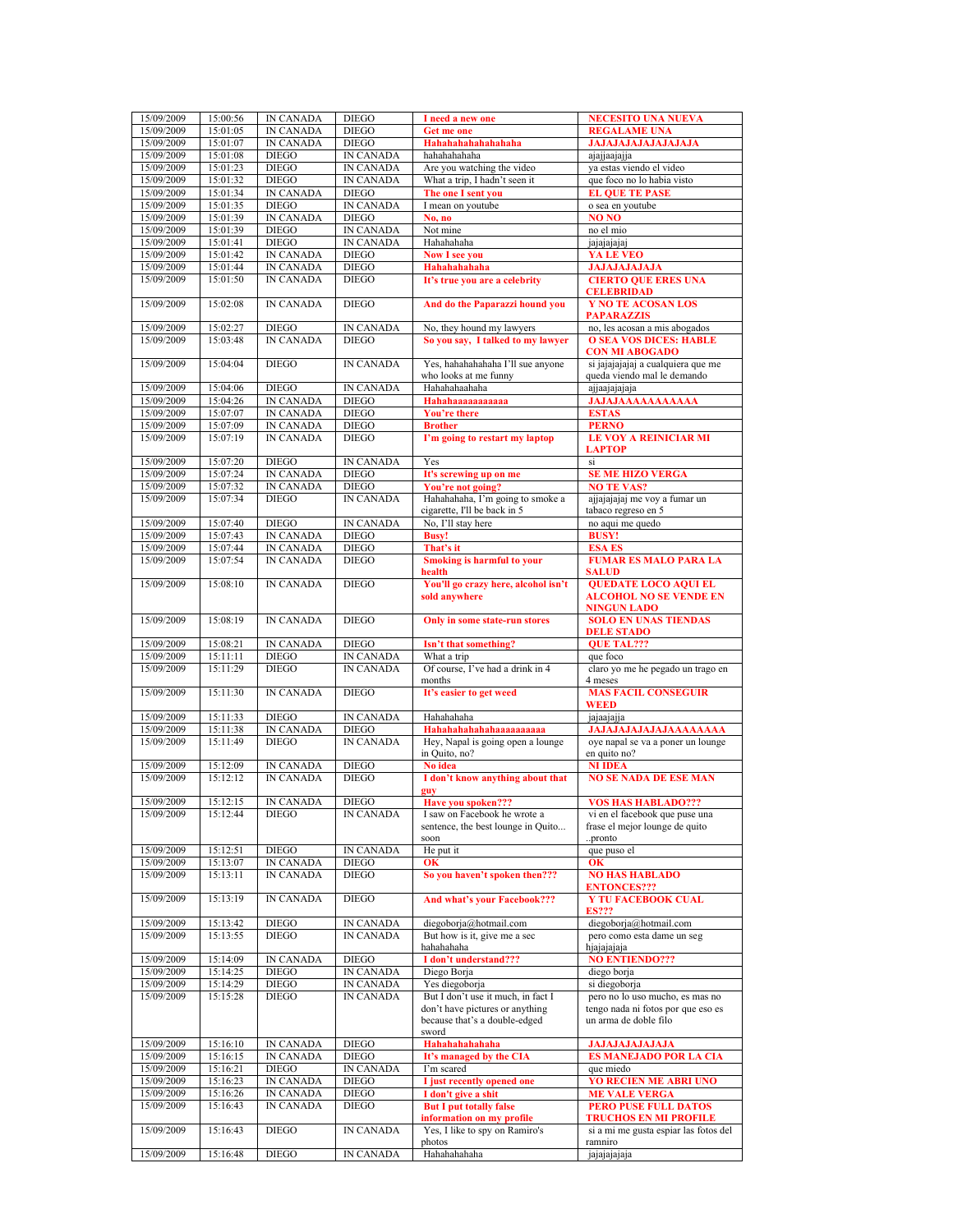| 15/09/2009 | 15:00:56 | IN CANADA | DIEGO | **I need a new one** | **NECESITO UNA NUEVA** |
|---|---|---|---|---|---|
| 15/09/2009 | 15:01:05 | IN CANADA | DIEGO | **Get me one** | **REGALAME UNA** |
| 15/09/2009 | 15:01:07 | IN CANADA | DIEGO | **Hahahahahahahahaha** | **JAJAJAJAJAJAJAJA** |
| 15/09/2009 | 15:01:08 | DIEGO | IN CANADA | hahahahahaha | ajajjaajajja |
| 15/09/2009 | 15:01:23 | DIEGO | IN CANADA | Are you watching the video | ya estas viendo el video |
| 15/09/2009 | 15:01:32 | DIEGO | IN CANADA | What a trip, I hadn't seen it | que foco no lo habia visto |
| 15/09/2009 | 15:01:34 | IN CANADA | DIEGO | **The one I sent you** | **EL QUE TE PASE** |
| 15/09/2009 | 15:01:35 | DIEGO | IN CANADA | I mean on youtube | o sea en youtube |
| 15/09/2009 | 15:01:39 | IN CANADA | DIEGO | **No, no** | **NO NO** |
| 15/09/2009 | 15:01:39 | DIEGO | IN CANADA | Not mine | no el mio |
| 15/09/2009 | 15:01:41 | DIEGO | IN CANADA | Hahahahaha | jajajajajaj |
| 15/09/2009 | 15:01:42 | IN CANADA | DIEGO | **Now I see you** | **YA LE VEO** |
| 15/09/2009 | 15:01:44 | IN CANADA | DIEGO | **Hahahahahaha** | **JAJAJAJAJAJA** |
| 15/09/2009 | 15:01:50 | IN CANADA | DIEGO | **It's true you are a celebrity** | **CIERTO QUE ERES UNA CELEBRIDAD** |
| 15/09/2009 | 15:02:08 | IN CANADA | DIEGO | **And do the Paparazzi hound you** | **Y NO TE ACOSAN LOS PAPARAZZIS** |
| 15/09/2009 | 15:02:27 | DIEGO | IN CANADA | No, they hound my lawyers | no, les acosan a mis abogados |
| 15/09/2009 | 15:03:48 | IN CANADA | DIEGO | **So you say, I talked to my lawyer** | **O SEA VOS DICES: HABLE CON MI ABOGADO** |
| 15/09/2009 | 15:04:04 | DIEGO | IN CANADA | Yes, hahahahahaha I'll sue anyone who looks at me funny | si jajajajajaj a cualquiera que me queda viendo mal le demando |
| 15/09/2009 | 15:04:06 | DIEGO | IN CANADA | Hahahahaahaha | ajjaajajajaja |
| 15/09/2009 | 15:04:26 | IN CANADA | DIEGO | **Hahahaaaaaaaaaaa** | **JAJAJAAAAAAAAAAAA** |
| 15/09/2009 | 15:07:07 | IN CANADA | DIEGO | **You're there** | **ESTAS** |
| 15/09/2009 | 15:07:09 | IN CANADA | DIEGO | **Brother** | **PERNO** |
| 15/09/2009 | 15:07:19 | IN CANADA | DIEGO | **I'm going to restart my laptop** | **LE VOY A REINICIAR MI LAPTOP** |
| 15/09/2009 | 15:07:20 | DIEGO | IN CANADA | Yes | si |
| 15/09/2009 | 15:07:24 | IN CANADA | DIEGO | **It's screwing up on me** | **SE ME HIZO VERGA** |
| 15/09/2009 | 15:07:32 | IN CANADA | DIEGO | **You're not going?** | **NO TE VAS?** |
| 15/09/2009 | 15:07:34 | DIEGO | IN CANADA | Hahahahaha, I'm going to smoke a cigarette, I'll be back in 5 | ajjajajajaj me voy a fumar un tabaco regreso en 5 |
| 15/09/2009 | 15:07:40 | DIEGO | IN CANADA | No, I'll stay here | no aqui me quedo |
| 15/09/2009 | 15:07:43 | IN CANADA | DIEGO | **Busy!** | **BUSY!** |
| 15/09/2009 | 15:07:44 | IN CANADA | DIEGO | **That's it** | **ESA ES** |
| 15/09/2009 | 15:07:54 | IN CANADA | DIEGO | **Smoking is harmful to your health** | **FUMAR ES MALO PARA LA SALUD** |
| 15/09/2009 | 15:08:10 | IN CANADA | DIEGO | **You'll go crazy here, alcohol isn't sold anywhere** | **QUEDATE LOCO AQUI EL ALCOHOL NO SE VENDE EN NINGUN LADO** |
| 15/09/2009 | 15:08:19 | IN CANADA | DIEGO | **Only in some state-run stores** | **SOLO EN UNAS TIENDAS DELE STADO** |
| 15/09/2009 | 15:08:21 | IN CANADA | DIEGO | **Isn't that something?** | **QUE TAL???** |
| 15/09/2009 | 15:11:11 | DIEGO | IN CANADA | What a trip | que foco |
| 15/09/2009 | 15:11:29 | DIEGO | IN CANADA | Of course, I've had a drink in 4 months | claro yo me he pegado un trago en 4 meses |
| 15/09/2009 | 15:11:30 | IN CANADA | DIEGO | **It's easier to get weed** | **MAS FACIL CONSEGUIR WEED** |
| 15/09/2009 | 15:11:33 | DIEGO | IN CANADA | Hahahahaha | jajaajajja |
| 15/09/2009 | 15:11:38 | IN CANADA | DIEGO | **Hahahahahahahaaaaaaaaa** | **JAJAJAJAJAJAJAAAAAAAA** |
| 15/09/2009 | 15:11:49 | DIEGO | IN CANADA | Hey, Napal is going open a lounge in Quito, no? | oye napal se va a poner un lounge en quito no? |
| 15/09/2009 | 15:12:09 | IN CANADA | DIEGO | **No idea** | **NI IDEA** |
| 15/09/2009 | 15:12:12 | IN CANADA | DIEGO | **I don't know anything about that guy** | **NO SE NADA DE ESE MAN** |
| 15/09/2009 | 15:12:15 | IN CANADA | DIEGO | **Have you spoken???** | **VOS HAS HABLADO???** |
| 15/09/2009 | 15:12:44 | DIEGO | IN CANADA | I saw on Facebook he wrote a sentence, the best lounge in Quito... soon | vi en el facebook que puse una frase el mejor lounge de quito ..pronto |
| 15/09/2009 | 15:12:51 | DIEGO | IN CANADA | He put it | que puso el |
| 15/09/2009 | 15:13:07 | IN CANADA | DIEGO | **OK** | **OK** |
| 15/09/2009 | 15:13:11 | IN CANADA | DIEGO | **So you haven't spoken then???** | **NO HAS HABLADO ENTONCES???** |
| 15/09/2009 | 15:13:19 | IN CANADA | DIEGO | **And what's your Facebook???** | **Y TU FACEBOOK CUAL ES???** |
| 15/09/2009 | 15:13:42 | DIEGO | IN CANADA | diegoborja@hotmail.com | diegoborja@hotmail.com |
| 15/09/2009 | 15:13:55 | DIEGO | IN CANADA | But how is it, give me a sec hahahahaha | pero como esta dame un seg hjajajajaja |
| 15/09/2009 | 15:14:09 | IN CANADA | DIEGO | **I don't understand???** | **NO ENTIENDO???** |
| 15/09/2009 | 15:14:25 | DIEGO | IN CANADA | Diego Borja | diego borja |
| 15/09/2009 | 15:14:29 | DIEGO | IN CANADA | Yes diegoborja | si diegoborja |
| 15/09/2009 | 15:15:28 | DIEGO | IN CANADA | But I don't use it much, in fact I don't have pictures or anything because that's a double-edged sword | pero no lo uso mucho, es mas no tengo nada ni fotos por que eso es un arma de doble filo |
| 15/09/2009 | 15:16:10 | IN CANADA | DIEGO | **Hahahahahahaha** | **JAJAJAJAJAJA** |
| 15/09/2009 | 15:16:15 | IN CANADA | DIEGO | **It's managed by the CIA** | **ES MANEJADO POR LA CIA** |
| 15/09/2009 | 15:16:21 | DIEGO | IN CANADA | I'm scared | que miedo |
| 15/09/2009 | 15:16:23 | IN CANADA | DIEGO | **I just recently opened one** | **YO RECIEN ME ABRI UNO** |
| 15/09/2009 | 15:16:26 | IN CANADA | DIEGO | **I don't give a shit** | **ME VALE VERGA** |
| 15/09/2009 | 15:16:43 | IN CANADA | DIEGO | **But I put totally false information on my profile** | **PERO PUSE FULL DATOS TRUCHOS EN MI PROFILE** |
| 15/09/2009 | 15:16:43 | DIEGO | IN CANADA | Yes, I like to spy on Ramiro's photos | si a mi me gusta espiar las fotos del ramniro |
| 15/09/2009 | 15:16:48 | DIEGO | IN CANADA | Hahahahahaha | jajajajajaja |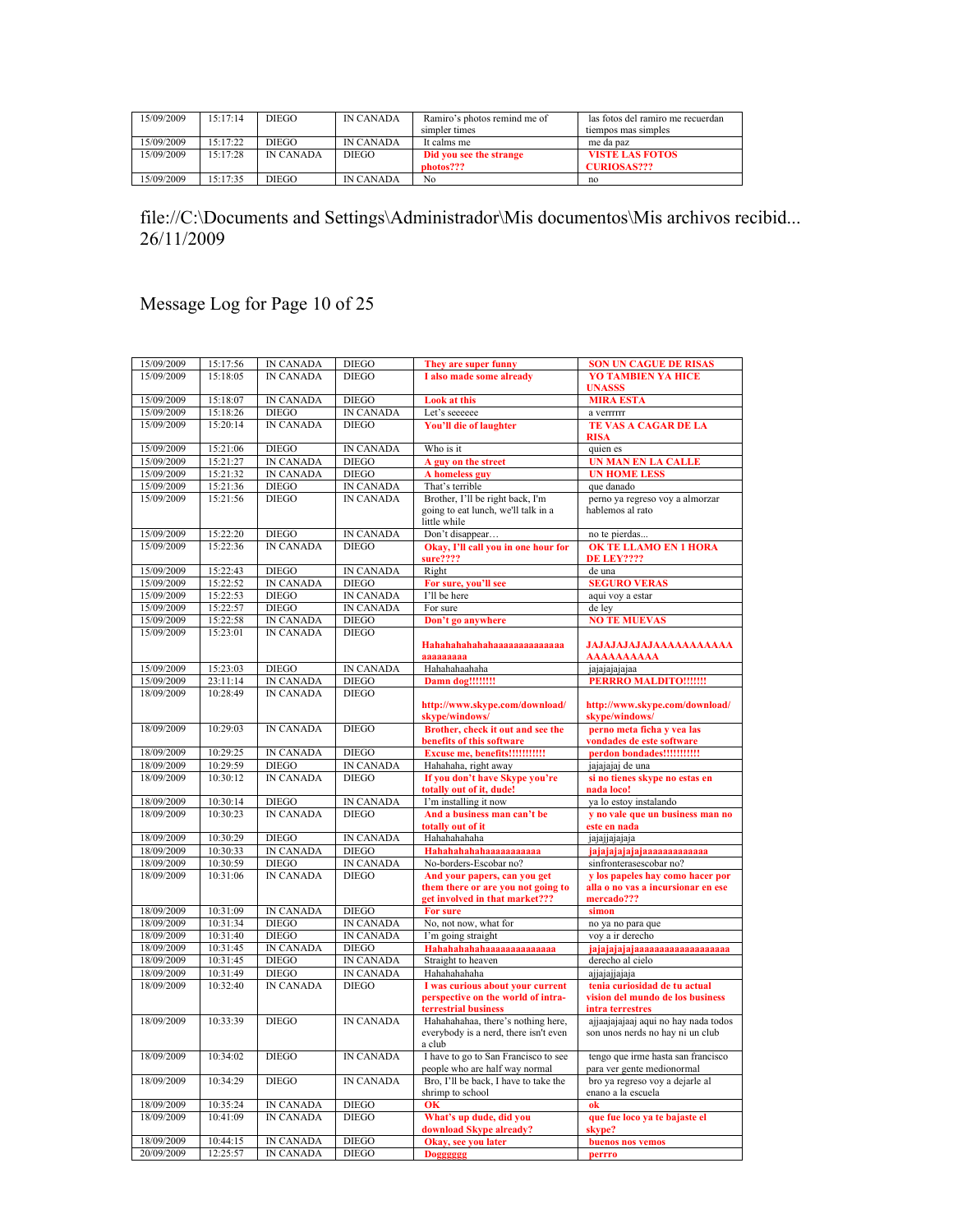| 15/09/2009 | 15:17:14 | DIEGO | IN CANADA | Ramiro's photos remind me of simpler times | las fotos del ramiro me recuerdan tiempos mas simples |
|---|---|---|---|---|---|
| 15/09/2009 | 15:17:22 | DIEGO | IN CANADA | It calms me | me da paz |
| 15/09/2009 | 15:17:28 | IN CANADA | DIEGO | **Did you see the strange photos???** | **VISTE LAS FOTOS CURIOSAS???** |
| 15/09/2009 | 15:17:35 | DIEGO | IN CANADA | No | no |

file://C:\Documents and Settings\Administrador\Mis documentos\Mis archivos recibid... 26/11/2009

Message Log for Page 10 of 25

| 15/09/2009 | 15:17:56 | IN CANADA | DIEGO | **They are super funny** | **SON UN CAGUE DE RISAS** |
|---|---|---|---|---|---|
| 15/09/2009 | 15:18:05 | IN CANADA | DIEGO | **I also made some already** | **YO TAMBIEN YA HICE UNASSS** |
| 15/09/2009 | 15:18:07 | IN CANADA | DIEGO | **Look at this** | **MIRA ESTA** |
| 15/09/2009 | 15:18:26 | DIEGO | IN CANADA | Let's seeeeee | a verrrrrr |
| 15/09/2009 | 15:20:14 | IN CANADA | DIEGO | **You'll die of laughter** | **TE VAS A CAGAR DE LA RISA** |
| 15/09/2009 | 15:21:06 | DIEGO | IN CANADA | Who is it | quien es |
| 15/09/2009 | 15:21:27 | IN CANADA | DIEGO | **A guy on the street** | **UN MAN EN LA CALLE** |
| 15/09/2009 | 15:21:32 | IN CANADA | DIEGO | **A homeless guy** | **UN HOME LESS** |
| 15/09/2009 | 15:21:36 | DIEGO | IN CANADA | That's terrible | que danado |
| 15/09/2009 | 15:21:56 | DIEGO | IN CANADA | Brother, I'll be right back, I'm going to eat lunch, we'll talk in a little while | perno ya regreso voy a almorzar hablemos al rato |
| 15/09/2009 | 15:22:20 | DIEGO | IN CANADA | Don't disappear… | no te pierdas… |
| 15/09/2009 | 15:22:36 | IN CANADA | DIEGO | **Okay, I'll call you in one hour for sure????** | **OK TE LLAMO EN 1 HORA DE LEY????** |
| 15/09/2009 | 15:22:43 | DIEGO | IN CANADA | Right | de una |
| 15/09/2009 | 15:22:52 | IN CANADA | DIEGO | **For sure, you'll see** | **SEGURO VERAS** |
| 15/09/2009 | 15:22:53 | DIEGO | IN CANADA | I'll be here | aqui voy a estar |
| 15/09/2009 | 15:22:57 | DIEGO | IN CANADA | For sure | de ley |
| 15/09/2009 | 15:22:58 | IN CANADA | DIEGO | **Don't go anywhere** | **NO TE MUEVAS** |
| 15/09/2009 | 15:23:01 | IN CANADA | DIEGO | **Hahahahahahahaaaaaaaaaaaaaa aaaaaaaaa** | **JAJAJAJAJAJAAAAAAAAAAA AAAAAAAAAA** |
| 15/09/2009 | 15:23:03 | DIEGO | IN CANADA | Hahahahaahaha | jajajajajajaa |
| 15/09/2009 | 23:11:14 | IN CANADA | DIEGO | **Damn dog!!!!!!!!** | **PERRRO MALDITO!!!!!!!** |
| 18/09/2009 | 10:28:49 | IN CANADA | DIEGO | **http://www.skype.com/download/skype/windows/** | **http://www.skype.com/download/skype/windows/** |
| 18/09/2009 | 10:29:03 | IN CANADA | DIEGO | **Brother, check it out and see the benefits of this software** | **perno meta ficha y vea las vondades de este software** |
| 18/09/2009 | 10:29:25 | IN CANADA | DIEGO | **Excuse me, benefits!!!!!!!!!!!** | **perdon bondades!!!!!!!!!!!** |
| 18/09/2009 | 10:29:59 | DIEGO | IN CANADA | Hahahaha, right away | jajajajaj de una |
| 18/09/2009 | 10:30:12 | IN CANADA | DIEGO | **If you don't have Skype you're totally out of it, dude!** | **si no tienes skype no estas en nada loco!** |
| 18/09/2009 | 10:30:14 | DIEGO | IN CANADA | I'm installing it now | ya lo estoy instalando |
| 18/09/2009 | 10:30:23 | IN CANADA | DIEGO | **And a business man can't be totally out of it** | **y no vale que un business man no este en nada** |
| 18/09/2009 | 10:30:29 | DIEGO | IN CANADA | Hahahahahaha | jajajjajajaja |
| 18/09/2009 | 10:30:33 | IN CANADA | DIEGO | **Hahahahahahaaaaaaaaaaa** | **jajajajajajajaaaaaaaaaaaaa** |
| 18/09/2009 | 10:30:59 | DIEGO | IN CANADA | No-borders-Escobar no? | sinfronterasescobar no? |
| 18/09/2009 | 10:31:06 | IN CANADA | DIEGO | **And your papers, can you get them there or are you not going to get involved in that market???** | **y los papeles hay como hacer por alla o no vas a incursionar en ese mercado???** |
| 18/09/2009 | 10:31:09 | IN CANADA | DIEGO | **For sure** | **simon** |
| 18/09/2009 | 10:31:34 | DIEGO | IN CANADA | No, not now, what for | no ya no para que |
| 18/09/2009 | 10:31:40 | DIEGO | IN CANADA | I'm going straight | voy a ir derecho |
| 18/09/2009 | 10:31:45 | IN CANADA | DIEGO | **Hahahahahahaaaaaaaaaaaaaa** | **jajajajajajaaaaaaaaaaaaaaaaaaa** |
| 18/09/2009 | 10:31:45 | DIEGO | IN CANADA | Straight to heaven | derecho al cielo |
| 18/09/2009 | 10:31:49 | DIEGO | IN CANADA | Hahahahahaha | ajjajajjajaja |
| 18/09/2009 | 10:32:40 | IN CANADA | DIEGO | **I was curious about your current perspective on the world of intra-terrestrial business** | **tenia curiosidad de tu actual vision del mundo de los business intra terrestres** |
| 18/09/2009 | 10:33:39 | DIEGO | IN CANADA | Hahahahahaa, there's nothing here, everybody is a nerd, there isn't even a club | ajjaajajajaaj aqui no hay nada todos son unos nerds no hay ni un club |
| 18/09/2009 | 10:34:02 | DIEGO | IN CANADA | I have to go to San Francisco to see people who are half way normal | tengo que irme hasta san francisco para ver gente medionormal |
| 18/09/2009 | 10:34:29 | DIEGO | IN CANADA | Bro, I'll be back, I have to take the shrimp to school | bro ya regreso voy a dejarle al enano a la escuela |
| 18/09/2009 | 10:35:24 | IN CANADA | DIEGO | **OK** | **ok** |
| 18/09/2009 | 10:41:09 | IN CANADA | DIEGO | **What's up dude, did you download Skype already?** | **que fue loco ya te bajaste el skype?** |
| 18/09/2009 | 10:44:15 | IN CANADA | DIEGO | **Okay, see you later** | **buenos nos vemos** |
| 20/09/2009 | 12:25:57 | IN CANADA | DIEGO | **Dogggggg** | **perro** |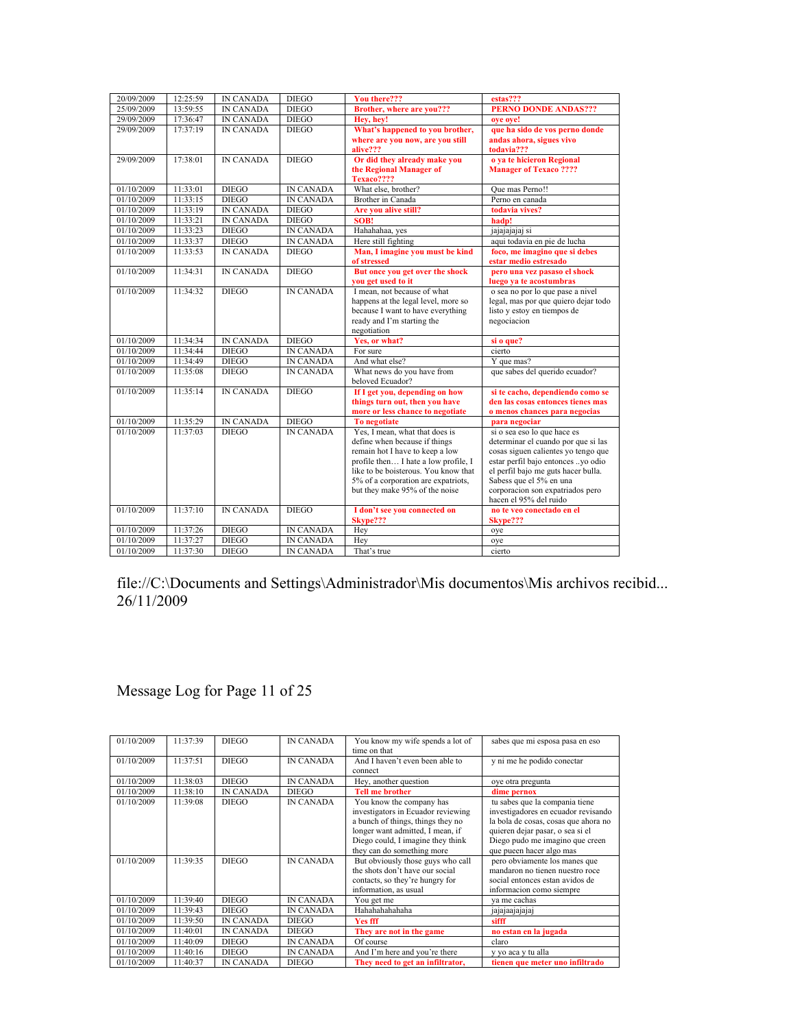| | | | | | |
|---|---|---|---|---|---|
| 20/09/2009 | 12:25:59 | IN CANADA | DIEGO | **You there???** | **estas???** |
| 25/09/2009 | 13:59:55 | IN CANADA | DIEGO | **Brother, where are you???** | **PERNO DONDE ANDAS???** |
| 29/09/2009 | 17:36:47 | IN CANADA | DIEGO | **Hey, hey!** | **oye oye!** |
| 29/09/2009 | 17:37:19 | IN CANADA | DIEGO | **What's happened to you brother, where are you now, are you still alive???** | **que ha sido de vos perno donde andas ahora, sigues vivo todavia???** |
| 29/09/2009 | 17:38:01 | IN CANADA | DIEGO | **Or did they already make you the Regional Manager of Texaco????** | **o ya te hicieron Regional Manager of Texaco ????** |
| 01/10/2009 | 11:33:01 | DIEGO | IN CANADA | What else, brother? | Que mas Perno!! |
| 01/10/2009 | 11:33:15 | DIEGO | IN CANADA | Brother in Canada | Perno en canada |
| 01/10/2009 | 11:33:19 | IN CANADA | DIEGO | **Are you alive still?** | **todavia vives?** |
| 01/10/2009 | 11:33:21 | IN CANADA | DIEGO | **SOB!** | **hadp!** |
| 01/10/2009 | 11:33:23 | DIEGO | IN CANADA | Hahahahaa, yes | jajajajajaj si |
| 01/10/2009 | 11:33:37 | DIEGO | IN CANADA | Here still fighting | aqui todavia en pie de lucha |
| 01/10/2009 | 11:33:53 | IN CANADA | DIEGO | **Man, I imagine you must be kind of stressed** | **foco, me imagino que si debes estar medio estresado** |
| 01/10/2009 | 11:34:31 | IN CANADA | DIEGO | **But once you get over the shock you get used to it** | **pero una vez pasaso el shock luego ya te acostumbras** |
| 01/10/2009 | 11:34:32 | DIEGO | IN CANADA | I mean, not because of what happens at the legal level, more so because I want to have everything ready and I'm starting the negotiation | o sea no por lo que pase a nivel legal, mas por que quiero dejar todo listo y estoy en tiempos de negociacion |
| 01/10/2009 | 11:34:34 | IN CANADA | DIEGO | **Yes, or what?** | **si o que?** |
| 01/10/2009 | 11:34:44 | DIEGO | IN CANADA | For sure | cierto |
| 01/10/2009 | 11:34:49 | DIEGO | IN CANADA | And what else? | Y que mas? |
| 01/10/2009 | 11:35:08 | DIEGO | IN CANADA | What news do you have from beloved Ecuador? | que sabes del querido ecuador? |
| 01/10/2009 | 11:35:14 | IN CANADA | DIEGO | **If I get you, depending on how things turn out, then you have more or less chance to negotiate** | **si te cacho, dependiendo como se den las cosas entonces tienes mas o menos chances para negocias** |
| 01/10/2009 | 11:35:29 | IN CANADA | DIEGO | **To negotiate** | **para negociar** |
| 01/10/2009 | 11:37:03 | DIEGO | IN CANADA | Yes, I mean, what that does is define when because if things remain hot I have to keep a low profile then… I hate a low profile, I like to be boisterous. You know that 5% of a corporation are expatriots, but they make 95% of the noise | si o sea eso lo que hace es determinar el cuando por que si las cosas siguen calientes yo tengo que estar perfil bajo entonces ..yo odio el perfil bajo me guts hacer bulla. Sabess que el 5% en una corporacion son expatriados pero hacen el 95% del ruido |
| 01/10/2009 | 11:37:10 | IN CANADA | DIEGO | **I don't see you connected on Skype???** | **no te veo conectado en el Skype???** |
| 01/10/2009 | 11:37:26 | DIEGO | IN CANADA | Hey | oye |
| 01/10/2009 | 11:37:27 | DIEGO | IN CANADA | Hey | oye |
| 01/10/2009 | 11:37:30 | DIEGO | IN CANADA | That's true | cierto |

file://C:\Documents and Settings\Administrador\Mis documentos\Mis archivos recibid... 26/11/2009

Message Log for Page 11 of 25

| | | | | | |
|---|---|---|---|---|---|
| 01/10/2009 | 11:37:39 | DIEGO | IN CANADA | You know my wife spends a lot of time on that | sabes que mi esposa pasa en eso |
| 01/10/2009 | 11:37:51 | DIEGO | IN CANADA | And I haven't even been able to connect | y ni me he podido conectar |
| 01/10/2009 | 11:38:03 | DIEGO | IN CANADA | Hey, another question | oye otra pregunta |
| 01/10/2009 | 11:38:10 | IN CANADA | DIEGO | **Tell me brother** | **dime pernox** |
| 01/10/2009 | 11:39:08 | DIEGO | IN CANADA | You know the company has investigators in Ecuador reviewing a bunch of things, things they no longer want admitted, I mean, if Diego could, I imagine they think they can do something more | tu sabes que la compania tiene investigadores en ecuador revisando la bola de cosas, cosas que ahora no quieren dejar pasar, o sea si el Diego pudo me imagino que creen que pueen hacer algo mas |
| 01/10/2009 | 11:39:35 | DIEGO | IN CANADA | But obviously those guys who call the shots don't have our social contacts, so they're hungry for information, as usual | pero obviamente los manes que mandaron no tienen nuestro roce social entonces estan avidos de informacion como siempre |
| 01/10/2009 | 11:39:40 | DIEGO | IN CANADA | You get me | ya me cachas |
| 01/10/2009 | 11:39:43 | DIEGO | IN CANADA | Hahahahahahaha | jajajaajajajaj |
| 01/10/2009 | 11:39:50 | IN CANADA | DIEGO | **Yes fff** | **sifff** |
| 01/10/2009 | 11:40:01 | IN CANADA | DIEGO | **They are not in the game** | **no estan en la jugada** |
| 01/10/2009 | 11:40:09 | DIEGO | IN CANADA | Of course | claro |
| 01/10/2009 | 11:40:16 | DIEGO | IN CANADA | And I'm here and you're there | y yo aca y tu alla |
| 01/10/2009 | 11:40:37 | IN CANADA | DIEGO | **They need to get an infiltrator,** | **tienen que meter uno infiltrado** |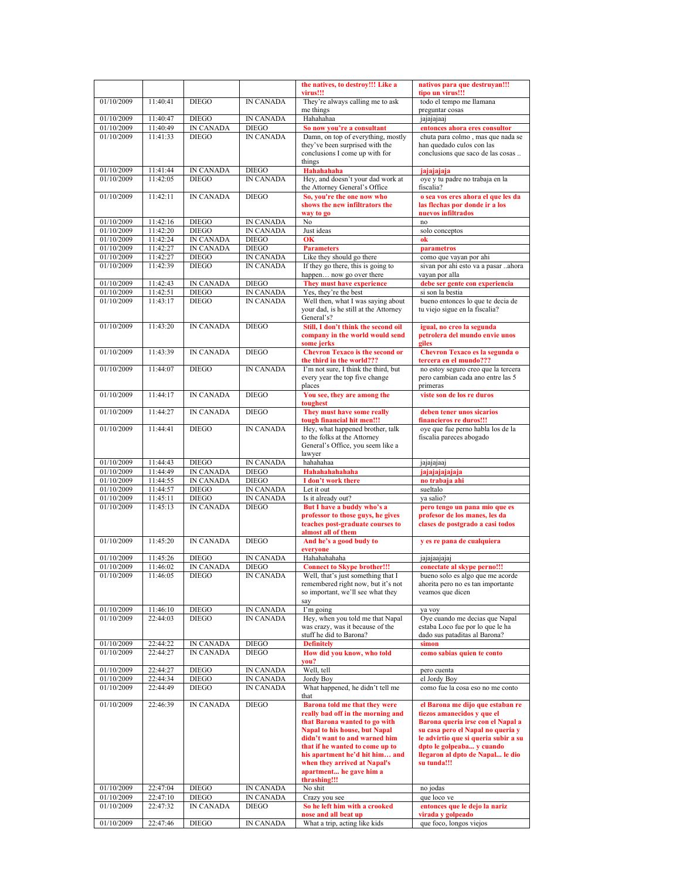| | | | | **the natives, to destroy!!! Like a virus!!!** | **nativos para que destruyan!!! tipo un virus!!!** |
|---|---|---|---|---|---|
| 01/10/2009 | 11:40:41 | DIEGO | IN CANADA | They're always calling me to ask me things | todo el tempo me llamana preguntar cosas |
| 01/10/2009 | 11:40:47 | DIEGO | IN CANADA | Hahahahaa | jajajajaaj |
| 01/10/2009 | 11:40:49 | IN CANADA | DIEGO | **So now you're a consultant** | **entonces ahora eres consultor** |
| 01/10/2009 | 11:41:33 | DIEGO | IN CANADA | Damn, on top of everything, mostly they've been surprised with the conclusions I come up with for things | chuta para colmo , mas que nada se han quedado culos con las conclusions que saco de las cosas .. |
| 01/10/2009 | 11:41:44 | IN CANADA | DIEGO | **Hahahahaha** | **jajajajaja** |
| 01/10/2009 | 11:42:05 | DIEGO | IN CANADA | Hey, and doesn't your dad work at the Attorney General's Office | oye y tu padre no trabaja en la fiscalia? |
| 01/10/2009 | 11:42:11 | IN CANADA | DIEGO | **So, you're the one now who shows the new infiltrators the way to go** | **o sea vos eres ahora el que les da las flechas por donde ir a los nuevos infiltrados** |
| 01/10/2009 | 11:42:16 | DIEGO | IN CANADA | No | no |
| 01/10/2009 | 11:42:20 | DIEGO | IN CANADA | Just ideas | solo conceptos |
| 01/10/2009 | 11:42:24 | IN CANADA | DIEGO | **OK** | **ok** |
| 01/10/2009 | 11:42:27 | IN CANADA | DIEGO | **Parameters** | **parametros** |
| 01/10/2009 | 11:42:27 | DIEGO | IN CANADA | Like they should go there | como que vayan por ahi |
| 01/10/2009 | 11:42:39 | DIEGO | IN CANADA | If they go there, this is going to happen… now go over there | sivan por ahi esto va a pasar ..ahora vayan por alla |
| 01/10/2009 | 11:42:43 | IN CANADA | DIEGO | **They must have experience** | **debe ser gente con experiencia** |
| 01/10/2009 | 11:42:51 | DIEGO | IN CANADA | Yes, they're the best | si son la bestia |
| 01/10/2009 | 11:43:17 | DIEGO | IN CANADA | Well then, what I was saying about your dad, is he still at the Attorney General's? | bueno entonces lo que te decia de tu viejo sigue en la fiscalia? |
| 01/10/2009 | 11:43:20 | IN CANADA | DIEGO | **Still, I don't think the second oil company in the world would send some jerks** | **igual, no creo la segunda petrolera del mundo envie unos giles** |
| 01/10/2009 | 11:43:39 | IN CANADA | DIEGO | **Chevron Texaco is the second or the third in the world???** | **Chevron Texaco es la segunda o tercera en el mundo???** |
| 01/10/2009 | 11:44:07 | DIEGO | IN CANADA | I'm not sure, I think the third, but every year the top five change places | no estoy seguro creo que la tercera pero cambian cada ano entre las 5 primeras |
| 01/10/2009 | 11:44:17 | IN CANADA | DIEGO | **You see, they are among the toughest** | **viste son de los re duros** |
| 01/10/2009 | 11:44:27 | IN CANADA | DIEGO | **They must have some really tough financial hit men!!!** | **deben tener unos sicarios financieros re duros!!!** |
| 01/10/2009 | 11:44:41 | DIEGO | IN CANADA | Hey, what happened brother, talk to the folks at the Attorney General's Office, you seem like a lawyer | oye que fue perno habla los de la fiscalia pareces abogado |
| 01/10/2009 | 11:44:43 | DIEGO | IN CANADA | hahahahaa | jajajajaaj |
| 01/10/2009 | 11:44:49 | IN CANADA | DIEGO | **Hahahahahahaha** | **jajajajajajaja** |
| 01/10/2009 | 11:44:55 | IN CANADA | DIEGO | **I don't work there** | **no trabaja ahi** |
| 01/10/2009 | 11:44:57 | DIEGO | IN CANADA | Let it out | sueltalo |
| 01/10/2009 | 11:45:11 | DIEGO | IN CANADA | Is it already out? | ya salio? |
| 01/10/2009 | 11:45:13 | IN CANADA | DIEGO | **But I have a buddy who's a professor to those guys, he gives teaches post-graduate courses to almost all of them** | **pero tengo un pana mio que es profesor de los manes, les da clases de postgrado a casi todos** |
| 01/10/2009 | 11:45:20 | IN CANADA | DIEGO | **And he's a good budy to everyone** | **y es re pana de cualquiera** |
| 01/10/2009 | 11:45:26 | DIEGO | IN CANADA | Hahahahahaha | jajajaajajaj |
| 01/10/2009 | 11:46:02 | IN CANADA | DIEGO | **Connect to Skype brother!!!** | **conectate al skype perno!!!** |
| 01/10/2009 | 11:46:05 | DIEGO | IN CANADA | Well, that's just something that I remembered right now, but it's not so important, we'll see what they say | bueno solo es algo que me acorde ahorita pero no es tan importante veamos que dicen |
| 01/10/2009 | 11:46:10 | DIEGO | IN CANADA | I'm going | ya voy |
| 01/10/2009 | 22:44:03 | DIEGO | IN CANADA | Hey, when you told me that Napal was crazy, was it because of the stuff he did to Barona? | Oye cuando me decias que Napal estaba Loco fue por lo que le ha dado sus pataditas al Barona? |
| 01/10/2009 | 22:44:22 | IN CANADA | DIEGO | **Definitely** | **simon** |
| 01/10/2009 | 22:44:27 | IN CANADA | DIEGO | **How did you know, who told you?** | **como sabias quien te conto** |
| 01/10/2009 | 22:44:27 | DIEGO | IN CANADA | Well, tell | pero cuenta |
| 01/10/2009 | 22:44:34 | DIEGO | IN CANADA | Jordy Boy | el Jordy Boy |
| 01/10/2009 | 22:44:49 | DIEGO | IN CANADA | What happened, he didn't tell me that | como fue la cosa eso no me conto |
| 01/10/2009 | 22:46:39 | IN CANADA | DIEGO | **Barona told me that they were really bad off in the morning and that Barona wanted to go with Napal to his house, but Napal didn't want to and warned him that if he wanted to come up to his apartment he'd hit him… and when they arrived at Napal's apartment… he gave him a thrashing!!!** | **el Barona me dijo que estaban re tiezos amanecidos y que el Barona queria irse con el Napal a su casa pero el Napal no queria y le advirtio que si queria subir a su dpto le golpeaba... y cuando llegaron al dpto de Napal... le dio su tunda!!!** |
| 01/10/2009 | 22:47:04 | DIEGO | IN CANADA | No shit | no jodas |
| 01/10/2009 | 22:47:10 | DIEGO | IN CANADA | Crazy you see | que loco ve |
| 01/10/2009 | 22:47:32 | IN CANADA | DIEGO | **So he left him with a crooked nose and all beat up** | **entonces que le dejo la nariz virada y golpeado** |
| 01/10/2009 | 22:47:46 | DIEGO | IN CANADA | What a trip, acting like kids | que foco, longos viejos |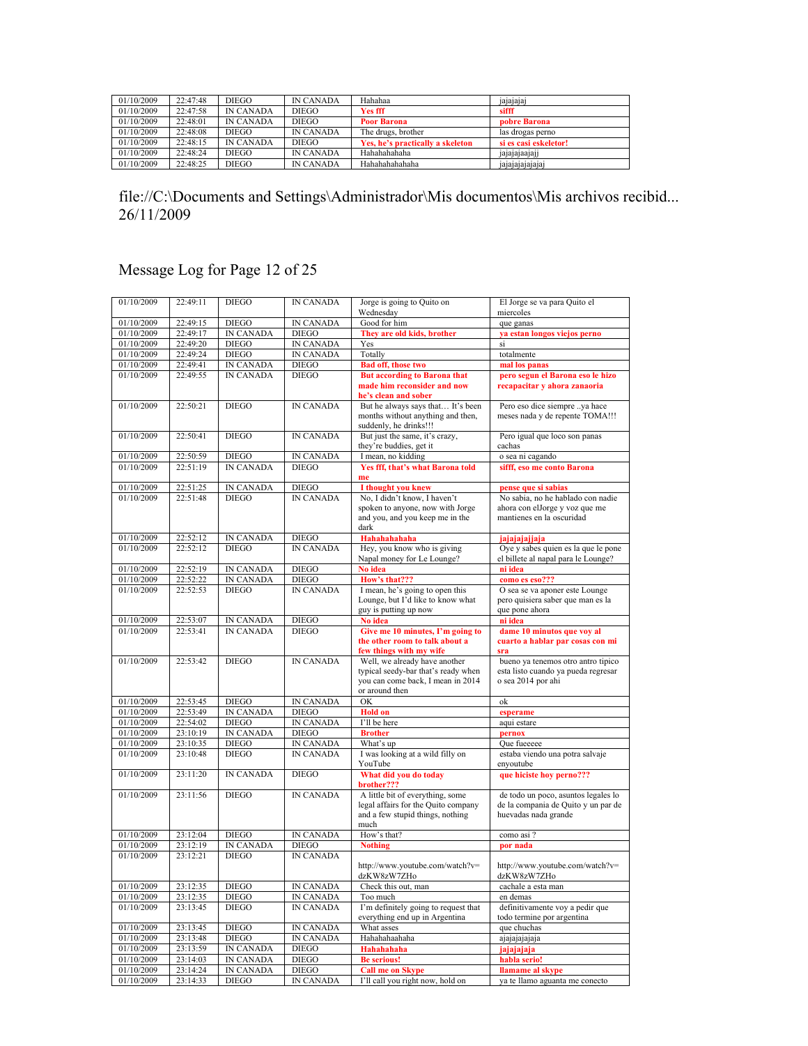| 01/10/2009 | 22:47:48 | DIEGO | IN CANADA | Hahahaa | jajajajaj |
|---|---|---|---|---|---|
| 01/10/2009 | 22:47:58 | IN CANADA | DIEGO | **Yes fff** | **sifff** |
| 01/10/2009 | 22:48:01 | IN CANADA | DIEGO | **Poor Barona** | **pobre Barona** |
| 01/10/2009 | 22:48:08 | DIEGO | IN CANADA | The drugs, brother | las drogas perno |
| 01/10/2009 | 22:48:15 | IN CANADA | DIEGO | **Yes, he's practically a skeleton** | **si es casi eskeletor!** |
| 01/10/2009 | 22:48:24 | DIEGO | IN CANADA | Hahahahahaha | jajajajaajajj |
| 01/10/2009 | 22:48:25 | DIEGO | IN CANADA | Hahahahahahaha | jajajajajajajaj |

file://C:\Documents and Settings\Administrador\Mis documentos\Mis archivos recibid... 26/11/2009

Message Log for Page 12 of 25

| 01/10/2009 | 22:49:11 | DIEGO | IN CANADA | Jorge is going to Quito on Wednesday | El Jorge se va para Quito el miercoles |
|---|---|---|---|---|---|
| 01/10/2009 | 22:49:15 | DIEGO | IN CANADA | Good for him | que ganas |
| 01/10/2009 | 22:49:17 | IN CANADA | DIEGO | **They are old kids, brother** | **ya estan longos viejos perno** |
| 01/10/2009 | 22:49:20 | DIEGO | IN CANADA | Yes | si |
| 01/10/2009 | 22:49:24 | DIEGO | IN CANADA | Totally | totalmente |
| 01/10/2009 | 22:49:41 | IN CANADA | DIEGO | **Bad off, those two** | **mal los panas** |
| 01/10/2009 | 22:49:55 | IN CANADA | DIEGO | **But according to Barona that made him reconsider and now he's clean and sober** | **pero segun el Barona eso le hizo recapacitar y ahora zanaoria** |
| 01/10/2009 | 22:50:21 | DIEGO | IN CANADA | But he always says that… It's been months without anything and then, suddenly, he drinks!!! | Pero eso dice siempre ..ya hace meses nada y de repente TOMA!!! |
| 01/10/2009 | 22:50:41 | DIEGO | IN CANADA | But just the same, it's crazy, they're buddies, get it | Pero igual que loco son panas cachas |
| 01/10/2009 | 22:50:59 | DIEGO | IN CANADA | I mean, no kidding | o sea ni cagando |
| 01/10/2009 | 22:51:19 | IN CANADA | DIEGO | **Yes fff, that's what Barona told me** | **sifff, eso me conto Barona** |
| 01/10/2009 | 22:51:25 | IN CANADA | DIEGO | **I thought you knew** | **pense que si sabias** |
| 01/10/2009 | 22:51:48 | DIEGO | IN CANADA | No, I didn't know, I haven't spoken to anyone, now with Jorge and you, and you keep me in the dark | No sabia, no he hablado con nadie ahora con elJorge y voz que me mantienes en la oscuridad |
| 01/10/2009 | 22:52:12 | IN CANADA | DIEGO | **Hahahahahaha** | **jajajajajjaja** |
| 01/10/2009 | 22:52:12 | DIEGO | IN CANADA | Hey, you know who is giving Napal money for Le Lounge? | Oye y sabes quien es la que le pone el billete al napal para le Lounge? |
| 01/10/2009 | 22:52:19 | IN CANADA | DIEGO | **No idea** | **ni idea** |
| 01/10/2009 | 22:52:22 | IN CANADA | DIEGO | **How's that???** | **como es eso???** |
| 01/10/2009 | 22:52:53 | DIEGO | IN CANADA | I mean, he's going to open this Lounge, but I'd like to know what guy is putting up now | O sea se va aponer este Lounge pero quisiera saber que man es la que pone ahora |
| 01/10/2009 | 22:53:07 | IN CANADA | DIEGO | **No idea** | **ni idea** |
| 01/10/2009 | 22:53:41 | IN CANADA | DIEGO | **Give me 10 minutes, I'm going to the other room to talk about a few things with my wife** | **dame 10 minutos que voy al cuarto a hablar par cosas con mi sra** |
| 01/10/2009 | 22:53:42 | DIEGO | IN CANADA | Well, we already have another typical seedy-bar that's ready when you can come back, I mean in 2014 or around then | bueno ya tenemos otro antro tipico esta listo cuando ya pueda regresar o sea 2014 por ahi |
| 01/10/2009 | 22:53:45 | DIEGO | IN CANADA | OK | ok |
| 01/10/2009 | 22:53:49 | IN CANADA | DIEGO | **Hold on** | **esperame** |
| 01/10/2009 | 22:54:02 | DIEGO | IN CANADA | I'll be here | aqui estare |
| 01/10/2009 | 23:10:19 | IN CANADA | DIEGO | **Brother** | **pernox** |
| 01/10/2009 | 23:10:35 | DIEGO | IN CANADA | What's up | Que fueeeee |
| 01/10/2009 | 23:10:48 | DIEGO | IN CANADA | I was looking at a wild filly on YouTube | estaba viendo una potra salvaje enyoutube |
| 01/10/2009 | 23:11:20 | IN CANADA | DIEGO | **What did you do today brother???** | **que hiciste hoy perno???** |
| 01/10/2009 | 23:11:56 | DIEGO | IN CANADA | A little bit of everything, some legal affairs for the Quito company and a few stupid things, nothing much | de todo un poco, asuntos legales lo de la compania de Quito y un par de huevadas nada grande |
| 01/10/2009 | 23:12:04 | DIEGO | IN CANADA | How's that? | como asi ? |
| 01/10/2009 | 23:12:19 | IN CANADA | DIEGO | **Nothing** | **por nada** |
| 01/10/2009 | 23:12:21 | DIEGO | IN CANADA | http://www.youtube.com/watch?v=dzKW8zW7ZHo | http://www.youtube.com/watch?v=dzKW8zW7ZHo |
| 01/10/2009 | 23:12:35 | DIEGO | IN CANADA | Check this out, man | cachale a esta man |
| 01/10/2009 | 23:12:35 | DIEGO | IN CANADA | Too much | en demas |
| 01/10/2009 | 23:13:45 | DIEGO | IN CANADA | I'm definitely going to request that everything end up in Argentina | definitivamente voy a pedir que todo termine por argentina |
| 01/10/2009 | 23:13:45 | DIEGO | IN CANADA | What asses | que chuchas |
| 01/10/2009 | 23:13:48 | DIEGO | IN CANADA | Hahahahaahaha | ajajajajajaja |
| 01/10/2009 | 23:13:59 | IN CANADA | DIEGO | **Hahahahaha** | **jajajajaja** |
| 01/10/2009 | 23:14:03 | IN CANADA | DIEGO | **Be serious!** | **habla serio!** |
| 01/10/2009 | 23:14:24 | IN CANADA | DIEGO | **Call me on Skype** | **llamame al skype** |
| 01/10/2009 | 23:14:33 | DIEGO | IN CANADA | I'll call you right now, hold on | ya te llamo aguanta me conecto |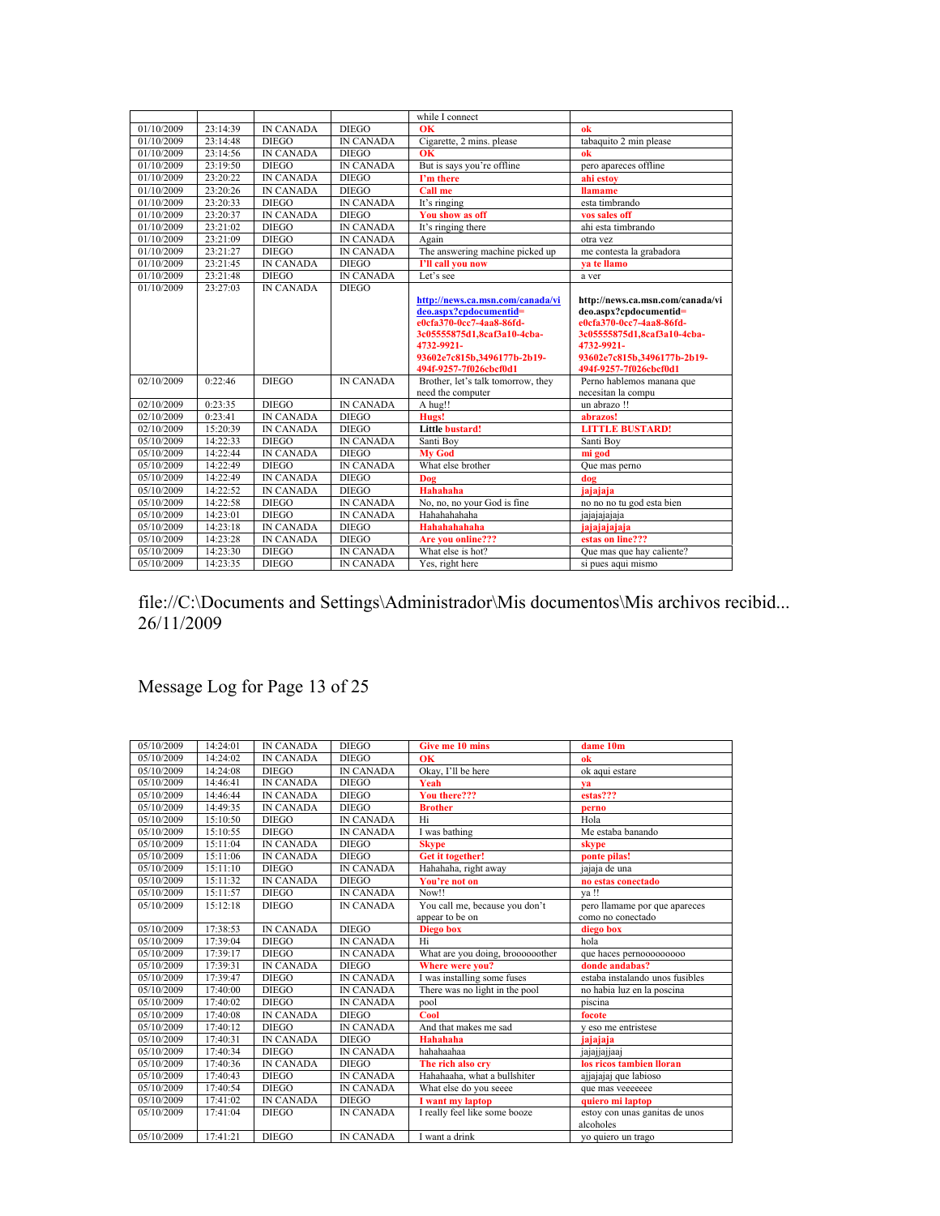| | | | | while I connect | |
|---|---|---|---|---|---|
| 01/10/2009 | 23:14:39 | IN CANADA | DIEGO | **OK** | **ok** |
| 01/10/2009 | 23:14:48 | DIEGO | IN CANADA | Cigarette, 2 mins. please | tabaquito 2 min please |
| 01/10/2009 | 23:14:56 | IN CANADA | DIEGO | **OK** | **ok** |
| 01/10/2009 | 23:19:50 | DIEGO | IN CANADA | But is says you're offline | pero apareces offline |
| 01/10/2009 | 23:20:22 | IN CANADA | DIEGO | **I'm there** | **ahi estoy** |
| 01/10/2009 | 23:20:26 | IN CANADA | DIEGO | **Call me** | **llamame** |
| 01/10/2009 | 23:20:33 | DIEGO | IN CANADA | It's ringing | esta timbrando |
| 01/10/2009 | 23:20:37 | IN CANADA | DIEGO | **You show as off** | **vos sales off** |
| 01/10/2009 | 23:21:02 | DIEGO | IN CANADA | It's ringing there | ahi esta timbrando |
| 01/10/2009 | 23:21:09 | DIEGO | IN CANADA | Again | otra vez |
| 01/10/2009 | 23:21:27 | DIEGO | IN CANADA | The answering machine picked up | me contesta la grabadora |
| 01/10/2009 | 23:21:45 | IN CANADA | DIEGO | **I'll call you now** | **ya te llamo** |
| 01/10/2009 | 23:21:48 | DIEGO | IN CANADA | Let's see | a ver |
| 01/10/2009 | 23:27:03 | IN CANADA | DIEGO | **http://news.ca.msn.com/canada/video.aspx?cpdocumentid=e0cfa370-0cc7-4aa8-86fd-3c05555875d1,8caf3a10-4cba-4732-9921-93602e7c815b,3496177b-2b19-494f-9257-7f026cbcf0d1** | **http://news.ca.msn.com/canada/video.aspx?cpdocumentid=e0cfa370-0cc7-4aa8-86fd-3c05555875d1,8caf3a10-4cba-4732-9921-93602e7c815b,3496177b-2b19-494f-9257-7f026cbcf0d1** |
| 02/10/2009 | 0:22:46 | DIEGO | IN CANADA | Brother, let's talk tomorrow, they need the computer | Perno hablemos manana que necesitan la compu |
| 02/10/2009 | 0:23:35 | DIEGO | IN CANADA | A hug!! | un abrazo !! |
| 02/10/2009 | 0:23:41 | IN CANADA | DIEGO | **Hugs!** | **abrazos!** |
| 02/10/2009 | 15:20:39 | IN CANADA | DIEGO | **Little bustard!** | **LITTLE BUSTARD!** |
| 05/10/2009 | 14:22:33 | DIEGO | IN CANADA | Santi Boy | Santi Boy |
| 05/10/2009 | 14:22:44 | IN CANADA | DIEGO | **My God** | **mi god** |
| 05/10/2009 | 14:22:49 | DIEGO | IN CANADA | What else brother | Que mas perno |
| 05/10/2009 | 14:22:49 | IN CANADA | DIEGO | **Dog** | **dog** |
| 05/10/2009 | 14:22:52 | IN CANADA | DIEGO | **Hahahaha** | **jajajaja** |
| 05/10/2009 | 14:22:58 | DIEGO | IN CANADA | No, no, no your God is fine | no no no tu god esta bien |
| 05/10/2009 | 14:23:01 | DIEGO | IN CANADA | Hahahahahaha | jajajajajaja |
| 05/10/2009 | 14:23:18 | IN CANADA | DIEGO | **Hahahahahaha** | **jajajajajaja** |
| 05/10/2009 | 14:23:28 | IN CANADA | DIEGO | **Are you online???** | **estas on line???** |
| 05/10/2009 | 14:23:30 | DIEGO | IN CANADA | What else is hot? | Que mas que hay caliente? |
| 05/10/2009 | 14:23:35 | DIEGO | IN CANADA | Yes, right here | si pues aqui mismo |

file://C:\Documents and Settings\Administrador\Mis documentos\Mis archivos recibid... 26/11/2009

Message Log for Page 13 of 25

| | | | | | |
|---|---|---|---|---|---|
| 05/10/2009 | 14:24:01 | IN CANADA | DIEGO | **Give me 10 mins** | **dame 10m** |
| 05/10/2009 | 14:24:02 | IN CANADA | DIEGO | **OK** | **ok** |
| 05/10/2009 | 14:24:08 | DIEGO | IN CANADA | Okay, I'll be here | ok aqui estare |
| 05/10/2009 | 14:46:41 | IN CANADA | DIEGO | **Yeah** | **ya** |
| 05/10/2009 | 14:46:44 | IN CANADA | DIEGO | **You there???** | **estas???** |
| 05/10/2009 | 14:49:35 | IN CANADA | DIEGO | **Brother** | **perno** |
| 05/10/2009 | 15:10:50 | DIEGO | IN CANADA | Hi | Hola |
| 05/10/2009 | 15:10:55 | DIEGO | IN CANADA | I was bathing | Me estaba banando |
| 05/10/2009 | 15:11:04 | IN CANADA | DIEGO | **Skype** | **skype** |
| 05/10/2009 | 15:11:06 | IN CANADA | DIEGO | **Get it together!** | **ponte pilas!** |
| 05/10/2009 | 15:11:10 | DIEGO | IN CANADA | Hahahaha, right away | jajaja de una |
| 05/10/2009 | 15:11:32 | IN CANADA | DIEGO | **You're not on** | **no estas conectado** |
| 05/10/2009 | 15:11:57 | DIEGO | IN CANADA | Now!! | ya !! |
| 05/10/2009 | 15:12:18 | DIEGO | IN CANADA | You call me, because you don't appear to be on | pero llamame por que apareces como no conectado |
| 05/10/2009 | 17:38:53 | IN CANADA | DIEGO | **Diego box** | **diego box** |
| 05/10/2009 | 17:39:04 | DIEGO | IN CANADA | Hi | hola |
| 05/10/2009 | 17:39:17 | DIEGO | IN CANADA | What are you doing, brooooother | que haces pernoooooooooo |
| 05/10/2009 | 17:39:31 | IN CANADA | DIEGO | **Where were you?** | **donde andabas?** |
| 05/10/2009 | 17:39:47 | DIEGO | IN CANADA | I was installing some fuses | estaba instalando unos fusibles |
| 05/10/2009 | 17:40:00 | DIEGO | IN CANADA | There was no light in the pool | no habia luz en la poscina |
| 05/10/2009 | 17:40:02 | DIEGO | IN CANADA | pool | piscina |
| 05/10/2009 | 17:40:08 | IN CANADA | DIEGO | **Cool** | **focote** |
| 05/10/2009 | 17:40:12 | DIEGO | IN CANADA | And that makes me sad | y eso me entristese |
| 05/10/2009 | 17:40:31 | IN CANADA | DIEGO | **Hahahaha** | **jajajaja** |
| 05/10/2009 | 17:40:34 | DIEGO | IN CANADA | hahahaahaa | jajajjajjaaj |
| 05/10/2009 | 17:40:36 | IN CANADA | DIEGO | **The rich also cry** | **los ricos tambien lloran** |
| 05/10/2009 | 17:40:43 | DIEGO | IN CANADA | Hahahaaha, what a bullshiter | ajjajajaj que labioso |
| 05/10/2009 | 17:40:54 | DIEGO | IN CANADA | What else do you seeee | que mas veeeeeee |
| 05/10/2009 | 17:41:02 | IN CANADA | DIEGO | **I want my laptop** | **quiero mi laptop** |
| 05/10/2009 | 17:41:04 | DIEGO | IN CANADA | I really feel like some booze | estoy con unas ganitas de unos alcoholes |
| 05/10/2009 | 17:41:21 | DIEGO | IN CANADA | I want a drink | yo quiero un trago |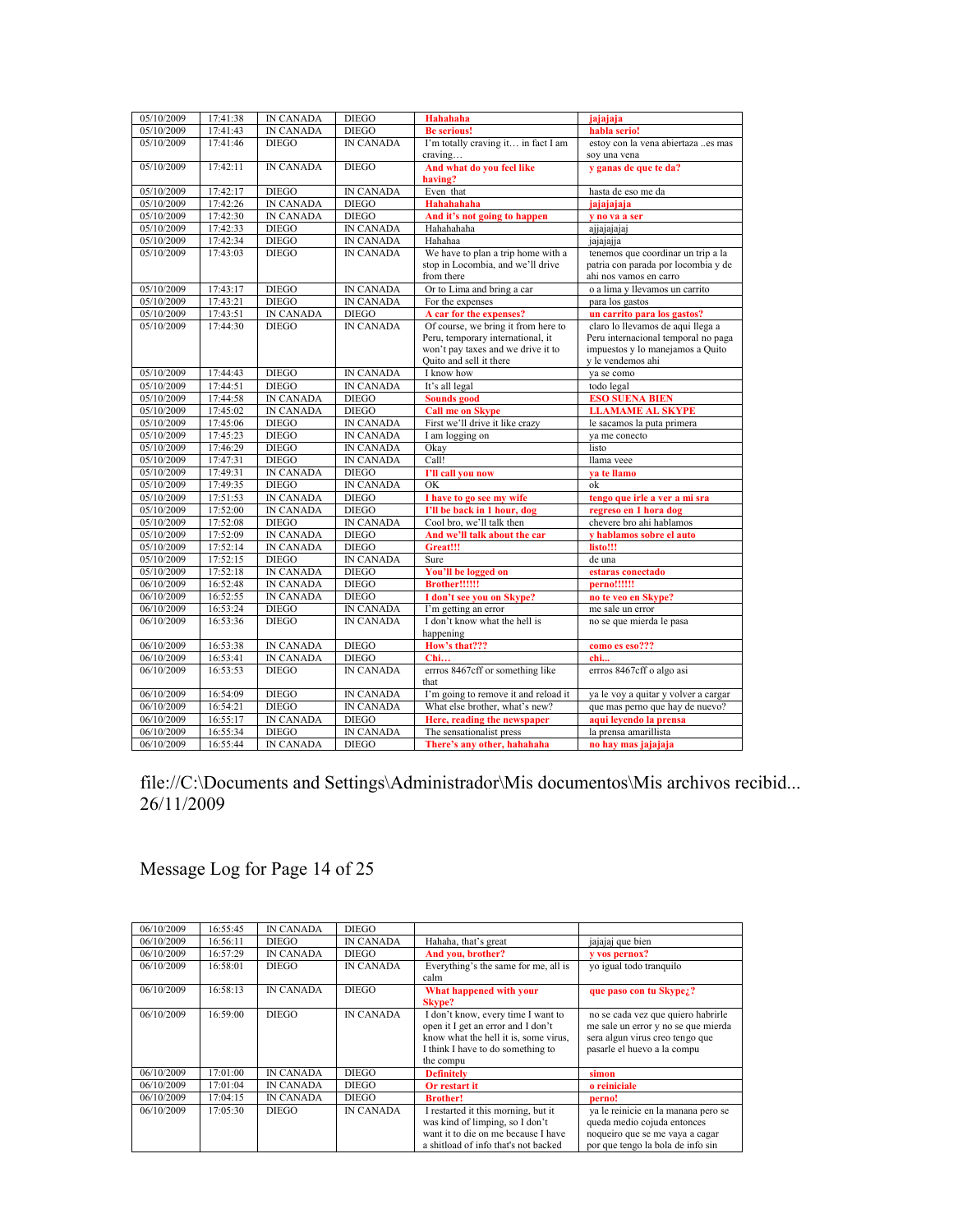| 05/10/2009 | 17:41:38 | IN CANADA | DIEGO | **Hahahaha** | **jajajaja** |
|---|---|---|---|---|---|
| 05/10/2009 | 17:41:43 | IN CANADA | DIEGO | **Be serious!** | **habla serio!** |
| 05/10/2009 | 17:41:46 | DIEGO | IN CANADA | I'm totally craving it… in fact I am craving… | estoy con la vena abiertaza ..es mas soy una vena |
| 05/10/2009 | 17:42:11 | IN CANADA | DIEGO | **And what do you feel like having?** | **y ganas de que te da?** |
| 05/10/2009 | 17:42:17 | DIEGO | IN CANADA | Even that | hasta de eso me da |
| 05/10/2009 | 17:42:26 | IN CANADA | DIEGO | **Hahahahaha** | **jajajajaja** |
| 05/10/2009 | 17:42:30 | IN CANADA | DIEGO | **And it's not going to happen** | **y no va a ser** |
| 05/10/2009 | 17:42:33 | DIEGO | IN CANADA | Hahahahaha | ajjajajajaj |
| 05/10/2009 | 17:42:34 | DIEGO | IN CANADA | Hahahaa | jajajajja |
| 05/10/2009 | 17:43:03 | DIEGO | IN CANADA | We have to plan a trip home with a stop in Locombia, and we'll drive from there | tenemos que coordinar un trip a la patria con parada por locombia y de ahi nos vamos en carro |
| 05/10/2009 | 17:43:17 | DIEGO | IN CANADA | Or to Lima and bring a car | o a lima y llevamos un carrito |
| 05/10/2009 | 17:43:21 | DIEGO | IN CANADA | For the expenses | para los gastos |
| 05/10/2009 | 17:43:51 | IN CANADA | DIEGO | **A car for the expenses?** | **un carrito para los gastos?** |
| 05/10/2009 | 17:44:30 | DIEGO | IN CANADA | Of course, we bring it from here to Peru, temporary international, it won't pay taxes and we drive it to Quito and sell it there | claro lo llevamos de aqui llega a Peru internacional temporal no paga impuestos y lo manejamos a Quito y le vendemos ahi |
| 05/10/2009 | 17:44:43 | DIEGO | IN CANADA | I know how | ya se como |
| 05/10/2009 | 17:44:51 | DIEGO | IN CANADA | It's all legal | todo legal |
| 05/10/2009 | 17:44:58 | IN CANADA | DIEGO | **Sounds good** | **ESO SUENA BIEN** |
| 05/10/2009 | 17:45:02 | IN CANADA | DIEGO | **Call me on Skype** | **LLAMAME AL SKYPE** |
| 05/10/2009 | 17:45:06 | DIEGO | IN CANADA | First we'll drive it like crazy | le sacamos la puta primera |
| 05/10/2009 | 17:45:23 | DIEGO | IN CANADA | I am logging on | ya me conecto |
| 05/10/2009 | 17:46:29 | DIEGO | IN CANADA | Okay | listo |
| 05/10/2009 | 17:47:31 | DIEGO | IN CANADA | Call! | llama veee |
| 05/10/2009 | 17:49:31 | IN CANADA | DIEGO | **I'll call you now** | **ya te llamo** |
| 05/10/2009 | 17:49:35 | DIEGO | IN CANADA | OK | ok |
| 05/10/2009 | 17:51:53 | IN CANADA | DIEGO | **I have to go see my wife** | **tengo que irle a ver a mi sra** |
| 05/10/2009 | 17:52:00 | IN CANADA | DIEGO | **I'll be back in 1 hour, dog** | **regreso en 1 hora dog** |
| 05/10/2009 | 17:52:08 | DIEGO | IN CANADA | Cool bro, we'll talk then | chevere bro ahi hablamos |
| 05/10/2009 | 17:52:09 | IN CANADA | DIEGO | **And we'll talk about the car** | **y hablamos sobre el auto** |
| 05/10/2009 | 17:52:14 | IN CANADA | DIEGO | **Great!!!** | **listo!!!** |
| 05/10/2009 | 17:52:15 | DIEGO | IN CANADA | Sure | de una |
| 05/10/2009 | 17:52:18 | IN CANADA | DIEGO | **You'll be logged on** | **estaras conectado** |
| 06/10/2009 | 16:52:48 | IN CANADA | DIEGO | **Brother!!!!!!** | **perno!!!!!!** |
| 06/10/2009 | 16:52:55 | IN CANADA | DIEGO | **I don't see you on Skype?** | **no te veo en Skype?** |
| 06/10/2009 | 16:53:24 | DIEGO | IN CANADA | I'm getting an error | me sale un error |
| 06/10/2009 | 16:53:36 | DIEGO | IN CANADA | I don't know what the hell is happening | no se que mierda le pasa |
| 06/10/2009 | 16:53:38 | IN CANADA | DIEGO | **How's that???** | **como es eso???** |
| 06/10/2009 | 16:53:41 | IN CANADA | DIEGO | **Chi…** | **chi...** |
| 06/10/2009 | 16:53:53 | DIEGO | IN CANADA | errros 8467cff or something like that | errros 8467cff o algo asi |
| 06/10/2009 | 16:54:09 | DIEGO | IN CANADA | I'm going to remove it and reload it | ya le voy a quitar y volver a cargar |
| 06/10/2009 | 16:54:21 | DIEGO | IN CANADA | What else brother, what's new? | que mas perno que hay de nuevo? |
| 06/10/2009 | 16:55:17 | IN CANADA | DIEGO | **Here, reading the newspaper** | **aqui leyendo la prensa** |
| 06/10/2009 | 16:55:34 | DIEGO | IN CANADA | The sensationalist press | la prensa amarillista |
| 06/10/2009 | 16:55:44 | IN CANADA | DIEGO | **There's any other, hahahaha** | **no hay mas jajajaja** |

file://C:\Documents and Settings\Administrador\Mis documentos\Mis archivos recibid... 26/11/2009

Message Log for Page 14 of 25

| 06/10/2009 | 16:55:45 | IN CANADA | DIEGO | | |
|---|---|---|---|---|---|
| 06/10/2009 | 16:56:11 | DIEGO | IN CANADA | Hahaha, that's great | jajajaj que bien |
| 06/10/2009 | 16:57:29 | IN CANADA | DIEGO | **And you, brother?** | **y vos pernox?** |
| 06/10/2009 | 16:58:01 | DIEGO | IN CANADA | Everything's the same for me, all is calm | yo igual todo tranquilo |
| 06/10/2009 | 16:58:13 | IN CANADA | DIEGO | **What happened with your Skype?** | **que paso con tu Skype¿?** |
| 06/10/2009 | 16:59:00 | DIEGO | IN CANADA | I don't know, every time I want to open it I get an error and I don't know what the hell it is, some virus, I think I have to do something to the compu | no se cada vez que quiero habrirle me sale un error y no se que mierda sera algun virus creo tengo que pasarle el huevo a la compu |
| 06/10/2009 | 17:01:00 | IN CANADA | DIEGO | **Definitely** | **simon** |
| 06/10/2009 | 17:01:04 | IN CANADA | DIEGO | **Or restart it** | **o reiniciale** |
| 06/10/2009 | 17:04:15 | IN CANADA | DIEGO | **Brother!** | **perno!** |
| 06/10/2009 | 17:05:30 | DIEGO | IN CANADA | I restarted it this morning, but it was kind of limping, so I don't want it to die on me because I have a shitload of info that's not backed | ya le reinicie en la manana pero se queda medio cojuda entonces noqueiro que se me vaya a cagar por que tengo la bola de info sin |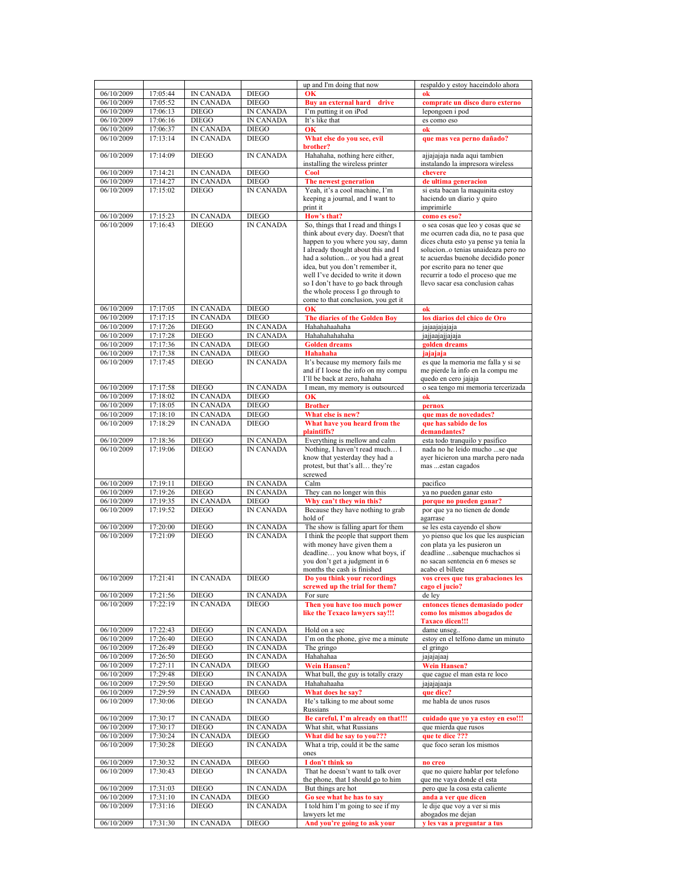| | | | | up and I'm doing that now | respaldo y estoy haceindolo ahora |
|---|---|---|---|---|---|
| 06/10/2009 | 17:05:44 | IN CANADA | DIEGO | **OK** | **ok** |
| 06/10/2009 | 17:05:52 | IN CANADA | DIEGO | **Buy an external hard drive** | **comprate un disco duro externo** |
| 06/10/2009 | 17:06:13 | DIEGO | IN CANADA | I'm putting it on iPod | lepongoen i pod |
| 06/10/2009 | 17:06:16 | DIEGO | IN CANADA | It's like that | es como eso |
| 06/10/2009 | 17:06:37 | IN CANADA | DIEGO | **OK** | **ok** |
| 06/10/2009 | 17:13:14 | IN CANADA | DIEGO | **What else do you see, evil brother?** | **que mas vea perno dañado?** |
| 06/10/2009 | 17:14:09 | DIEGO | IN CANADA | Hahahaha, nothing here either, installing the wireless printer | ajjajajaja nada aqui tambien instalando la impresora wireless |
| 06/10/2009 | 17:14:21 | IN CANADA | DIEGO | **Cool** | **chevere** |
| 06/10/2009 | 17:14:27 | IN CANADA | DIEGO | **The newest generation** | **de ultima generacion** |
| 06/10/2009 | 17:15:02 | DIEGO | IN CANADA | Yeah, it's a cool machine, I'm keeping a journal, and I want to print it | si esta bacan la maquinita estoy haciendo un diario y quiro imprimirle |
| 06/10/2009 | 17:15:23 | IN CANADA | DIEGO | **How's that?** | **como es eso?** |
| 06/10/2009 | 17:16:43 | DIEGO | IN CANADA | So, things that I read and things I think about every day. Doesn't that happen to you where you say, damn I already thought about this and I had a solution... or you had a great idea, but you don't remember it, well I've decided to write it down so I don't have to go back through the whole process I go through to come to that conclusion, you get it | o sea cosas que leo y cosas que se me ocurren cada dia, no te pasa que dices chuta esto ya pense ya tenia la solucion..o tenias unaideaza pero no te acuerdas buenohe decidido poner por escrito para no tener que recurrir a todo el proceso que me llevo sacar esa conclusion cahas |
| 06/10/2009 | 17:17:05 | IN CANADA | DIEGO | **OK** | **ok** |
| 06/10/2009 | 17:17:15 | IN CANADA | DIEGO | **The diaries of the Golden Boy** | **los diarios del chico de Oro** |
| 06/10/2009 | 17:17:26 | DIEGO | IN CANADA | Hahahahaahaha | jajaajajajaja |
| 06/10/2009 | 17:17:28 | DIEGO | IN CANADA | Hahahahahahaha | jajjaajajjajaja |
| 06/10/2009 | 17:17:36 | IN CANADA | DIEGO | **Golden dreams** | **golden dreams** |
| 06/10/2009 | 17:17:38 | IN CANADA | DIEGO | **Hahahaha** | **jajajaja** |
| 06/10/2009 | 17:17:45 | DIEGO | IN CANADA | It's because my memory fails me and if I loose the info on my compu I'll be back at zero, hahaha | es que la memoria me falla y si se me pierde la info en la compu me quedo en cero jajaja |
| 06/10/2009 | 17:17:58 | DIEGO | IN CANADA | I mean, my memory is outsourced | o sea tengo mi memoria tercerizada |
| 06/10/2009 | 17:18:02 | IN CANADA | DIEGO | **OK** | **ok** |
| 06/10/2009 | 17:18:05 | IN CANADA | DIEGO | **Brother** | **pernox** |
| 06/10/2009 | 17:18:10 | IN CANADA | DIEGO | **What else is new?** | **que mas de novedades?** |
| 06/10/2009 | 17:18:29 | IN CANADA | DIEGO | **What have you heard from the plaintiffs?** | **que has sabido de los demandantes?** |
| 06/10/2009 | 17:18:36 | DIEGO | IN CANADA | Everything is mellow and calm | esta todo tranquilo y pasifico |
| 06/10/2009 | 17:19:06 | DIEGO | IN CANADA | Nothing, I haven't read much… I know that yesterday they had a protest, but that's all… they're screwed | nada no he leido mucho ...se que ayer hicieron una marcha pero nada mas ...estan cagados |
| 06/10/2009 | 17:19:11 | DIEGO | IN CANADA | Calm | pacifico |
| 06/10/2009 | 17:19:26 | DIEGO | IN CANADA | They can no longer win this | ya no pueden ganar esto |
| 06/10/2009 | 17:19:35 | IN CANADA | DIEGO | **Why can't they win this?** | **porque no pueden ganar?** |
| 06/10/2009 | 17:19:52 | DIEGO | IN CANADA | Because they have nothing to grab hold of | por que ya no tienen de donde agarrarse |
| 06/10/2009 | 17:20:00 | DIEGO | IN CANADA | The show is falling apart for them | se les esta cayendo el show |
| 06/10/2009 | 17:21:09 | DIEGO | IN CANADA | I think the people that support them with money have given them a deadline… you know what boys, if you don't get a judgment in 6 months the cash is finished | yo pienso que los que les auspician con plata ya les pusieron un deadline ...sabenque muchachos si no sacan sentencia en 6 meses se acabo el billete |
| 06/10/2009 | 17:21:41 | IN CANADA | DIEGO | **Do you think your recordings screwed up the trial for them?** | **vos crees que tus grabaciones les cago el jucio?** |
| 06/10/2009 | 17:21:56 | DIEGO | IN CANADA | For sure | de ley |
| 06/10/2009 | 17:22:19 | IN CANADA | DIEGO | **Then you have too much power like the Texaco lawyers say!!!** | **entonces tienes demasiado poder como los mismos abogados de Taxaco dicen!!!** |
| 06/10/2009 | 17:22:43 | DIEGO | IN CANADA | Hold on a sec | dame unseg.. |
| 06/10/2009 | 17:26:40 | DIEGO | IN CANADA | I'm on the phone, give me a minute | estoy en el telfono dame un minuto |
| 06/10/2009 | 17:26:49 | DIEGO | IN CANADA | The gringo | el gringo |
| 06/10/2009 | 17:26:50 | DIEGO | IN CANADA | Hahahahaa | jajajajaaj |
| 06/10/2009 | 17:27:11 | IN CANADA | DIEGO | **Wein Hansen?** | **Wein Hansen?** |
| 06/10/2009 | 17:29:48 | DIEGO | IN CANADA | What bull, the guy is totally crazy | que cague el man esta re loco |
| 06/10/2009 | 17:29:50 | DIEGO | IN CANADA | Hahahahaaha | jajajajaaja |
| 06/10/2009 | 17:29:59 | IN CANADA | DIEGO | **What does he say?** | **que dice?** |
| 06/10/2009 | 17:30:06 | DIEGO | IN CANADA | He's talking to me about some Russians | me habla de unos rusos |
| 06/10/2009 | 17:30:17 | IN CANADA | DIEGO | **Be careful, I'm already on that!!!** | **cuidado que yo ya estoy en eso!!!** |
| 06/10/2009 | 17:30:17 | DIEGO | IN CANADA | What shit, what Russians | que mierda que rusos |
| 06/10/2009 | 17:30:24 | IN CANADA | DIEGO | **What did he say to you???** | **que te dice ???** |
| 06/10/2009 | 17:30:28 | DIEGO | IN CANADA | What a trip, could it be the same ones | que foco seran los mismos |
| 06/10/2009 | 17:30:32 | IN CANADA | DIEGO | **I don't think so** | **no creo** |
| 06/10/2009 | 17:30:43 | DIEGO | IN CANADA | That he doesn't want to talk over the phone, that I should go to him | que no quiere hablar por telefono que me vaya donde el esta |
| 06/10/2009 | 17:31:03 | DIEGO | IN CANADA | But things are hot | pero que la cosa esta caliente |
| 06/10/2009 | 17:31:10 | IN CANADA | DIEGO | **Go see what he has to say** | **anda a ver que dicen** |
| 06/10/2009 | 17:31:16 | DIEGO | IN CANADA | I told him I'm going to see if my lawyers let me | le dije que voy a ver si mis abogados me dejan |
| 06/10/2009 | 17:31:30 | IN CANADA | DIEGO | **And you're going to ask your** | **y les vas a preguntar a tus** |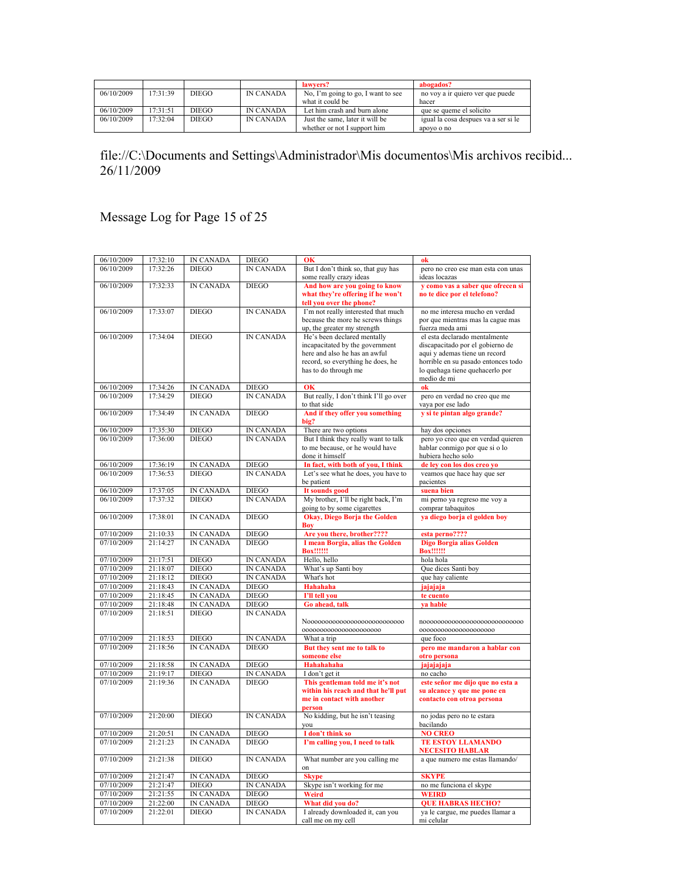| | | | | **lawyers?** | **abogados?** |
|---|---|---|---|---|---|
| 06/10/2009 | 17:31:39 | DIEGO | IN CANADA | No, I'm going to go, I want to see what it could be | no voy a ir quiero ver que puede hacer |
| 06/10/2009 | 17:31:51 | DIEGO | IN CANADA | Let him crash and burn alone | que se queme el solicito |
| 06/10/2009 | 17:32:04 | DIEGO | IN CANADA | Just the same, later it will be whether or not I support him | igual la cosa despues va a ser si le apoyo o no |

file://C:\Documents and Settings\Administrador\Mis documentos\Mis archivos recibid... 26/11/2009

Message Log for Page 15 of 25

| | | | | | |
|---|---|---|---|---|---|
| 06/10/2009 | 17:32:10 | IN CANADA | DIEGO | **OK** | **ok** |
| 06/10/2009 | 17:32:26 | DIEGO | IN CANADA | But I don't think so, that guy has some really crazy ideas | pero no creo ese man esta con unas ideas locazas |
| 06/10/2009 | 17:32:33 | IN CANADA | DIEGO | **And how are you going to know what they're offering if he won't tell you over the phone?** | **y como vas a saber que ofrecen si no te dice por el telefono?** |
| 06/10/2009 | 17:33:07 | DIEGO | IN CANADA | I'm not really interested that much because the more he screws things up, the greater my strength | no me interesa mucho en verdad por que mientras mas la cague mas fuerza meda ami |
| 06/10/2009 | 17:34:04 | DIEGO | IN CANADA | He's been declared mentally incapacitated by the government here and also he has an awful record, so everything he does, he has to do through me | el esta declarado mentalmente discapacitado por el gobierno de aqui y ademas tiene un record horrible en su pasado entonces todo lo quehaga tiene quehacerlo por medio de mi |
| 06/10/2009 | 17:34:26 | IN CANADA | DIEGO | **OK** | **ok** |
| 06/10/2009 | 17:34:29 | DIEGO | IN CANADA | But really, I don't think I'll go over to that side | pero en verdad no creo que me vaya por ese lado |
| 06/10/2009 | 17:34:49 | IN CANADA | DIEGO | **And if they offer you something big?** | **y si te pintan algo grande?** |
| 06/10/2009 | 17:35:30 | DIEGO | IN CANADA | There are two options | hay dos opciones |
| 06/10/2009 | 17:36:00 | DIEGO | IN CANADA | But I think they really want to talk to me because, or he would have done it himself | pero yo creo que en verdad quieren hablar conmigo por que si o lo hubiera hecho solo |
| 06/10/2009 | 17:36:19 | IN CANADA | DIEGO | **In fact, with both of you, I think** | **de ley con los dos creo yo** |
| 06/10/2009 | 17:36:53 | DIEGO | IN CANADA | Let's see what he does, you have to be patient | veamos que hace hay que ser pacientes |
| 06/10/2009 | 17:37:05 | IN CANADA | DIEGO | **It sounds good** | **suena bien** |
| 06/10/2009 | 17:37:32 | DIEGO | IN CANADA | My brother, I'll be right back, I'm going to by some cigarettes | mi perno ya regreso me voy a comprar tabaquitos |
| 06/10/2009 | 17:38:01 | IN CANADA | DIEGO | **Okay, Diego Borja the Golden Boy** | **ya diego borja el golden boy** |
| 07/10/2009 | 21:10:33 | IN CANADA | DIEGO | **Are you there, brother????** | **esta perno????** |
| 07/10/2009 | 21:14:27 | IN CANADA | DIEGO | **I mean Borgia, alias the Golden Box!!!!!!** | **Digo Borgia alias Golden Box!!!!!!** |
| 07/10/2009 | 21:17:51 | DIEGO | IN CANADA | Hello, hello | hola hola |
| 07/10/2009 | 21:18:07 | DIEGO | IN CANADA | What's up Santi boy | Que dices Santi boy |
| 07/10/2009 | 21:18:12 | DIEGO | IN CANADA | What's hot | que hay caliente |
| 07/10/2009 | 21:18:43 | IN CANADA | DIEGO | **Hahahaha** | **jajajaja** |
| 07/10/2009 | 21:18:45 | IN CANADA | DIEGO | **I'll tell you** | **te cuento** |
| 07/10/2009 | 21:18:48 | IN CANADA | DIEGO | **Go ahead, talk** | **ya hable** |
| 07/10/2009 | 21:18:51 | DIEGO | IN CANADA | Noooooooooooooooooooooooooooooooooooooooooooooooooo | nooooooooooooooooooooooooooooooooooooooooooooooooo |
| 07/10/2009 | 21:18:53 | DIEGO | IN CANADA | What a trip | que foco |
| 07/10/2009 | 21:18:56 | IN CANADA | DIEGO | **But they sent me to talk to someone else** | **pero me mandaron a hablar con otra persona** |
| 07/10/2009 | 21:18:58 | IN CANADA | DIEGO | **Hahahahaha** | **jajajajaja** |
| 07/10/2009 | 21:19:17 | DIEGO | IN CANADA | I don't get it | no cacho |
| 07/10/2009 | 21:19:36 | IN CANADA | DIEGO | **This gentleman told me it's not within his reach and that he'll put me in contact with another person** | **este señor me dijo que no esta a su alcance y que me pone en contacto con otroa persona** |
| 07/10/2009 | 21:20:00 | DIEGO | IN CANADA | No kidding, but he isn't teasing you | no jodas pero no te estara bacilando |
| 07/10/2009 | 21:20:51 | IN CANADA | DIEGO | **I don't think so** | **NO CREO** |
| 07/10/2009 | 21:21:23 | IN CANADA | DIEGO | **I'm calling you, I need to talk** | **TE ESTOY LLAMANDO NECESITO HABLAR** |
| 07/10/2009 | 21:21:38 | DIEGO | IN CANADA | What number are you calling me on | a que numero me estas llamando/ |
| 07/10/2009 | 21:21:47 | IN CANADA | DIEGO | **Skype** | **SKYPE** |
| 07/10/2009 | 21:21:47 | DIEGO | IN CANADA | Skype isn't working for me | no me funciona el skype |
| 07/10/2009 | 21:21:55 | IN CANADA | DIEGO | **Weird** | **WEIRD** |
| 07/10/2009 | 21:22:00 | IN CANADA | DIEGO | **What did you do?** | **QUE HABRAS HECHO?** |
| 07/10/2009 | 21:22:01 | DIEGO | IN CANADA | I already downloaded it, can you call me on my cell | ya le cargue, me puedes llamar a mi celular |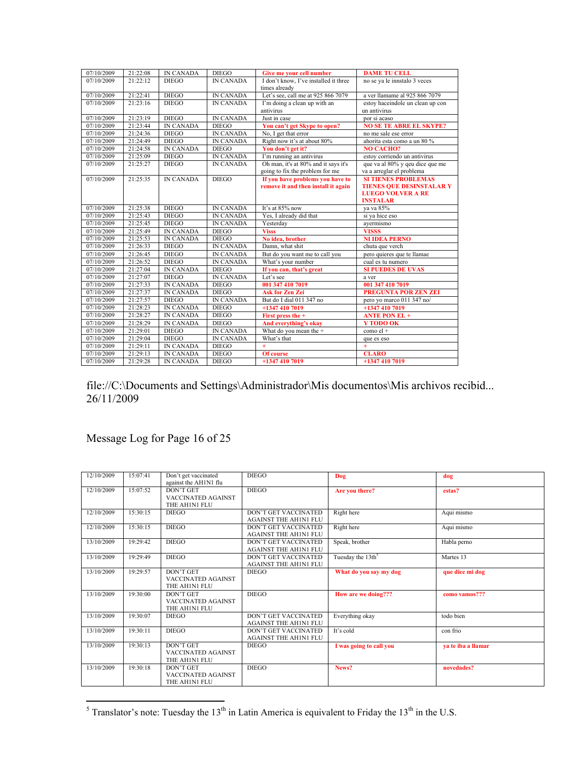| 07/10/2009 | 21:22:08 | IN CANADA | DIEGO | **Give me your cell number** | **DAME TU CELL** |
|---|---|---|---|---|---|
| 07/10/2009 | 21:22:12 | DIEGO | IN CANADA | I don't know, I've installed it three times already | no se ya le innstalo 3 veces |
| 07/10/2009 | 21:22:41 | DIEGO | IN CANADA | Let's see, call me at 925 866 7079 | a ver llamame al 925 866 7079 |
| 07/10/2009 | 21:23:16 | DIEGO | IN CANADA | I'm doing a clean up with an antivirus | estoy haceindole un clean up con un antivirus |
| 07/10/2009 | 21:23:19 | DIEGO | IN CANADA | Just in case | por si acaso |
| 07/10/2009 | 21:23:44 | IN CANADA | DIEGO | **You can't get Skype to open?** | **NO SE TE ABRE EL SKYPE?** |
| 07/10/2009 | 21:24:36 | DIEGO | IN CANADA | No, I get that error | no me sale ese error |
| 07/10/2009 | 21:24:49 | DIEGO | IN CANADA | Right now it's at about 80% | ahorita esta como a un 80 % |
| 07/10/2009 | 21:24:58 | IN CANADA | DIEGO | **You don't get it?** | **NO CACHO?** |
| 07/10/2009 | 21:25:09 | DIEGO | IN CANADA | I'm running an antivirus | estoy corriendo un antivirus |
| 07/10/2009 | 21:25:27 | DIEGO | IN CANADA | Oh man, it's at 80% and it says it's going to fix the problem for me | que va al 80% y qeu dice que me va a arreglar el problema |
| 07/10/2009 | 21:25:35 | IN CANADA | DIEGO | **If you have problems you have to remove it and then install it again** | **SI TIENES PROBLEMAS TIENES QUE DESINSTALAR Y LUEGO VOLVER A RE INSTALAR** |
| 07/10/2009 | 21:25:38 | DIEGO | IN CANADA | It's at 85% now | ya va 85% |
| 07/10/2009 | 21:25:43 | DIEGO | IN CANADA | Yes, I already did that | si ya hice eso |
| 07/10/2009 | 21:25:45 | DIEGO | IN CANADA | Yesterday | ayermismo |
| 07/10/2009 | 21:25:49 | IN CANADA | DIEGO | **Viss** | **VISSS** |
| 07/10/2009 | 21:25:53 | IN CANADA | DIEGO | **No idea, brother** | **NI IDEA PERNO** |
| 07/10/2009 | 21:26:33 | DIEGO | IN CANADA | Damn, what shit | chuta que verch |
| 07/10/2009 | 21:26:45 | DIEGO | IN CANADA | But do you want me to call you | pero quieres que te llamae |
| 07/10/2009 | 21:26:52 | DIEGO | IN CANADA | What's your number | cual es tu numero |
| 07/10/2009 | 21:27:04 | IN CANADA | DIEGO | **If you can, that's great** | **SI PUEDES DE UVAS** |
| 07/10/2009 | 21:27:07 | DIEGO | IN CANADA | Let's see | a ver |
| 07/10/2009 | 21:27:33 | IN CANADA | DIEGO | **001 347 410 7019** | **001 347 410 7019** |
| 07/10/2009 | 21:27:37 | IN CANADA | DIEGO | **Ask for Zen Zei** | **PREGUNTA POR ZEN ZEI** |
| 07/10/2009 | 21:27:57 | DIEGO | IN CANADA | But do I dial 011 347 no | pero yo marco 011 347 no/ |
| 07/10/2009 | 21:28:23 | IN CANADA | DIEGO | **+1347 410 7019** | **+1347 410 7019** |
| 07/10/2009 | 21:28:27 | IN CANADA | DIEGO | **First press the +** | **ANTE PON EL +** |
| 07/10/2009 | 21:28:29 | IN CANADA | DIEGO | **And everything's okay** | **Y TODO OK** |
| 07/10/2009 | 21:29:01 | DIEGO | IN CANADA | What do you mean the + | como el + |
| 07/10/2009 | 21:29:04 | DIEGO | IN CANADA | What's that | que es eso |
| 07/10/2009 | 21:29:11 | IN CANADA | DIEGO | **+** | **+** |
| 07/10/2009 | 21:29:13 | IN CANADA | DIEGO | **Of course** | **CLARO** |
| 07/10/2009 | 21:29:28 | IN CANADA | DIEGO | **+1347 410 7019** | **+1347 410 7019** |

file://C:\Documents and Settings\Administrador\Mis documentos\Mis archivos recibid... 26/11/2009

Message Log for Page 16 of 25

| 12/10/2009 | 15:07:41 | Don't get vaccinated against the AH1N1 flu | DIEGO | **Dog** | **dog** |
|---|---|---|---|---|---|
| 12/10/2009 | 15:07:52 | DON'T GET VACCINATED AGAINST THE AH1N1 FLU | DIEGO | **Are you there?** | **estas?** |
| 12/10/2009 | 15:30:15 | DIEGO | DON'T GET VACCINATED AGAINST THE AH1N1 FLU | Right here | Aqui mismo |
| 12/10/2009 | 15:30:15 | DIEGO | DON'T GET VACCINATED AGAINST THE AH1N1 FLU | Right here | Aqui mismo |
| 13/10/2009 | 19:29:42 | DIEGO | DON'T GET VACCINATED AGAINST THE AH1N1 FLU | Speak, brother | Habla perno |
| 13/10/2009 | 19:29:49 | DIEGO | DON'T GET VACCINATED AGAINST THE AH1N1 FLU | Tuesday the 13th[5] | Martes 13 |
| 13/10/2009 | 19:29:57 | DON'T GET VACCINATED AGAINST THE AH1N1 FLU | DIEGO | **What do you say my dog** | **que dice mi dog** |
| 13/10/2009 | 19:30:00 | DON'T GET VACCINATED AGAINST THE AH1N1 FLU | DIEGO | **How are we doing???** | **como vamos???** |
| 13/10/2009 | 19:30:07 | DIEGO | DON'T GET VACCINATED AGAINST THE AH1N1 FLU | Everything okay | todo bien |
| 13/10/2009 | 19:30:11 | DIEGO | DON'T GET VACCINATED AGAINST THE AH1N1 FLU | It's cold | con frio |
| 13/10/2009 | 19:30:13 | DON'T GET VACCINATED AGAINST THE AH1N1 FLU | DIEGO | **I was going to call you** | **ya te iba a llamar** |
| 13/10/2009 | 19:30:18 | DON'T GET VACCINATED AGAINST THE AH1N1 FLU | DIEGO | **News?** | **novedades?** |

[5] Translator's note: Tuesday the 13th in Latin America is equivalent to Friday the 13th in the U.S.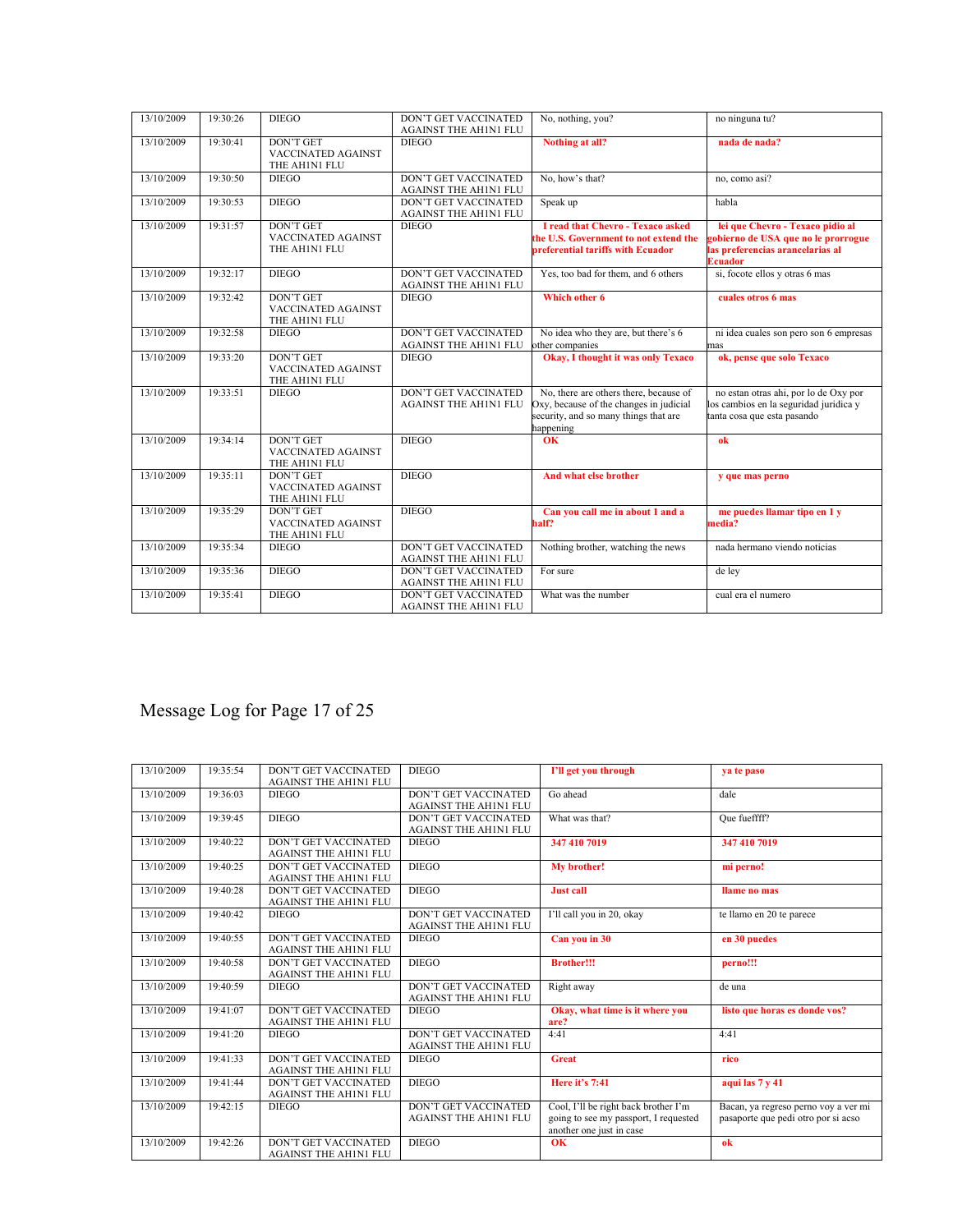| | | | | | |
|---|---|---|---|---|---|
| 13/10/2009 | 19:30:26 | DIEGO | DON'T GET VACCINATED AGAINST THE AH1N1 FLU | No, nothing, you? | no ninguna tu? |
| 13/10/2009 | 19:30:41 | DON'T GET VACCINATED AGAINST THE AH1N1 FLU | DIEGO | **Nothing at all?** | **nada de nada?** |
| 13/10/2009 | 19:30:50 | DIEGO | DON'T GET VACCINATED AGAINST THE AH1N1 FLU | No, how's that? | no, como asi? |
| 13/10/2009 | 19:30:53 | DIEGO | DON'T GET VACCINATED AGAINST THE AH1N1 FLU | Speak up | habla |
| 13/10/2009 | 19:31:57 | DON'T GET VACCINATED AGAINST THE AH1N1 FLU | DIEGO | **I read that Chevro - Texaco asked the U.S. Government to not extend the preferential tariffs with Ecuador** | **lei que Chevro - Texaco pidio al gobierno de USA que no le prorrogue las preferencias arancelarias al Ecuador** |
| 13/10/2009 | 19:32:17 | DIEGO | DON'T GET VACCINATED AGAINST THE AH1N1 FLU | Yes, too bad for them, and 6 others | si, focote ellos y otras 6 mas |
| 13/10/2009 | 19:32:42 | DON'T GET VACCINATED AGAINST THE AH1N1 FLU | DIEGO | **Which other 6** | **cuales otros 6 mas** |
| 13/10/2009 | 19:32:58 | DIEGO | DON'T GET VACCINATED AGAINST THE AH1N1 FLU | No idea who they are, but there's 6 other companies | ni idea cuales son pero son 6 empresas mas |
| 13/10/2009 | 19:33:20 | DON'T GET VACCINATED AGAINST THE AH1N1 FLU | DIEGO | **Okay, I thought it was only Texaco** | **ok, pense que solo Texaco** |
| 13/10/2009 | 19:33:51 | DIEGO | DON'T GET VACCINATED AGAINST THE AH1N1 FLU | No, there are others there, because of Oxy, because of the changes in judicial security, and so many things that are happening | no estan otras ahi, por lo de Oxy por los cambios en la seguridad juridica y tanta cosa que esta pasando |
| 13/10/2009 | 19:34:14 | DON'T GET VACCINATED AGAINST THE AH1N1 FLU | DIEGO | **OK** | **ok** |
| 13/10/2009 | 19:35:11 | DON'T GET VACCINATED AGAINST THE AH1N1 FLU | DIEGO | **And what else brother** | **y que mas perno** |
| 13/10/2009 | 19:35:29 | DON'T GET VACCINATED AGAINST THE AH1N1 FLU | DIEGO | **Can you call me in about 1 and a half?** | **me puedes llamar tipo en 1 y media?** |
| 13/10/2009 | 19:35:34 | DIEGO | DON'T GET VACCINATED AGAINST THE AH1N1 FLU | Nothing brother, watching the news | nada hermano viendo noticias |
| 13/10/2009 | 19:35:36 | DIEGO | DON'T GET VACCINATED AGAINST THE AH1N1 FLU | For sure | de ley |
| 13/10/2009 | 19:35:41 | DIEGO | DON'T GET VACCINATED AGAINST THE AH1N1 FLU | What was the number | cual era el numero |

# Message Log for Page 17 of 25

| | | | | | |
|---|---|---|---|---|---|
| 13/10/2009 | 19:35:54 | DON'T GET VACCINATED AGAINST THE AH1N1 FLU | DIEGO | **I'll get you through** | **ya te paso** |
| 13/10/2009 | 19:36:03 | DIEGO | DON'T GET VACCINATED AGAINST THE AH1N1 FLU | Go ahead | dale |
| 13/10/2009 | 19:39:45 | DIEGO | DON'T GET VACCINATED AGAINST THE AH1N1 FLU | What was that? | Que fueffff? |
| 13/10/2009 | 19:40:22 | DON'T GET VACCINATED AGAINST THE AH1N1 FLU | DIEGO | **347 410 7019** | **347 410 7019** |
| 13/10/2009 | 19:40:25 | DON'T GET VACCINATED AGAINST THE AH1N1 FLU | DIEGO | **My brother!** | **mi perno!** |
| 13/10/2009 | 19:40:28 | DON'T GET VACCINATED AGAINST THE AH1N1 FLU | DIEGO | **Just call** | **llame no mas** |
| 13/10/2009 | 19:40:42 | DIEGO | DON'T GET VACCINATED AGAINST THE AH1N1 FLU | I'll call you in 20, okay | te llamo en 20 te parece |
| 13/10/2009 | 19:40:55 | DON'T GET VACCINATED AGAINST THE AH1N1 FLU | DIEGO | **Can you in 30** | **en 30 puedes** |
| 13/10/2009 | 19:40:58 | DON'T GET VACCINATED AGAINST THE AH1N1 FLU | DIEGO | **Brother!!!** | **perno!!!** |
| 13/10/2009 | 19:40:59 | DIEGO | DON'T GET VACCINATED AGAINST THE AH1N1 FLU | Right away | de una |
| 13/10/2009 | 19:41:07 | DON'T GET VACCINATED AGAINST THE AH1N1 FLU | DIEGO | **Okay, what time is it where you are?** | **listo que horas es donde vos?** |
| 13/10/2009 | 19:41:20 | DIEGO | DON'T GET VACCINATED AGAINST THE AH1N1 FLU | 4:41 | 4:41 |
| 13/10/2009 | 19:41:33 | DON'T GET VACCINATED AGAINST THE AH1N1 FLU | DIEGO | **Great** | **rico** |
| 13/10/2009 | 19:41:44 | DON'T GET VACCINATED AGAINST THE AH1N1 FLU | DIEGO | **Here it's 7:41** | **aqui las 7 y 41** |
| 13/10/2009 | 19:42:15 | DIEGO | DON'T GET VACCINATED AGAINST THE AH1N1 FLU | Cool, I'll be right back brother I'm going to see my passport, I requested another one just in case | Bacan, ya regreso perno voy a ver mi pasaporte que pedi otro por si acso |
| 13/10/2009 | 19:42:26 | DON'T GET VACCINATED AGAINST THE AH1N1 FLU | DIEGO | **OK** | **ok** |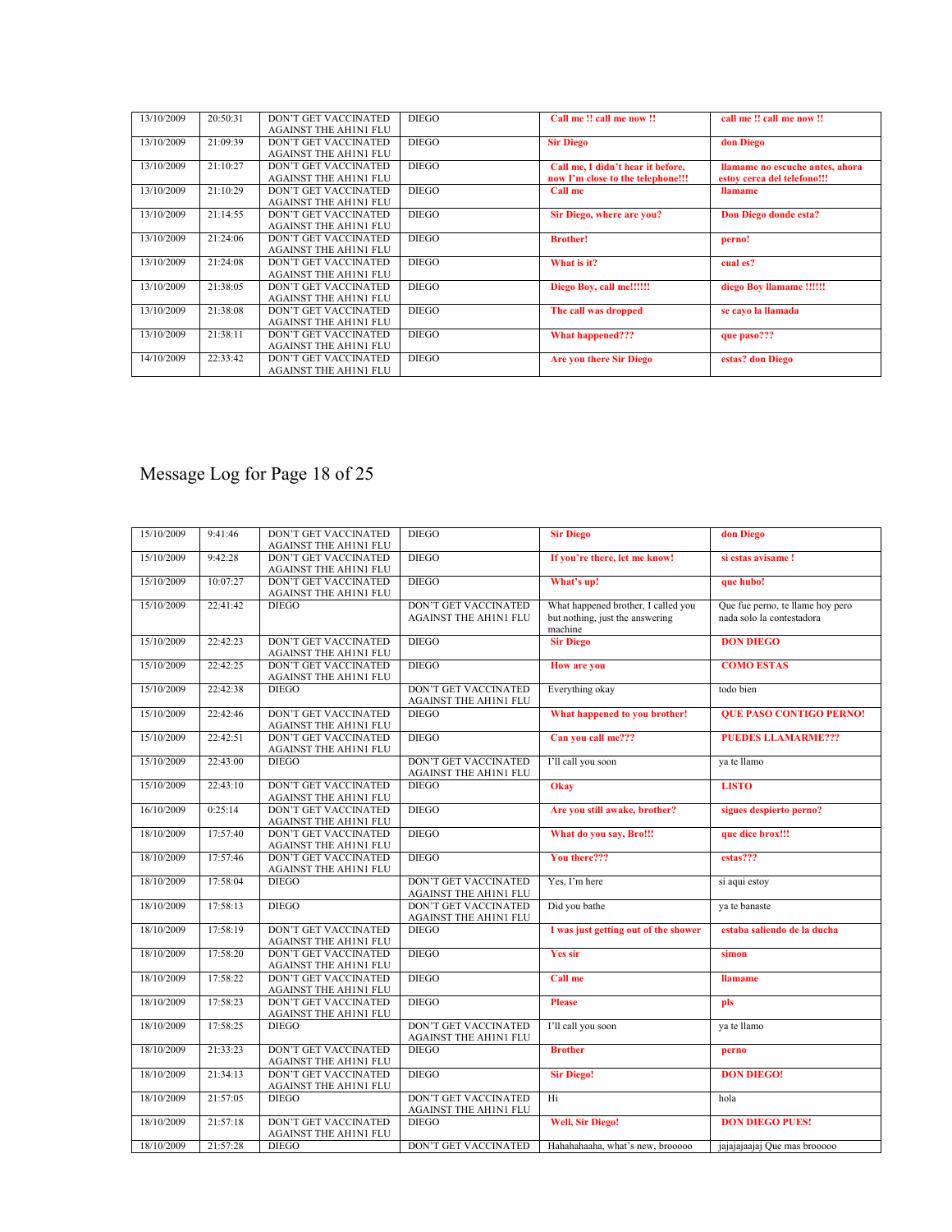| | | | | | |
|---|---|---|---|---|---|
| 13/10/2009 | 20:50:31 | DON'T GET VACCINATED AGAINST THE AH1N1 FLU | DIEGO | **Call me !! call me now !!** | **call me !! call me now !!** |
| 13/10/2009 | 21:09:39 | DON'T GET VACCINATED AGAINST THE AH1N1 FLU | DIEGO | **Sir Diego** | **don Diego** |
| 13/10/2009 | 21:10:27 | DON'T GET VACCINATED AGAINST THE AH1N1 FLU | DIEGO | **Call me, I didn't hear it before, now I'm close to the telephone!!!** | **llamame no escuche antes, ahora estoy cerca del telefono!!!** |
| 13/10/2009 | 21:10:29 | DON'T GET VACCINATED AGAINST THE AH1N1 FLU | DIEGO | **Call me** | **llamame** |
| 13/10/2009 | 21:14:55 | DON'T GET VACCINATED AGAINST THE AH1N1 FLU | DIEGO | **Sir Diego, where are you?** | **Don Diego donde esta?** |
| 13/10/2009 | 21:24:06 | DON'T GET VACCINATED AGAINST THE AH1N1 FLU | DIEGO | **Brother!** | **perno!** |
| 13/10/2009 | 21:24:08 | DON'T GET VACCINATED AGAINST THE AH1N1 FLU | DIEGO | **What is it?** | **cual es?** |
| 13/10/2009 | 21:38:05 | DON'T GET VACCINATED AGAINST THE AH1N1 FLU | DIEGO | **Diego Boy, call me!!!!!!** | **diego Boy llamame !!!!!!** |
| 13/10/2009 | 21:38:08 | DON'T GET VACCINATED AGAINST THE AH1N1 FLU | DIEGO | **The call was dropped** | **se cayo la llamada** |
| 13/10/2009 | 21:38:11 | DON'T GET VACCINATED AGAINST THE AH1N1 FLU | DIEGO | **What happened???** | **que paso???** |
| 14/10/2009 | 22:33:42 | DON'T GET VACCINATED AGAINST THE AH1N1 FLU | DIEGO | **Are you there Sir Diego** | **estas? don Diego** |

# Message Log for Page 18 of 25

| | | | | | |
|---|---|---|---|---|---|
| 15/10/2009 | 9:41:46 | DON'T GET VACCINATED AGAINST THE AH1N1 FLU | DIEGO | **Sir Diego** | **don Diego** |
| 15/10/2009 | 9:42:28 | DON'T GET VACCINATED AGAINST THE AH1N1 FLU | DIEGO | **If you're there, let me know!** | **si estas avisame !** |
| 15/10/2009 | 10:07:27 | DON'T GET VACCINATED AGAINST THE AH1N1 FLU | DIEGO | **What's up!** | **que hubo!** |
| 15/10/2009 | 22:41:42 | DIEGO | DON'T GET VACCINATED AGAINST THE AH1N1 FLU | What happened brother, I called you but nothing, just the answering machine | Que fue perno, te llame hoy pero nada solo la contestadora |
| 15/10/2009 | 22:42:23 | DON'T GET VACCINATED AGAINST THE AH1N1 FLU | DIEGO | **Sir Diego** | **DON DIEGO** |
| 15/10/2009 | 22:42:25 | DON'T GET VACCINATED AGAINST THE AH1N1 FLU | DIEGO | **How are you** | **COMO ESTAS** |
| 15/10/2009 | 22:42:38 | DIEGO | DON'T GET VACCINATED AGAINST THE AH1N1 FLU | Everything okay | todo bien |
| 15/10/2009 | 22:42:46 | DON'T GET VACCINATED AGAINST THE AH1N1 FLU | DIEGO | **What happened to you brother!** | **QUE PASO CONTIGO PERNO!** |
| 15/10/2009 | 22:42:51 | DON'T GET VACCINATED AGAINST THE AH1N1 FLU | DIEGO | **Can you call me???** | **PUEDES LLAMARME???** |
| 15/10/2009 | 22:43:00 | DIEGO | DON'T GET VACCINATED AGAINST THE AH1N1 FLU | I'll call you soon | ya te llamo |
| 15/10/2009 | 22:43:10 | DON'T GET VACCINATED AGAINST THE AH1N1 FLU | DIEGO | **Okay** | **LISTO** |
| 16/10/2009 | 0:25:14 | DON'T GET VACCINATED AGAINST THE AH1N1 FLU | DIEGO | **Are you still awake, brother?** | **sigues despierto perno?** |
| 18/10/2009 | 17:57:40 | DON'T GET VACCINATED AGAINST THE AH1N1 FLU | DIEGO | **What do you say, Bro!!!** | **que dice brox!!!** |
| 18/10/2009 | 17:57:46 | DON'T GET VACCINATED AGAINST THE AH1N1 FLU | DIEGO | **You there???** | **estas???** |
| 18/10/2009 | 17:58:04 | DIEGO | DON'T GET VACCINATED AGAINST THE AH1N1 FLU | Yes, I'm here | si aqui estoy |
| 18/10/2009 | 17:58:13 | DIEGO | DON'T GET VACCINATED AGAINST THE AH1N1 FLU | Did you bathe | ya te banaste |
| 18/10/2009 | 17:58:19 | DON'T GET VACCINATED AGAINST THE AH1N1 FLU | DIEGO | **I was just getting out of the shower** | **estaba saliendo de la ducha** |
| 18/10/2009 | 17:58:20 | DON'T GET VACCINATED AGAINST THE AH1N1 FLU | DIEGO | **Yes sir** | **simon** |
| 18/10/2009 | 17:58:22 | DON'T GET VACCINATED AGAINST THE AH1N1 FLU | DIEGO | **Call me** | **llamame** |
| 18/10/2009 | 17:58:23 | DON'T GET VACCINATED AGAINST THE AH1N1 FLU | DIEGO | **Please** | **pls** |
| 18/10/2009 | 17:58:25 | DIEGO | DON'T GET VACCINATED AGAINST THE AH1N1 FLU | I'll call you soon | ya te llamo |
| 18/10/2009 | 21:33:23 | DON'T GET VACCINATED AGAINST THE AH1N1 FLU | DIEGO | **Brother** | **perno** |
| 18/10/2009 | 21:34:13 | DON'T GET VACCINATED AGAINST THE AH1N1 FLU | DIEGO | **Sir Diego!** | **DON DIEGO!** |
| 18/10/2009 | 21:57:05 | DIEGO | DON'T GET VACCINATED AGAINST THE AH1N1 FLU | Hi | hola |
| 18/10/2009 | 21:57:18 | DON'T GET VACCINATED AGAINST THE AH1N1 FLU | DIEGO | **Well, Sir Diego!** | **DON DIEGO PUES!** |
| 18/10/2009 | 21:57:28 | DIEGO | DON'T GET VACCINATED | Hahahahaaha, what's new, brooooo | jajajajaajaj Que mas brooooo |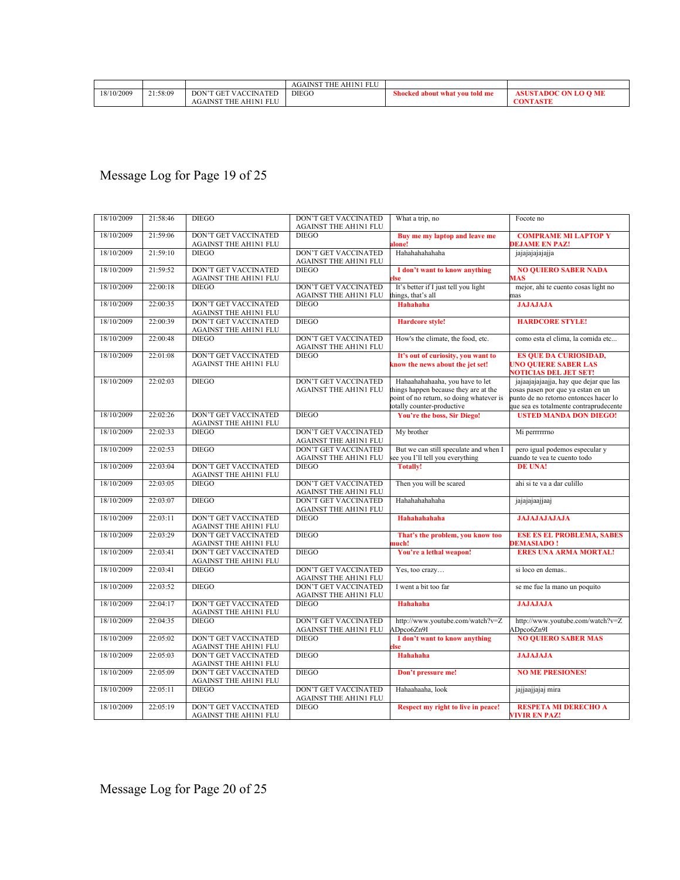| | | | AGAINST THE AH1N1 FLU | | |
|---|---|---|---|---|---|
| 18/10/2009 | 21:58:09 | DON'T GET VACCINATED AGAINST THE AH1N1 FLU | DIEGO | **Shocked about what you told me** | **ASUSTADOC ON LO Q ME CONTASTE** |

Message Log for Page 19 of 25

| | | | | | |
|---|---|---|---|---|---|
| 18/10/2009 | 21:58:46 | DIEGO | DON'T GET VACCINATED AGAINST THE AH1N1 FLU | What a trip, no | Focote no |
| 18/10/2009 | 21:59:06 | DON'T GET VACCINATED AGAINST THE AH1N1 FLU | DIEGO | **Buy me my laptop and leave me alone!** | **COMPRAME MI LAPTOP Y DEJAME EN PAZ!** |
| 18/10/2009 | 21:59:10 | DIEGO | DON'T GET VACCINATED AGAINST THE AH1N1 FLU | Hahahahahahaha | jajajajajajajja |
| 18/10/2009 | 21:59:52 | DON'T GET VACCINATED AGAINST THE AH1N1 FLU | DIEGO | **I don't want to know anything else** | **NO QUIERO SABER NADA MAS** |
| 18/10/2009 | 22:00:18 | DIEGO | DON'T GET VACCINATED AGAINST THE AH1N1 FLU | It's better if I just tell you light things, that's all | mejor, ahi te cuento cosas light no mas |
| 18/10/2009 | 22:00:35 | DON'T GET VACCINATED AGAINST THE AH1N1 FLU | DIEGO | **Hahahaha** | **JAJAJAJA** |
| 18/10/2009 | 22:00:39 | DON'T GET VACCINATED AGAINST THE AH1N1 FLU | DIEGO | **Hardcore style!** | **HARDCORE STYLE!** |
| 18/10/2009 | 22:00:48 | DIEGO | DON'T GET VACCINATED AGAINST THE AH1N1 FLU | How's the climate, the food, etc. | como esta el clima, la comida etc... |
| 18/10/2009 | 22:01:08 | DON'T GET VACCINATED AGAINST THE AH1N1 FLU | DIEGO | **It's out of curiosity, you want to know the news about the jet set!** | **ES QUE DA CURIOSIDAD, UNO QUIERE SABER LAS NOTICIAS DEL JET SET!** |
| 18/10/2009 | 22:02:03 | DIEGO | DON'T GET VACCINATED AGAINST THE AH1N1 FLU | Hahaahahahaaha, you have to let things happen because they are at the point of no return, so doing whatever is totally counter-productive | jajaajajajaajja, hay que dejar que las cosas pasen por que ya estan en un punto de no retorno entonces hacer lo que sea es totalmente contraprudecente |
| 18/10/2009 | 22:02:26 | DON'T GET VACCINATED AGAINST THE AH1N1 FLU | DIEGO | **You're the boss, Sir Diego!** | **USTED MANDA DON DIEGO!** |
| 18/10/2009 | 22:02:33 | DIEGO | DON'T GET VACCINATED AGAINST THE AH1N1 FLU | My brother | Mi perrrrrrno |
| 18/10/2009 | 22:02:53 | DIEGO | DON'T GET VACCINATED AGAINST THE AH1N1 FLU | But we can still speculate and when I see you I'll tell you everything | pero igual podemos especular y cuando te vea te cuento todo |
| 18/10/2009 | 22:03:04 | DON'T GET VACCINATED AGAINST THE AH1N1 FLU | DIEGO | **Totally!** | **DE UNA!** |
| 18/10/2009 | 22:03:05 | DIEGO | DON'T GET VACCINATED AGAINST THE AH1N1 FLU | Then you will be scared | ahi si te va a dar culillo |
| 18/10/2009 | 22:03:07 | DIEGO | DON'T GET VACCINATED AGAINST THE AH1N1 FLU | Hahahahahahaha | jajajajaajjaaj |
| 18/10/2009 | 22:03:11 | DON'T GET VACCINATED AGAINST THE AH1N1 FLU | DIEGO | **Hahahahahaha** | **JAJAJAJAJAJA** |
| 18/10/2009 | 22:03:29 | DON'T GET VACCINATED AGAINST THE AH1N1 FLU | DIEGO | **That's the problem, you know too much!** | **ESE ES EL PROBLEMA, SABES DEMASIADO !** |
| 18/10/2009 | 22:03:41 | DON'T GET VACCINATED AGAINST THE AH1N1 FLU | DIEGO | **You're a lethal weapon!** | **ERES UNA ARMA MORTAL!** |
| 18/10/2009 | 22:03:41 | DIEGO | DON'T GET VACCINATED AGAINST THE AH1N1 FLU | Yes, too crazy… | si loco en demas.. |
| 18/10/2009 | 22:03:52 | DIEGO | DON'T GET VACCINATED AGAINST THE AH1N1 FLU | I went a bit too far | se me fue la mano un poquito |
| 18/10/2009 | 22:04:17 | DON'T GET VACCINATED AGAINST THE AH1N1 FLU | DIEGO | **Hahahaha** | **JAJAJAJA** |
| 18/10/2009 | 22:04:35 | DIEGO | DON'T GET VACCINATED AGAINST THE AH1N1 FLU | http://www.youtube.com/watch?v=ZADpco6Zn9I | http://www.youtube.com/watch?v=ZADpco6Zn9I |
| 18/10/2009 | 22:05:02 | DON'T GET VACCINATED AGAINST THE AH1N1 FLU | DIEGO | **I don't want to know anything else** | **NO QUIERO SABER MAS** |
| 18/10/2009 | 22:05:03 | DON'T GET VACCINATED AGAINST THE AH1N1 FLU | DIEGO | **Hahahaha** | **JAJAJAJA** |
| 18/10/2009 | 22:05:09 | DON'T GET VACCINATED AGAINST THE AH1N1 FLU | DIEGO | **Don't pressure me!** | **NO ME PRESIONES!** |
| 18/10/2009 | 22:05:11 | DIEGO | DON'T GET VACCINATED AGAINST THE AH1N1 FLU | Hahaahaaha, look | jajjaajjajaj mira |
| 18/10/2009 | 22:05:19 | DON'T GET VACCINATED AGAINST THE AH1N1 FLU | DIEGO | **Respect my right to live in peace!** | **RESPETA MI DERECHO A VIVIR EN PAZ!** |

Message Log for Page 20 of 25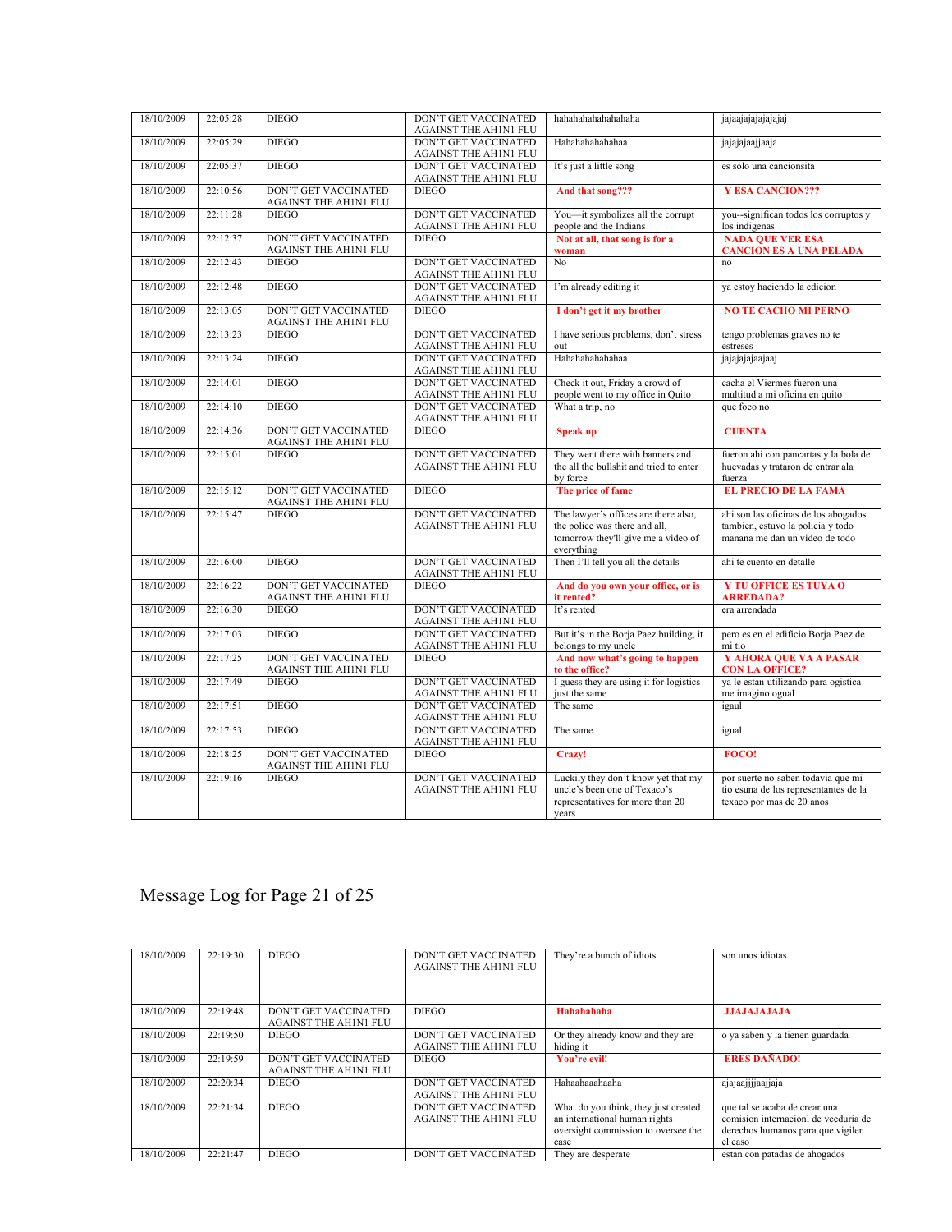| 18/10/2009 | 22:05:28 | DIEGO | DON'T GET VACCINATED AGAINST THE AH1N1 FLU | hahahahahahahahaha | jajaajajajajajajaj |
|---|---|---|---|---|---|
| 18/10/2009 | 22:05:29 | DIEGO | DON'T GET VACCINATED AGAINST THE AH1N1 FLU | Hahahahahahahaa | jajajajaajjaaja |
| 18/10/2009 | 22:05:37 | DIEGO | DON'T GET VACCINATED AGAINST THE AH1N1 FLU | It's just a little song | es solo una cancionsita |
| 18/10/2009 | 22:10:56 | DON'T GET VACCINATED AGAINST THE AH1N1 FLU | DIEGO | **And that song???** | **Y ESA CANCION???** |
| 18/10/2009 | 22:11:28 | DIEGO | DON'T GET VACCINATED AGAINST THE AH1N1 FLU | You—it symbolizes all the corrupt people and the Indians | you--significan todos los corruptos y los indigenas |
| 18/10/2009 | 22:12:37 | DON'T GET VACCINATED AGAINST THE AH1N1 FLU | DIEGO | **Not at all, that song is for a woman** | **NADA QUE VER ESA CANCION ES A UNA PELADA** |
| 18/10/2009 | 22:12:43 | DIEGO | DON'T GET VACCINATED AGAINST THE AH1N1 FLU | No | no |
| 18/10/2009 | 22:12:48 | DIEGO | DON'T GET VACCINATED AGAINST THE AH1N1 FLU | I'm already editing it | ya estoy haciendo la edicion |
| 18/10/2009 | 22:13:05 | DON'T GET VACCINATED AGAINST THE AH1N1 FLU | DIEGO | **I don't get it my brother** | **NO TE CACHO MI PERNO** |
| 18/10/2009 | 22:13:23 | DIEGO | DON'T GET VACCINATED AGAINST THE AH1N1 FLU | I have serious problems, don't stress out | tengo problemas graves no te estreses |
| 18/10/2009 | 22:13:24 | DIEGO | DON'T GET VACCINATED AGAINST THE AH1N1 FLU | Hahahahahahahaa | jajajajajaajaaj |
| 18/10/2009 | 22:14:01 | DIEGO | DON'T GET VACCINATED AGAINST THE AH1N1 FLU | Check it out, Friday a crowd of people went to my office in Quito | cacha el Viernes fueron una multitud a mi oficina en quito |
| 18/10/2009 | 22:14:10 | DIEGO | DON'T GET VACCINATED AGAINST THE AH1N1 FLU | What a trip, no | que foco no |
| 18/10/2009 | 22:14:36 | DON'T GET VACCINATED AGAINST THE AH1N1 FLU | DIEGO | **Speak up** | **CUENTA** |
| 18/10/2009 | 22:15:01 | DIEGO | DON'T GET VACCINATED AGAINST THE AH1N1 FLU | They went there with banners and the all the bullshit and tried to enter by force | fueron ahi con pancartas y la bola de huevadas y trataron de entrar ala fuerza |
| 18/10/2009 | 22:15:12 | DON'T GET VACCINATED AGAINST THE AH1N1 FLU | DIEGO | **The price of fame** | **EL PRECIO DE LA FAMA** |
| 18/10/2009 | 22:15:47 | DIEGO | DON'T GET VACCINATED AGAINST THE AH1N1 FLU | The lawyer's offices are there also, the police was there and all, tomorrow they'll give me a video of everything | ahi son las oficinas de los abogados tambien, estuvo la policia y todo manana me dan un video de todo |
| 18/10/2009 | 22:16:00 | DIEGO | DON'T GET VACCINATED AGAINST THE AH1N1 FLU | Then I'll tell you all the details | ahi te cuento en detalle |
| 18/10/2009 | 22:16:22 | DON'T GET VACCINATED AGAINST THE AH1N1 FLU | DIEGO | **And do you own your office, or is it rented?** | **Y TU OFFICE ES TUYA O ARREDADA?** |
| 18/10/2009 | 22:16:30 | DIEGO | DON'T GET VACCINATED AGAINST THE AH1N1 FLU | It's rented | era arrendada |
| 18/10/2009 | 22:17:03 | DIEGO | DON'T GET VACCINATED AGAINST THE AH1N1 FLU | But it's in the Borja Paez building, it belongs to my uncle | pero es en el edificio Borja Paez de mi tio |
| 18/10/2009 | 22:17:25 | DON'T GET VACCINATED AGAINST THE AH1N1 FLU | DIEGO | **And now what's going to happen to the office?** | **Y AHORA QUE VA A PASAR CON LA OFFICE?** |
| 18/10/2009 | 22:17:49 | DIEGO | DON'T GET VACCINATED AGAINST THE AH1N1 FLU | I guess they are using it for logistics just the same | ya le estan utilizando para ogistica me imagino ogual |
| 18/10/2009 | 22:17:51 | DIEGO | DON'T GET VACCINATED AGAINST THE AH1N1 FLU | The same | igaul |
| 18/10/2009 | 22:17:53 | DIEGO | DON'T GET VACCINATED AGAINST THE AH1N1 FLU | The same | igual |
| 18/10/2009 | 22:18:25 | DON'T GET VACCINATED AGAINST THE AH1N1 FLU | DIEGO | **Crazy!** | **FOCO!** |
| 18/10/2009 | 22:19:16 | DIEGO | DON'T GET VACCINATED AGAINST THE AH1N1 FLU | Luckily they don't know yet that my uncle's been one of Texaco's representatives for more than 20 years | por suerte no saben todavia que mi tio esuna de los representantes de la texaco por mas de 20 anos |

Message Log for Page 21 of 25

| 18/10/2009 | 22:19:30 | DIEGO | DON'T GET VACCINATED AGAINST THE AH1N1 FLU | They're a bunch of idiots | son unos idiotas |
|---|---|---|---|---|---|
| 18/10/2009 | 22:19:48 | DON'T GET VACCINATED AGAINST THE AH1N1 FLU | DIEGO | **Hahahahaha** | **JJAJAJAJAJA** |
| 18/10/2009 | 22:19:50 | DIEGO | DON'T GET VACCINATED AGAINST THE AH1N1 FLU | Or they already know and they are hiding it | o ya saben y la tienen guardada |
| 18/10/2009 | 22:19:59 | DON'T GET VACCINATED AGAINST THE AH1N1 FLU | DIEGO | **You're evil!** | **ERES DAÑADO!** |
| 18/10/2009 | 22:20:34 | DIEGO | DON'T GET VACCINATED AGAINST THE AH1N1 FLU | Hahaahaaahaaha | ajajaajjjjaajjaja |
| 18/10/2009 | 22:21:34 | DIEGO | DON'T GET VACCINATED AGAINST THE AH1N1 FLU | What do you think, they just created an international human rights oversight commission to oversee the case | que tal se acaba de crear una comision internacionl de veeduria de derechos humanos para que vigilen el caso |
| 18/10/2009 | 22:21:47 | DIEGO | DON'T GET VACCINATED | They are desperate | estan con patadas de ahogados |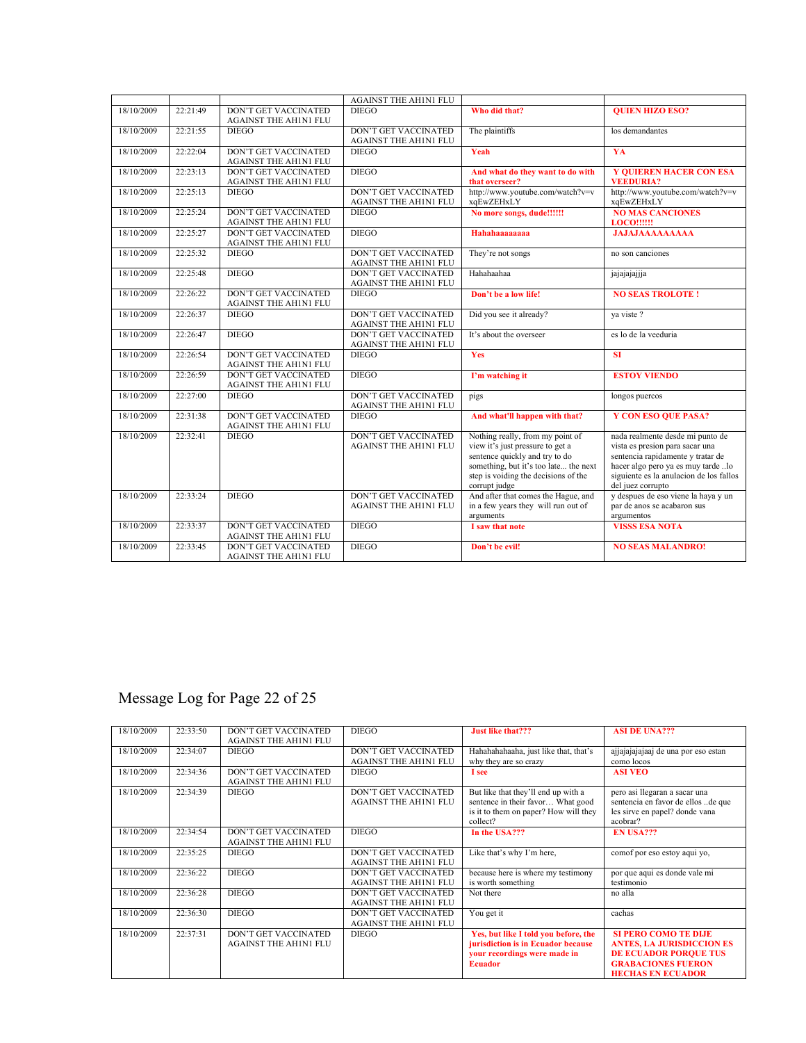| | | | AGAINST THE AH1N1 FLU | | |
|---|---|---|---|---|---|
| 18/10/2009 | 22:21:49 | DON'T GET VACCINATED AGAINST THE AH1N1 FLU | DIEGO | **Who did that?** | **QUIEN HIZO ESO?** |
| 18/10/2009 | 22:21:55 | DIEGO | DON'T GET VACCINATED AGAINST THE AH1N1 FLU | The plaintiffs | los demandantes |
| 18/10/2009 | 22:22:04 | DON'T GET VACCINATED AGAINST THE AH1N1 FLU | DIEGO | **Yeah** | **YA** |
| 18/10/2009 | 22:23:13 | DON'T GET VACCINATED AGAINST THE AH1N1 FLU | DIEGO | **And what do they want to do with that overseer?** | **Y QUIEREN HACER CON ESA VEEDURIA?** |
| 18/10/2009 | 22:25:13 | DIEGO | DON'T GET VACCINATED AGAINST THE AH1N1 FLU | http://www.youtube.com/watch?v=vxqEwZEHxLY | http://www.youtube.com/watch?v=vxqEwZEHxLY |
| 18/10/2009 | 22:25:24 | DON'T GET VACCINATED AGAINST THE AH1N1 FLU | DIEGO | **No more songs, dude!!!!!!** | **NO MAS CANCIONES LOCO!!!!!!** |
| 18/10/2009 | 22:25:27 | DON'T GET VACCINATED AGAINST THE AH1N1 FLU | DIEGO | **Hahahaaaaaaaa** | **JAJAJAAAAAAAAA** |
| 18/10/2009 | 22:25:32 | DIEGO | DON'T GET VACCINATED AGAINST THE AH1N1 FLU | They're not songs | no son canciones |
| 18/10/2009 | 22:25:48 | DIEGO | DON'T GET VACCINATED AGAINST THE AH1N1 FLU | Hahahaahaa | jajajajajjja |
| 18/10/2009 | 22:26:22 | DON'T GET VACCINATED AGAINST THE AH1N1 FLU | DIEGO | **Don't be a low life!** | **NO SEAS TROLOTE !** |
| 18/10/2009 | 22:26:37 | DIEGO | DON'T GET VACCINATED AGAINST THE AH1N1 FLU | Did you see it already? | ya viste ? |
| 18/10/2009 | 22:26:47 | DIEGO | DON'T GET VACCINATED AGAINST THE AH1N1 FLU | It's about the overseer | es lo de la veeduria |
| 18/10/2009 | 22:26:54 | DON'T GET VACCINATED AGAINST THE AH1N1 FLU | DIEGO | **Yes** | **SI** |
| 18/10/2009 | 22:26:59 | DON'T GET VACCINATED AGAINST THE AH1N1 FLU | DIEGO | **I'm watching it** | **ESTOY VIENDO** |
| 18/10/2009 | 22:27:00 | DIEGO | DON'T GET VACCINATED AGAINST THE AH1N1 FLU | pigs | longos puercos |
| 18/10/2009 | 22:31:38 | DON'T GET VACCINATED AGAINST THE AH1N1 FLU | DIEGO | **And what'll happen with that?** | **Y CON ESO QUE PASA?** |
| 18/10/2009 | 22:32:41 | DIEGO | DON'T GET VACCINATED AGAINST THE AH1N1 FLU | Nothing really, from my point of view it's just pressure to get a sentence quickly and try to do something, but it's too late... the next step is voiding the decisions of the corrupt judge | nada realmente desde mi punto de vista es presion para sacar una sentencia rapidamente y tratar de hacer algo pero ya es muy tarde ..lo siguiente es la anulacion de los fallos del juez corrupto |
| 18/10/2009 | 22:33:24 | DIEGO | DON'T GET VACCINATED AGAINST THE AH1N1 FLU | And after that comes the Hague, and in a few years they will run out of arguments | y despues de eso viene la haya y un par de anos se acabaron sus argumentos |
| 18/10/2009 | 22:33:37 | DON'T GET VACCINATED AGAINST THE AH1N1 FLU | DIEGO | **I saw that note** | **VISSS ESA NOTA** |
| 18/10/2009 | 22:33:45 | DON'T GET VACCINATED AGAINST THE AH1N1 FLU | DIEGO | **Don't be evil!** | **NO SEAS MALANDRO!** |

Message Log for Page 22 of 25

| | | | | | |
|---|---|---|---|---|---|
| 18/10/2009 | 22:33:50 | DON'T GET VACCINATED AGAINST THE AH1N1 FLU | DIEGO | **Just like that???** | **ASI DE UNA???** |
| 18/10/2009 | 22:34:07 | DIEGO | DON'T GET VACCINATED AGAINST THE AH1N1 FLU | Hahahahahaaha, just like that, that's why they are so crazy | ajjajajajajaaj de una por eso estan como locos |
| 18/10/2009 | 22:34:36 | DON'T GET VACCINATED AGAINST THE AH1N1 FLU | DIEGO | **I see** | **ASI VEO** |
| 18/10/2009 | 22:34:39 | DIEGO | DON'T GET VACCINATED AGAINST THE AH1N1 FLU | But like that they'll end up with a sentence in their favor… What good is it to them on paper? How will they collect? | pero asi llegaran a sacar una sentencia en favor de ellos ..de que les sirve en papel? donde vana acobrar? |
| 18/10/2009 | 22:34:54 | DON'T GET VACCINATED AGAINST THE AH1N1 FLU | DIEGO | **In the USA???** | **EN USA???** |
| 18/10/2009 | 22:35:25 | DIEGO | DON'T GET VACCINATED AGAINST THE AH1N1 FLU | Like that's why I'm here, | comof por eso estoy aqui yo, |
| 18/10/2009 | 22:36:22 | DIEGO | DON'T GET VACCINATED AGAINST THE AH1N1 FLU | because here is where my testimony is worth something | por que aqui es donde vale mi testimonio |
| 18/10/2009 | 22:36:28 | DIEGO | DON'T GET VACCINATED AGAINST THE AH1N1 FLU | Not there | no alla |
| 18/10/2009 | 22:36:30 | DIEGO | DON'T GET VACCINATED AGAINST THE AH1N1 FLU | You get it | cachas |
| 18/10/2009 | 22:37:31 | DON'T GET VACCINATED AGAINST THE AH1N1 FLU | DIEGO | **Yes, but like I told you before, the jurisdiction is in Ecuador because your recordings were made in Ecuador** | **SI PERO COMO TE DIJE ANTES, LA JURISDICCION ES DE ECUADOR PORQUE TUS GRABACIONES FUERON HECHAS EN ECUADOR** |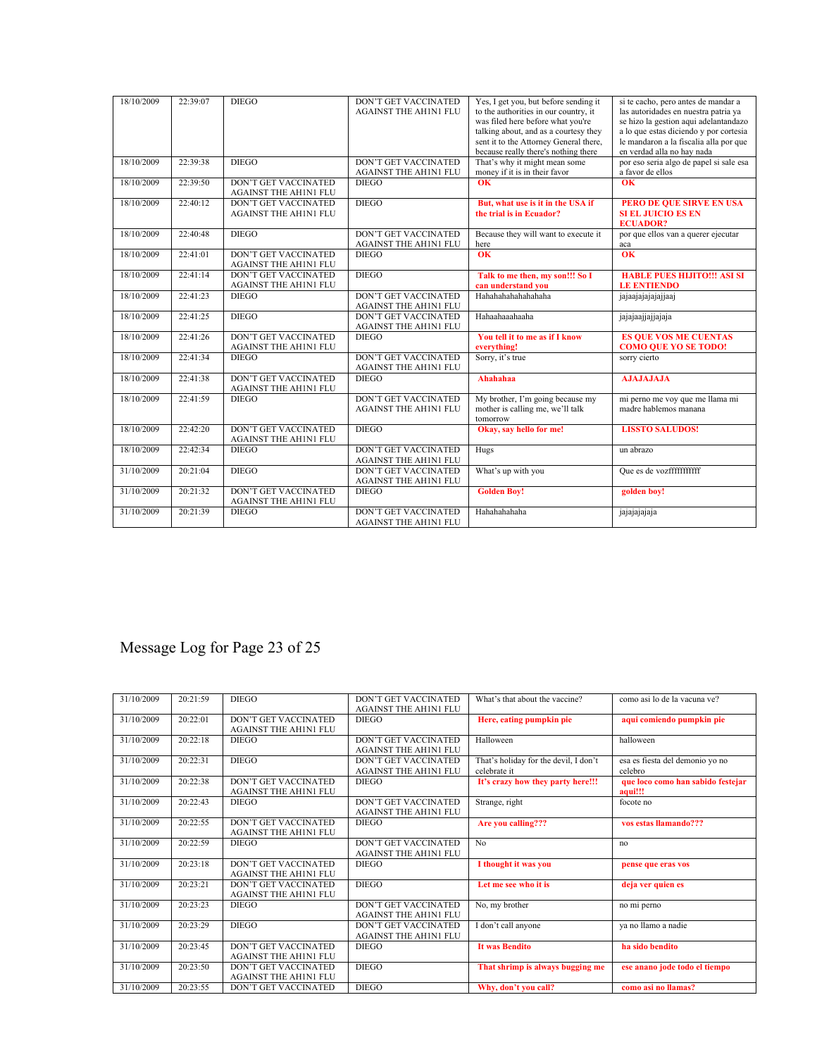| | | | | | |
|---|---|---|---|---|---|
| 18/10/2009 | 22:39:07 | DIEGO | DON'T GET VACCINATED AGAINST THE AH1N1 FLU | Yes, I get you, but before sending it to the authorities in our country, it was filed here before what you're talking about, and as a courtesy they sent it to the Attorney General there, because really there's nothing there | si te cacho, pero antes de mandar a las autoridades en nuestra patria ya se hizo la gestion aqui adelantandazo a lo que estas diciendo y por cortesia le mandaron a la fiscalia alla por que en verdad alla no hay nada |
| 18/10/2009 | 22:39:38 | DIEGO | DON'T GET VACCINATED AGAINST THE AH1N1 FLU | That's why it might mean some money if it is in their favor | por eso seria algo de papel si sale esa a favor de ellos |
| 18/10/2009 | 22:39:50 | DON'T GET VACCINATED AGAINST THE AH1N1 FLU | DIEGO | **OK** | **OK** |
| 18/10/2009 | 22:40:12 | DON'T GET VACCINATED AGAINST THE AH1N1 FLU | DIEGO | **But, what use is it in the USA if the trial is in Ecuador?** | **PERO DE QUE SIRVE EN USA SI EL JUICIO ES EN ECUADOR?** |
| 18/10/2009 | 22:40:48 | DIEGO | DON'T GET VACCINATED AGAINST THE AH1N1 FLU | Because they will want to execute it here | por que ellos van a querer ejecutar aca |
| 18/10/2009 | 22:41:01 | DON'T GET VACCINATED AGAINST THE AH1N1 FLU | DIEGO | **OK** | **OK** |
| 18/10/2009 | 22:41:14 | DON'T GET VACCINATED AGAINST THE AH1N1 FLU | DIEGO | **Talk to me then, my son!!! So I can understand you** | **HABLE PUES HIJITO!!! ASI SI LE ENTIENDO** |
| 18/10/2009 | 22:41:23 | DIEGO | DON'T GET VACCINATED AGAINST THE AH1N1 FLU | Hahahahahahahahaha | jajaajajajajajjaaj |
| 18/10/2009 | 22:41:25 | DIEGO | DON'T GET VACCINATED AGAINST THE AH1N1 FLU | Hahaahaaahaaha | jajajaajjajjajaja |
| 18/10/2009 | 22:41:26 | DON'T GET VACCINATED AGAINST THE AH1N1 FLU | DIEGO | **You tell it to me as if I know everything!** | **ES QUE VOS ME CUENTAS COMO QUE YO SE TODO!** |
| 18/10/2009 | 22:41:34 | DIEGO | DON'T GET VACCINATED AGAINST THE AH1N1 FLU | Sorry, it's true | sorry cierto |
| 18/10/2009 | 22:41:38 | DON'T GET VACCINATED AGAINST THE AH1N1 FLU | DIEGO | **Ahahahaa** | **AJAJAJAJA** |
| 18/10/2009 | 22:41:59 | DIEGO | DON'T GET VACCINATED AGAINST THE AH1N1 FLU | My brother, I'm going because my mother is calling me, we'll talk tomorrow | mi perno me voy que me llama mi madre hablemos manana |
| 18/10/2009 | 22:42:20 | DON'T GET VACCINATED AGAINST THE AH1N1 FLU | DIEGO | **Okay, say hello for me!** | **LISSTO SALUDOS!** |
| 18/10/2009 | 22:42:34 | DIEGO | DON'T GET VACCINATED AGAINST THE AH1N1 FLU | Hugs | un abrazo |
| 31/10/2009 | 20:21:04 | DIEGO | DON'T GET VACCINATED AGAINST THE AH1N1 FLU | What's up with you | Que es de vozffffffffffff |
| 31/10/2009 | 20:21:32 | DON'T GET VACCINATED AGAINST THE AH1N1 FLU | DIEGO | **Golden Boy!** | **golden boy!** |
| 31/10/2009 | 20:21:39 | DIEGO | DON'T GET VACCINATED AGAINST THE AH1N1 FLU | Hahahahahaha | jajajajajaja |

# Message Log for Page 23 of 25

| | | | | | |
|---|---|---|---|---|---|
| 31/10/2009 | 20:21:59 | DIEGO | DON'T GET VACCINATED AGAINST THE AH1N1 FLU | What's that about the vaccine? | como asi lo de la vacuna ve? |
| 31/10/2009 | 20:22:01 | DON'T GET VACCINATED AGAINST THE AH1N1 FLU | DIEGO | **Here, eating pumpkin pie** | **aqui comiendo pumpkin pie** |
| 31/10/2009 | 20:22:18 | DIEGO | DON'T GET VACCINATED AGAINST THE AH1N1 FLU | Halloween | halloween |
| 31/10/2009 | 20:22:31 | DIEGO | DON'T GET VACCINATED AGAINST THE AH1N1 FLU | That's holiday for the devil, I don't celebrate it | esa es fiesta del demonio yo no celebro |
| 31/10/2009 | 20:22:38 | DON'T GET VACCINATED AGAINST THE AH1N1 FLU | DIEGO | **It's crazy how they party here!!!** | **que loco como han sabido festejar aqui!!!** |
| 31/10/2009 | 20:22:43 | DIEGO | DON'T GET VACCINATED AGAINST THE AH1N1 FLU | Strange, right | focote no |
| 31/10/2009 | 20:22:55 | DON'T GET VACCINATED AGAINST THE AH1N1 FLU | DIEGO | **Are you calling???** | **vos estas llamando???** |
| 31/10/2009 | 20:22:59 | DIEGO | DON'T GET VACCINATED AGAINST THE AH1N1 FLU | No | no |
| 31/10/2009 | 20:23:18 | DON'T GET VACCINATED AGAINST THE AH1N1 FLU | DIEGO | **I thought it was you** | **pense que eras vos** |
| 31/10/2009 | 20:23:21 | DON'T GET VACCINATED AGAINST THE AH1N1 FLU | DIEGO | **Let me see who it is** | **deja ver quien es** |
| 31/10/2009 | 20:23:23 | DIEGO | DON'T GET VACCINATED AGAINST THE AH1N1 FLU | No, my brother | no mi perno |
| 31/10/2009 | 20:23:29 | DIEGO | DON'T GET VACCINATED AGAINST THE AH1N1 FLU | I don't call anyone | ya no llamo a nadie |
| 31/10/2009 | 20:23:45 | DON'T GET VACCINATED AGAINST THE AH1N1 FLU | DIEGO | **It was Bendito** | **ha sido bendito** |
| 31/10/2009 | 20:23:50 | DON'T GET VACCINATED AGAINST THE AH1N1 FLU | DIEGO | **That shrimp is always bugging me** | **ese anano jode todo el tiempo** |
| 31/10/2009 | 20:23:55 | DON'T GET VACCINATED | DIEGO | **Why, don't you call?** | **como asi no llamas?** |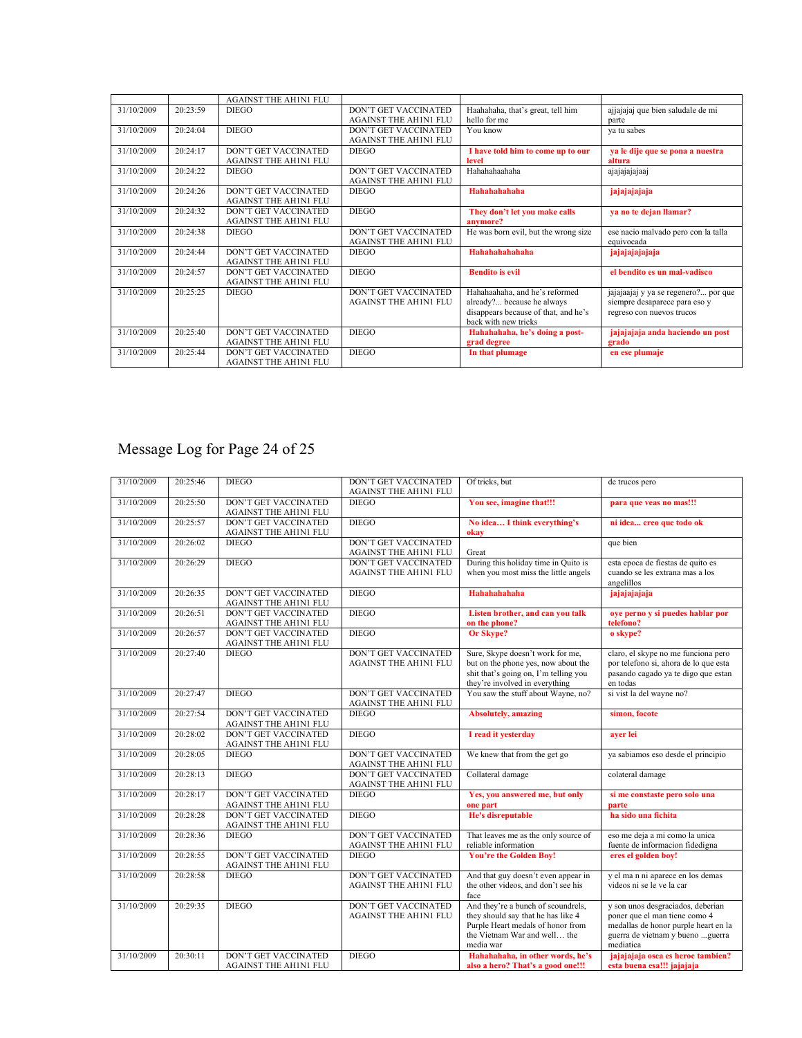| | | AGAINST THE AH1N1 FLU | | | |
|---|---|---|---|---|---|
| 31/10/2009 | 20:23:59 | DIEGO | DON'T GET VACCINATED AGAINST THE AH1N1 FLU | Haahahaha, that's great, tell him hello for me | ajjajajaj que bien saludale de mi parte |
| 31/10/2009 | 20:24:04 | DIEGO | DON'T GET VACCINATED AGAINST THE AH1N1 FLU | You know | ya tu sabes |
| 31/10/2009 | 20:24:17 | DON'T GET VACCINATED AGAINST THE AH1N1 FLU | DIEGO | **I have told him to come up to our level** | **ya le dije que se pona a nuestra altura** |
| 31/10/2009 | 20:24:22 | DIEGO | DON'T GET VACCINATED AGAINST THE AH1N1 FLU | Hahahahaahaha | ajajajajajaaj |
| 31/10/2009 | 20:24:26 | DON'T GET VACCINATED AGAINST THE AH1N1 FLU | DIEGO | **Hahahahahaha** | **jajajajajaja** |
| 31/10/2009 | 20:24:32 | DON'T GET VACCINATED AGAINST THE AH1N1 FLU | DIEGO | **They don't let you make calls anymore?** | **ya no te dejan llamar?** |
| 31/10/2009 | 20:24:38 | DIEGO | DON'T GET VACCINATED AGAINST THE AH1N1 FLU | He was born evil, but the wrong size | ese nacio malvado pero con la talla equivocada |
| 31/10/2009 | 20:24:44 | DON'T GET VACCINATED AGAINST THE AH1N1 FLU | DIEGO | **Hahahahahahaha** | **jajajajajajaja** |
| 31/10/2009 | 20:24:57 | DON'T GET VACCINATED AGAINST THE AH1N1 FLU | DIEGO | **Bendito is evil** | **el bendito es un mal-vadisco** |
| 31/10/2009 | 20:25:25 | DIEGO | DON'T GET VACCINATED AGAINST THE AH1N1 FLU | Hahahaahaha, and he's reformed already?... because he always disappears because of that, and he's back with new tricks | jajajaajaj y ya se regenero?... por que siempre desaparece para eso y regreso con nuevos trucos |
| 31/10/2009 | 20:25:40 | DON'T GET VACCINATED AGAINST THE AH1N1 FLU | DIEGO | **Hahahahaha, he's doing a post-grad degree** | **jajajajaja anda haciendo un post grado** |
| 31/10/2009 | 20:25:44 | DON'T GET VACCINATED AGAINST THE AH1N1 FLU | DIEGO | **In that plumage** | **en ese plumaje** |

## Message Log for Page 24 of 25

| 31/10/2009 | 20:25:46 | DIEGO | DON'T GET VACCINATED AGAINST THE AH1N1 FLU | Of tricks, but | de trucos pero |
|---|---|---|---|---|---|
| 31/10/2009 | 20:25:50 | DON'T GET VACCINATED AGAINST THE AH1N1 FLU | DIEGO | **You see, imagine that!!!** | **para que veas no mas!!!** |
| 31/10/2009 | 20:25:57 | DON'T GET VACCINATED AGAINST THE AH1N1 FLU | DIEGO | **No idea… I think everything's okay** | **ni idea... creo que todo ok** |
| 31/10/2009 | 20:26:02 | DIEGO | DON'T GET VACCINATED AGAINST THE AH1N1 FLU | Great | que bien |
| 31/10/2009 | 20:26:29 | DIEGO | DON'T GET VACCINATED AGAINST THE AH1N1 FLU | During this holiday time in Quito is when you most miss the little angels | esta epoca de fiestas de quito es cuando se les extrana mas a los angelillos |
| 31/10/2009 | 20:26:35 | DON'T GET VACCINATED AGAINST THE AH1N1 FLU | DIEGO | **Hahahahahaha** | **jajajajajaja** |
| 31/10/2009 | 20:26:51 | DON'T GET VACCINATED AGAINST THE AH1N1 FLU | DIEGO | **Listen brother, and can you talk on the phone?** | **oye perno y si puedes hablar por telefono?** |
| 31/10/2009 | 20:26:57 | DON'T GET VACCINATED AGAINST THE AH1N1 FLU | DIEGO | **Or Skype?** | **o skype?** |
| 31/10/2009 | 20:27:40 | DIEGO | DON'T GET VACCINATED AGAINST THE AH1N1 FLU | Sure, Skype doesn't work for me, but on the phone yes, now about the shit that's going on, I'm telling you they're involved in everything | claro, el skype no me funciona pero por telefono si, ahora de lo que esta pasando cagado ya te digo que estan en todas |
| 31/10/2009 | 20:27:47 | DIEGO | DON'T GET VACCINATED AGAINST THE AH1N1 FLU | You saw the stuff about Wayne, no? | si vist la del wayne no? |
| 31/10/2009 | 20:27:54 | DON'T GET VACCINATED AGAINST THE AH1N1 FLU | DIEGO | **Absolutely, amazing** | **simon, focote** |
| 31/10/2009 | 20:28:02 | DON'T GET VACCINATED AGAINST THE AH1N1 FLU | DIEGO | **I read it yesterday** | **ayer lei** |
| 31/10/2009 | 20:28:05 | DIEGO | DON'T GET VACCINATED AGAINST THE AH1N1 FLU | We knew that from the get go | ya sabiamos eso desde el principio |
| 31/10/2009 | 20:28:13 | DIEGO | DON'T GET VACCINATED AGAINST THE AH1N1 FLU | Collateral damage | colateral damage |
| 31/10/2009 | 20:28:17 | DON'T GET VACCINATED AGAINST THE AH1N1 FLU | DIEGO | **Yes, you answered me, but only one part** | **si me constaste pero solo una parte** |
| 31/10/2009 | 20:28:28 | DON'T GET VACCINATED AGAINST THE AH1N1 FLU | DIEGO | **He's disreputable** | **ha sido una fichita** |
| 31/10/2009 | 20:28:36 | DIEGO | DON'T GET VACCINATED AGAINST THE AH1N1 FLU | That leaves me as the only source of reliable information | eso me deja a mi como la unica fuente de informacion fidedigna |
| 31/10/2009 | 20:28:55 | DON'T GET VACCINATED AGAINST THE AH1N1 FLU | DIEGO | **You're the Golden Boy!** | **eres el golden boy!** |
| 31/10/2009 | 20:28:58 | DIEGO | DON'T GET VACCINATED AGAINST THE AH1N1 FLU | And that guy doesn't even appear in the other videos, and don't see his face | y el ma n ni aparece en los demas videos ni se le ve la car |
| 31/10/2009 | 20:29:35 | DIEGO | DON'T GET VACCINATED AGAINST THE AH1N1 FLU | And they're a bunch of scoundrels, they should say that he has like 4 Purple Heart medals of honor from the Vietnam War and well… the media war | y son unos desgraciados, deberian poner que el man tiene como 4 medallas de honor purple heart en la guerra de vietnam y bueno ...guerra mediatica |
| 31/10/2009 | 20:30:11 | DON'T GET VACCINATED AGAINST THE AH1N1 FLU | DIEGO | **Hahahahaha, in other words, he's also a hero? That's a good one!!!** | **jajajajaja osea es heroe tambien? esta buena esa!!! jajajaja** |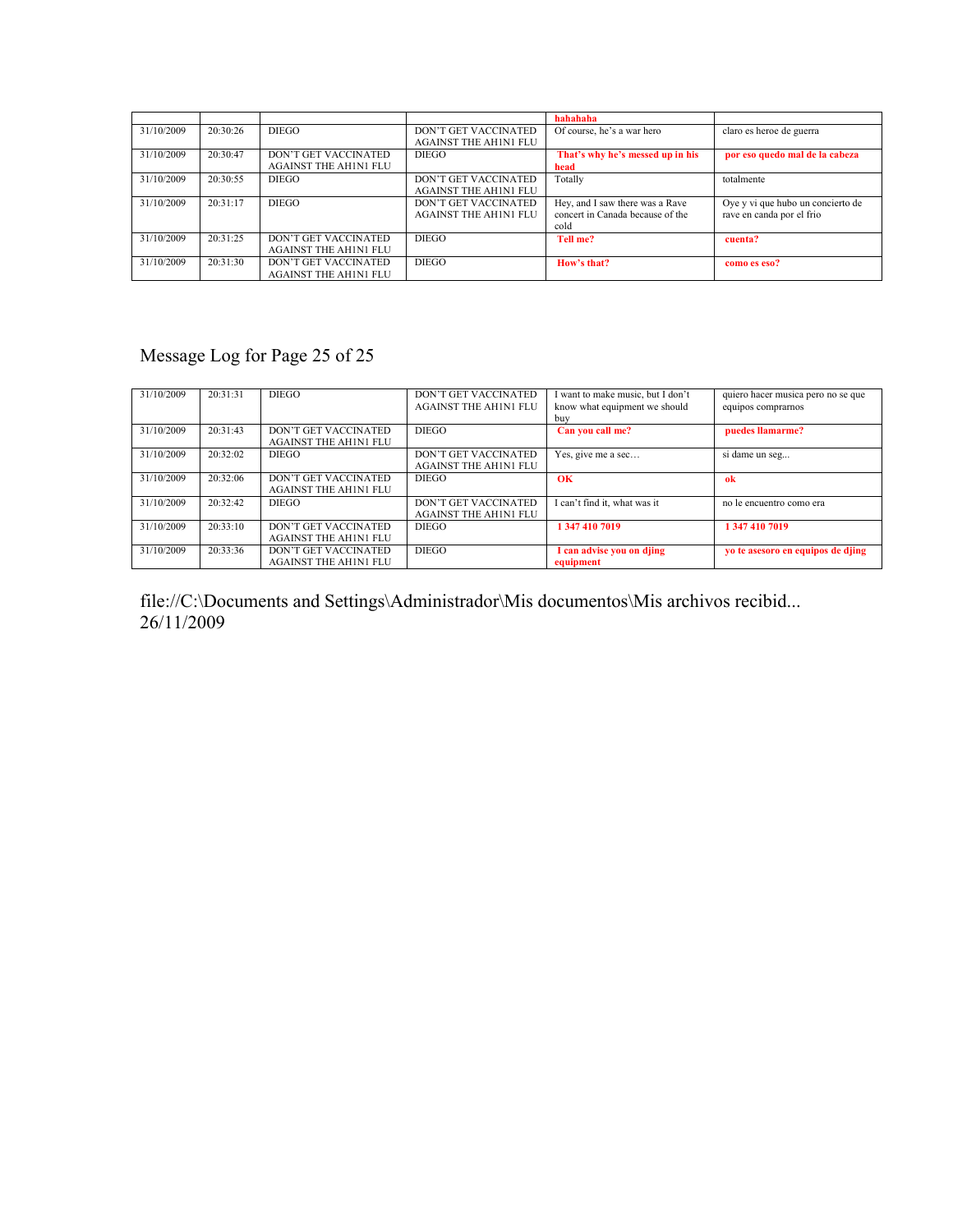| | | | | | |
|---|---|---|---|---|---|
| | | | | **hahahaha** | |
| 31/10/2009 | 20:30:26 | DIEGO | DON'T GET VACCINATED AGAINST THE AH1N1 FLU | Of course, he's a war hero | claro es heroe de guerra |
| 31/10/2009 | 20:30:47 | DON'T GET VACCINATED AGAINST THE AH1N1 FLU | DIEGO | **That's why he's messed up in his head** | **por eso quedo mal de la cabeza** |
| 31/10/2009 | 20:30:55 | DIEGO | DON'T GET VACCINATED AGAINST THE AH1N1 FLU | Totally | totalmente |
| 31/10/2009 | 20:31:17 | DIEGO | DON'T GET VACCINATED AGAINST THE AH1N1 FLU | Hey, and I saw there was a Rave concert in Canada because of the cold | Oye y vi que hubo un concierto de rave en canda por el frio |
| 31/10/2009 | 20:31:25 | DON'T GET VACCINATED AGAINST THE AH1N1 FLU | DIEGO | **Tell me?** | **cuenta?** |
| 31/10/2009 | 20:31:30 | DON'T GET VACCINATED AGAINST THE AH1N1 FLU | DIEGO | **How's that?** | **como es eso?** |

Message Log for Page 25 of 25

| | | | | | |
|---|---|---|---|---|---|
| 31/10/2009 | 20:31:31 | DIEGO | DON'T GET VACCINATED AGAINST THE AH1N1 FLU | I want to make music, but I don't know what equipment we should buy | quiero hacer musica pero no se que equipos comprarnos |
| 31/10/2009 | 20:31:43 | DON'T GET VACCINATED AGAINST THE AH1N1 FLU | DIEGO | **Can you call me?** | **puedes llamarme?** |
| 31/10/2009 | 20:32:02 | DIEGO | DON'T GET VACCINATED AGAINST THE AH1N1 FLU | Yes, give me a sec… | si dame un seg... |
| 31/10/2009 | 20:32:06 | DON'T GET VACCINATED AGAINST THE AH1N1 FLU | DIEGO | **OK** | **ok** |
| 31/10/2009 | 20:32:42 | DIEGO | DON'T GET VACCINATED AGAINST THE AH1N1 FLU | I can't find it, what was it | no le encuentro como era |
| 31/10/2009 | 20:33:10 | DON'T GET VACCINATED AGAINST THE AH1N1 FLU | DIEGO | **1 347 410 7019** | **1 347 410 7019** |
| 31/10/2009 | 20:33:36 | DON'T GET VACCINATED AGAINST THE AH1N1 FLU | DIEGO | **I can advise you on djing equipment** | **yo te asesoro en equipos de djing** |

file://C:\Documents and Settings\Administrador\Mis documentos\Mis archivos recibid...
26/11/2009